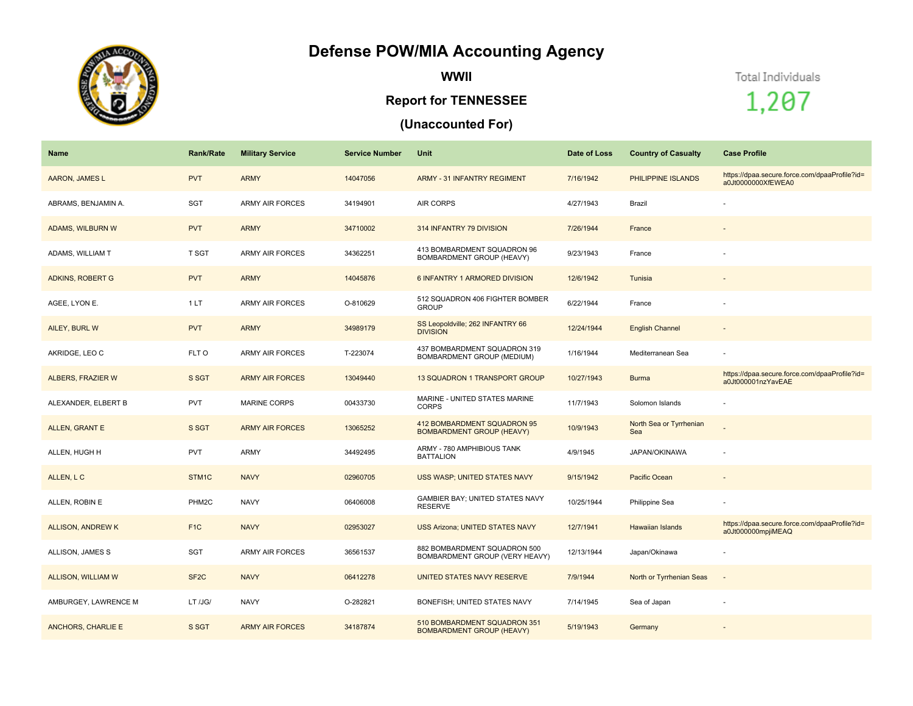# Defense POW/MIA Accounting Agency

## WWII

## Report for TENNESSEE

## (Unaccounted For)

Total Individuals

1,207

| Name | Rank/Rate | Military Service | Service Number | Unit | Date of Loss | Country of Casualty | Case Profile |
|---|---|---|---|---|---|---|---|
| AARON, JAMES L | PVT | ARMY | 14047056 | ARMY - 31 INFANTRY REGIMENT | 7/16/1942 | PHILIPPINE ISLANDS | https://dpaa.secure.force.com/dpaaProfile?id=a0Jt0000000XfEWEA0 |
| ABRAMS, BENJAMIN A. | SGT | ARMY AIR FORCES | 34194901 | AIR CORPS | 4/27/1943 | Brazil | - |
| ADAMS, WILBURN W | PVT | ARMY | 34710002 | 314 INFANTRY 79 DIVISION | 7/26/1944 | France | - |
| ADAMS, WILLIAM T | T SGT | ARMY AIR FORCES | 34362251 | 413 BOMBARDMENT SQUADRON 96 BOMBARDMENT GROUP (HEAVY) | 9/23/1943 | France | - |
| ADKINS, ROBERT G | PVT | ARMY | 14045876 | 6 INFANTRY 1 ARMORED DIVISION | 12/6/1942 | Tunisia | - |
| AGEE, LYON E. | 1 LT | ARMY AIR FORCES | O-810629 | 512 SQUADRON 406 FIGHTER BOMBER GROUP | 6/22/1944 | France | - |
| AILEY, BURL W | PVT | ARMY | 34989179 | SS Leopoldville; 262 INFANTRY 66 DIVISION | 12/24/1944 | English Channel | - |
| AKRIDGE, LEO C | FLT O | ARMY AIR FORCES | T-223074 | 437 BOMBARDMENT SQUADRON 319 BOMBARDMENT GROUP (MEDIUM) | 1/16/1944 | Mediterranean Sea | - |
| ALBERS, FRAZIER W | S SGT | ARMY AIR FORCES | 13049440 | 13 SQUADRON 1 TRANSPORT GROUP | 10/27/1943 | Burma | https://dpaa.secure.force.com/dpaaProfile?id=a0Jt000001nzYavEAE |
| ALEXANDER, ELBERT B | PVT | MARINE CORPS | 00433730 | MARINE - UNITED STATES MARINE CORPS | 11/7/1943 | Solomon Islands | - |
| ALLEN, GRANT E | S SGT | ARMY AIR FORCES | 13065252 | 412 BOMBARDMENT SQUADRON 95 BOMBARDMENT GROUP (HEAVY) | 10/9/1943 | North Sea or Tyrrhenian Sea | - |
| ALLEN, HUGH H | PVT | ARMY | 34492495 | ARMY - 780 AMPHIBIOUS TANK BATTALION | 4/9/1945 | JAPAN/OKINAWA | - |
| ALLEN, L C | STM1C | NAVY | 02960705 | USS WASP; UNITED STATES NAVY | 9/15/1942 | Pacific Ocean | - |
| ALLEN, ROBIN E | PHM2C | NAVY | 06406008 | GAMBIER BAY; UNITED STATES NAVY RESERVE | 10/25/1944 | Philippine Sea | - |
| ALLISON, ANDREW K | F1C | NAVY | 02953027 | USS Arizona; UNITED STATES NAVY | 12/7/1941 | Hawaiian Islands | https://dpaa.secure.force.com/dpaaProfile?id=a0Jt000000mpjiMEAQ |
| ALLISON, JAMES S | SGT | ARMY AIR FORCES | 36561537 | 882 BOMBARDMENT SQUADRON 500 BOMBARDMENT GROUP (VERY HEAVY) | 12/13/1944 | Japan/Okinawa | - |
| ALLISON, WILLIAM W | SF2C | NAVY | 06412278 | UNITED STATES NAVY RESERVE | 7/9/1944 | North or Tyrrhenian Seas | - |
| AMBURGEY, LAWRENCE M | LT /JG/ | NAVY | O-282821 | BONEFISH; UNITED STATES NAVY | 7/14/1945 | Sea of Japan | - |
| ANCHORS, CHARLIE E | S SGT | ARMY AIR FORCES | 34187874 | 510 BOMBARDMENT SQUADRON 351 BOMBARDMENT GROUP (HEAVY) | 5/19/1943 | Germany | - |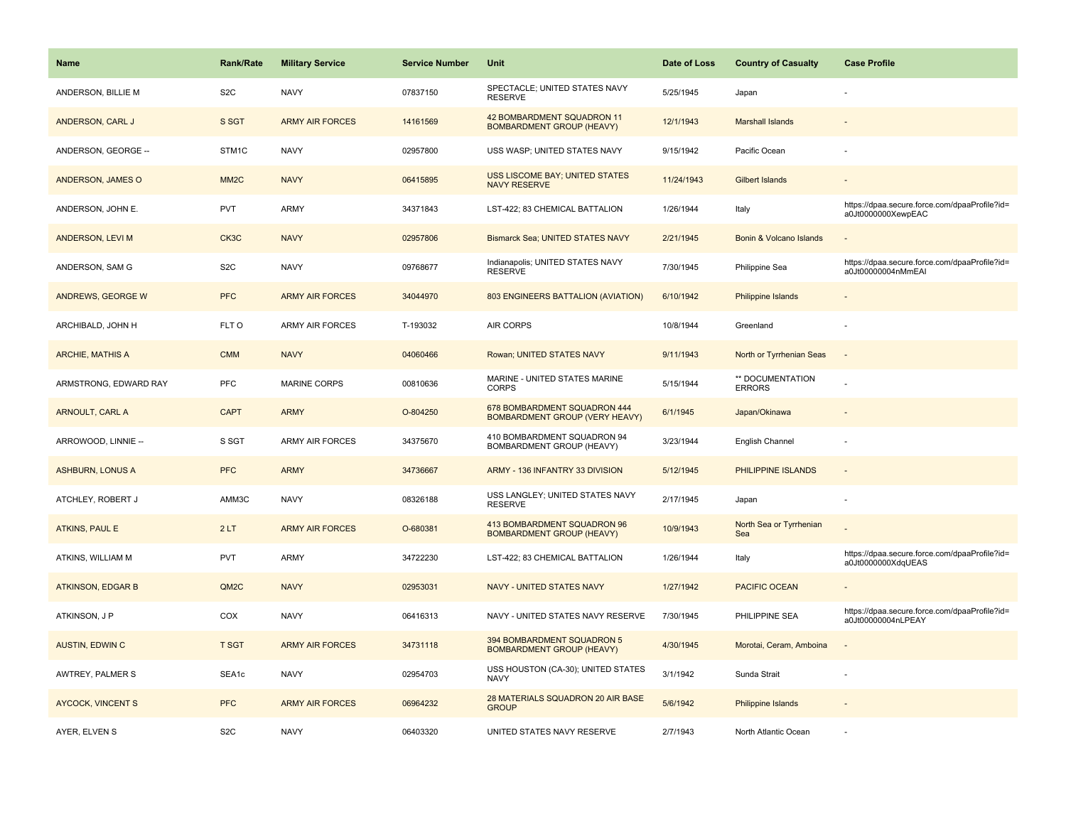| Name | Rank/Rate | Military Service | Service Number | Unit | Date of Loss | Country of Casualty | Case Profile |
|---|---|---|---|---|---|---|---|
| ANDERSON, BILLIE M | S2C | NAVY | 07837150 | SPECTACLE; UNITED STATES NAVY RESERVE | 5/25/1945 | Japan | - |
| ANDERSON, CARL J | S SGT | ARMY AIR FORCES | 14161569 | 42 BOMBARDMENT SQUADRON 11 BOMBARDMENT GROUP (HEAVY) | 12/1/1943 | Marshall Islands | - |
| ANDERSON, GEORGE -- | STM1C | NAVY | 02957800 | USS WASP; UNITED STATES NAVY | 9/15/1942 | Pacific Ocean | - |
| ANDERSON, JAMES O | MM2C | NAVY | 06415895 | USS LISCOME BAY; UNITED STATES NAVY RESERVE | 11/24/1943 | Gilbert Islands | - |
| ANDERSON, JOHN E. | PVT | ARMY | 34371843 | LST-422; 83 CHEMICAL BATTALION | 1/26/1944 | Italy | https://dpaa.secure.force.com/dpaaProfile?id=a0Jt0000000XewpEAC |
| ANDERSON, LEVI M | CK3C | NAVY | 02957806 | Bismarck Sea; UNITED STATES NAVY | 2/21/1945 | Bonin & Volcano Islands | - |
| ANDERSON, SAM G | S2C | NAVY | 09768677 | Indianapolis; UNITED STATES NAVY RESERVE | 7/30/1945 | Philippine Sea | https://dpaa.secure.force.com/dpaaProfile?id=a0Jt00000004nMmEAI |
| ANDREWS, GEORGE W | PFC | ARMY AIR FORCES | 34044970 | 803 ENGINEERS BATTALION (AVIATION) | 6/10/1942 | Philippine Islands | - |
| ARCHIBALD, JOHN H | FLT O | ARMY AIR FORCES | T-193032 | AIR CORPS | 10/8/1944 | Greenland | - |
| ARCHIE, MATHIS A | CMM | NAVY | 04060466 | Rowan; UNITED STATES NAVY | 9/11/1943 | North or Tyrrhenian Seas | - |
| ARMSTRONG, EDWARD RAY | PFC | MARINE CORPS | 00810636 | MARINE - UNITED STATES MARINE CORPS | 5/15/1944 | ** DOCUMENTATION ERRORS | - |
| ARNOULT, CARL A | CAPT | ARMY | O-804250 | 678 BOMBARDMENT SQUADRON 444 BOMBARDMENT GROUP (VERY HEAVY) | 6/1/1945 | Japan/Okinawa | - |
| ARROWOOD, LINNIE -- | S SGT | ARMY AIR FORCES | 34375670 | 410 BOMBARDMENT SQUADRON 94 BOMBARDMENT GROUP (HEAVY) | 3/23/1944 | English Channel | - |
| ASHBURN, LONUS A | PFC | ARMY | 34736667 | ARMY - 136 INFANTRY 33 DIVISION | 5/12/1945 | PHILIPPINE ISLANDS | - |
| ATCHLEY, ROBERT J | AMM3C | NAVY | 08326188 | USS LANGLEY; UNITED STATES NAVY RESERVE | 2/17/1945 | Japan | - |
| ATKINS, PAUL E | 2 LT | ARMY AIR FORCES | O-680381 | 413 BOMBARDMENT SQUADRON 96 BOMBARDMENT GROUP (HEAVY) | 10/9/1943 | North Sea or Tyrrhenian Sea | - |
| ATKINS, WILLIAM M | PVT | ARMY | 34722230 | LST-422; 83 CHEMICAL BATTALION | 1/26/1944 | Italy | https://dpaa.secure.force.com/dpaaProfile?id=a0Jt0000000XdqUEAS |
| ATKINSON, EDGAR B | QM2C | NAVY | 02953031 | NAVY - UNITED STATES NAVY | 1/27/1942 | PACIFIC OCEAN | - |
| ATKINSON, J P | COX | NAVY | 06416313 | NAVY - UNITED STATES NAVY RESERVE | 7/30/1945 | PHILIPPINE SEA | https://dpaa.secure.force.com/dpaaProfile?id=a0Jt00000004nLPEAY |
| AUSTIN, EDWIN C | T SGT | ARMY AIR FORCES | 34731118 | 394 BOMBARDMENT SQUADRON 5 BOMBARDMENT GROUP (HEAVY) | 4/30/1945 | Morotai, Ceram, Amboina | - |
| AWTREY, PALMER S | SEA1c | NAVY | 02954703 | USS HOUSTON (CA-30); UNITED STATES NAVY | 3/1/1942 | Sunda Strait | - |
| AYCOCK, VINCENT S | PFC | ARMY AIR FORCES | 06964232 | 28 MATERIALS SQUADRON 20 AIR BASE GROUP | 5/6/1942 | Philippine Islands | - |
| AYER, ELVEN S | S2C | NAVY | 06403320 | UNITED STATES NAVY RESERVE | 2/7/1943 | North Atlantic Ocean | - |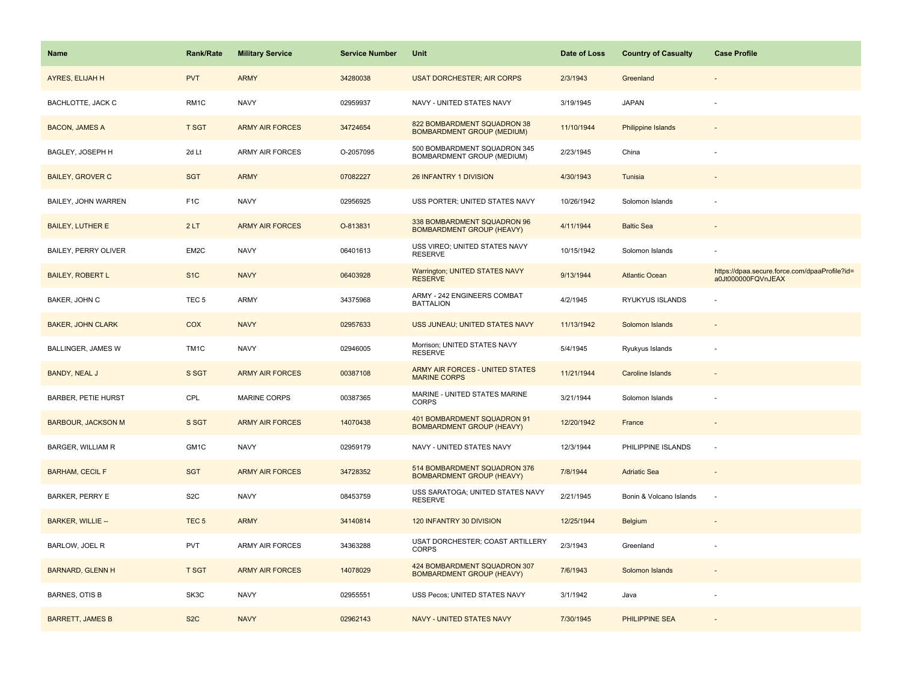| Name | Rank/Rate | Military Service | Service Number | Unit | Date of Loss | Country of Casualty | Case Profile |
|---|---|---|---|---|---|---|---|
| AYRES, ELIJAH H | PVT | ARMY | 34280038 | USAT DORCHESTER; AIR CORPS | 2/3/1943 | Greenland | - |
| BACHLOTTE, JACK C | RM1C | NAVY | 02959937 | NAVY - UNITED STATES NAVY | 3/19/1945 | JAPAN | - |
| BACON, JAMES A | T SGT | ARMY AIR FORCES | 34724654 | 822 BOMBARDMENT SQUADRON 38 BOMBARDMENT GROUP (MEDIUM) | 11/10/1944 | Philippine Islands | - |
| BAGLEY, JOSEPH H | 2d Lt | ARMY AIR FORCES | O-2057095 | 500 BOMBARDMENT SQUADRON 345 BOMBARDMENT GROUP (MEDIUM) | 2/23/1945 | China | - |
| BAILEY, GROVER C | SGT | ARMY | 07082227 | 26 INFANTRY 1 DIVISION | 4/30/1943 | Tunisia | - |
| BAILEY, JOHN WARREN | F1C | NAVY | 02956925 | USS PORTER; UNITED STATES NAVY | 10/26/1942 | Solomon Islands | - |
| BAILEY, LUTHER E | 2 LT | ARMY AIR FORCES | O-813831 | 338 BOMBARDMENT SQUADRON 96 BOMBARDMENT GROUP (HEAVY) | 4/11/1944 | Baltic Sea | - |
| BAILEY, PERRY OLIVER | EM2C | NAVY | 06401613 | USS VIREO; UNITED STATES NAVY RESERVE | 10/15/1942 | Solomon Islands | - |
| BAILEY, ROBERT L | S1C | NAVY | 06403928 | Warrington; UNITED STATES NAVY RESERVE | 9/13/1944 | Atlantic Ocean | https://dpaa.secure.force.com/dpaaProfile?id=a0Jt000000FQVnJEAX |
| BAKER, JOHN C | TEC 5 | ARMY | 34375968 | ARMY - 242 ENGINEERS COMBAT BATTALION | 4/2/1945 | RYUKYUS ISLANDS | - |
| BAKER, JOHN CLARK | COX | NAVY | 02957633 | USS JUNEAU; UNITED STATES NAVY | 11/13/1942 | Solomon Islands | - |
| BALLINGER, JAMES W | TM1C | NAVY | 02946005 | Morrison; UNITED STATES NAVY RESERVE | 5/4/1945 | Ryukyus Islands | - |
| BANDY, NEAL J | S SGT | ARMY AIR FORCES | 00387108 | ARMY AIR FORCES - UNITED STATES MARINE CORPS | 11/21/1944 | Caroline Islands | - |
| BARBER, PETIE HURST | CPL | MARINE CORPS | 00387365 | MARINE - UNITED STATES MARINE CORPS | 3/21/1944 | Solomon Islands | - |
| BARBOUR, JACKSON M | S SGT | ARMY AIR FORCES | 14070438 | 401 BOMBARDMENT SQUADRON 91 BOMBARDMENT GROUP (HEAVY) | 12/20/1942 | France | - |
| BARGER, WILLIAM R | GM1C | NAVY | 02959179 | NAVY - UNITED STATES NAVY | 12/3/1944 | PHILIPPINE ISLANDS | - |
| BARHAM, CECIL F | SGT | ARMY AIR FORCES | 34728352 | 514 BOMBARDMENT SQUADRON 376 BOMBARDMENT GROUP (HEAVY) | 7/8/1944 | Adriatic Sea | - |
| BARKER, PERRY E | S2C | NAVY | 08453759 | USS SARATOGA; UNITED STATES NAVY RESERVE | 2/21/1945 | Bonin & Volcano Islands | - |
| BARKER, WILLIE -- | TEC 5 | ARMY | 34140814 | 120 INFANTRY 30 DIVISION | 12/25/1944 | Belgium | - |
| BARLOW, JOEL R | PVT | ARMY AIR FORCES | 34363288 | USAT DORCHESTER; COAST ARTILLERY CORPS | 2/3/1943 | Greenland | - |
| BARNARD, GLENN H | T SGT | ARMY AIR FORCES | 14078029 | 424 BOMBARDMENT SQUADRON 307 BOMBARDMENT GROUP (HEAVY) | 7/6/1943 | Solomon Islands | - |
| BARNES, OTIS B | SK3C | NAVY | 02955551 | USS Pecos; UNITED STATES NAVY | 3/1/1942 | Java | - |
| BARRETT, JAMES B | S2C | NAVY | 02962143 | NAVY - UNITED STATES NAVY | 7/30/1945 | PHILIPPINE SEA | - |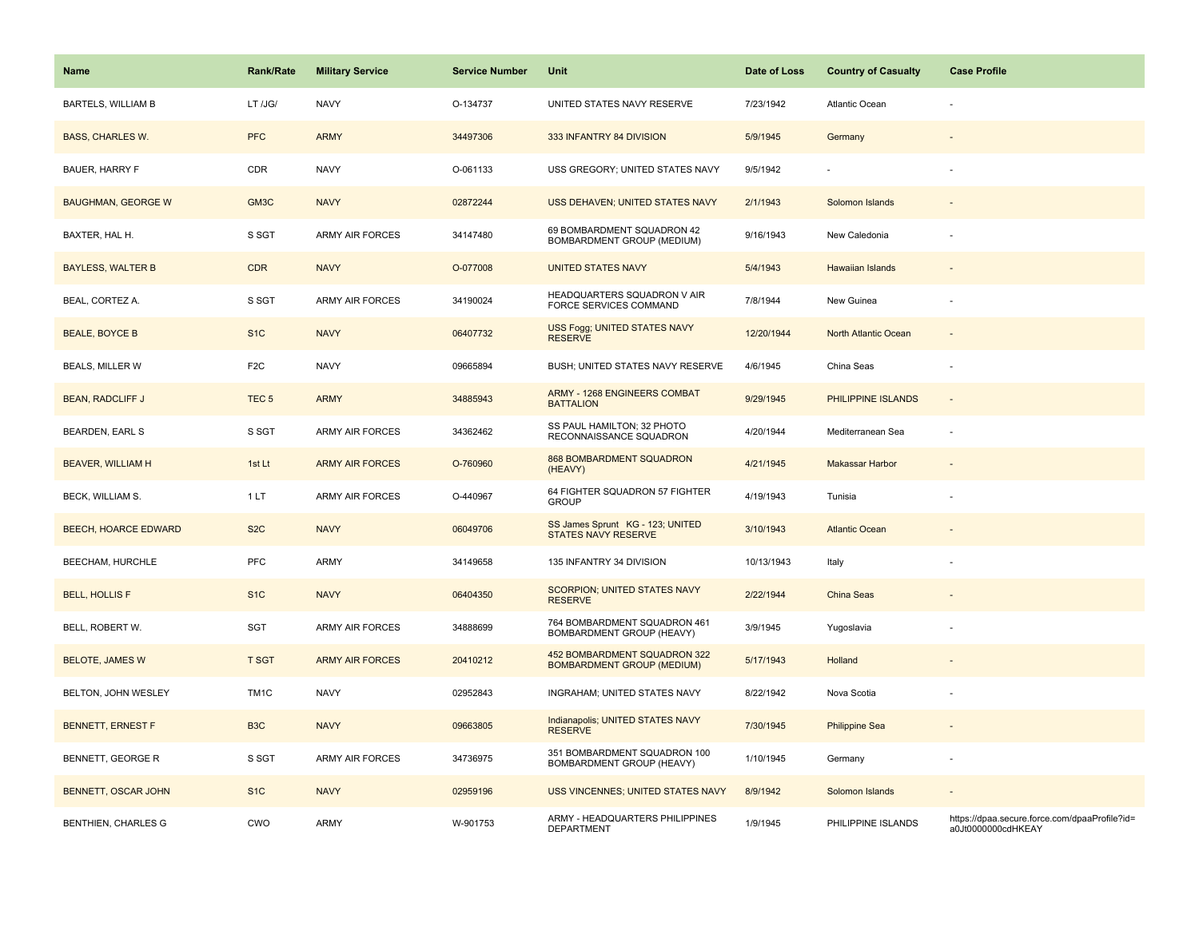| Name | Rank/Rate | Military Service | Service Number | Unit | Date of Loss | Country of Casualty | Case Profile |
|---|---|---|---|---|---|---|---|
| BARTELS, WILLIAM B | LT /JG/ | NAVY | O-134737 | UNITED STATES NAVY RESERVE | 7/23/1942 | Atlantic Ocean | - |
| BASS, CHARLES W. | PFC | ARMY | 34497306 | 333 INFANTRY 84 DIVISION | 5/9/1945 | Germany | - |
| BAUER, HARRY F | CDR | NAVY | O-061133 | USS GREGORY; UNITED STATES NAVY | 9/5/1942 | - | - |
| BAUGHMAN, GEORGE W | GM3C | NAVY | 02872244 | USS DEHAVEN; UNITED STATES NAVY | 2/1/1943 | Solomon Islands | - |
| BAXTER, HAL H. | S SGT | ARMY AIR FORCES | 34147480 | 69 BOMBARDMENT SQUADRON 42 BOMBARDMENT GROUP (MEDIUM) | 9/16/1943 | New Caledonia | - |
| BAYLESS, WALTER B | CDR | NAVY | O-077008 | UNITED STATES NAVY | 5/4/1943 | Hawaiian Islands | - |
| BEAL, CORTEZ A. | S SGT | ARMY AIR FORCES | 34190024 | HEADQUARTERS SQUADRON V AIR FORCE SERVICES COMMAND | 7/8/1944 | New Guinea | - |
| BEALE, BOYCE B | S1C | NAVY | 06407732 | USS Fogg; UNITED STATES NAVY RESERVE | 12/20/1944 | North Atlantic Ocean | - |
| BEALS, MILLER W | F2C | NAVY | 09665894 | BUSH; UNITED STATES NAVY RESERVE | 4/6/1945 | China Seas | - |
| BEAN, RADCLIFF J | TEC 5 | ARMY | 34885943 | ARMY - 1268 ENGINEERS COMBAT BATTALION | 9/29/1945 | PHILIPPINE ISLANDS | - |
| BEARDEN, EARL S | S SGT | ARMY AIR FORCES | 34362462 | SS PAUL HAMILTON; 32 PHOTO RECONNAISSANCE SQUADRON | 4/20/1944 | Mediterranean Sea | - |
| BEAVER, WILLIAM H | 1st Lt | ARMY AIR FORCES | O-760960 | 868 BOMBARDMENT SQUADRON (HEAVY) | 4/21/1945 | Makassar Harbor | - |
| BECK, WILLIAM S. | 1 LT | ARMY AIR FORCES | O-440967 | 64 FIGHTER SQUADRON 57 FIGHTER GROUP | 4/19/1943 | Tunisia | - |
| BEECH, HOARCE EDWARD | S2C | NAVY | 06049706 | SS James Sprunt KG - 123; UNITED STATES NAVY RESERVE | 3/10/1943 | Atlantic Ocean | - |
| BEECHAM, HURCHLE | PFC | ARMY | 34149658 | 135 INFANTRY 34 DIVISION | 10/13/1943 | Italy | - |
| BELL, HOLLIS F | S1C | NAVY | 06404350 | SCORPION; UNITED STATES NAVY RESERVE | 2/22/1944 | China Seas | - |
| BELL, ROBERT W. | SGT | ARMY AIR FORCES | 34888699 | 764 BOMBARDMENT SQUADRON 461 BOMBARDMENT GROUP (HEAVY) | 3/9/1945 | Yugoslavia | - |
| BELOTE, JAMES W | T SGT | ARMY AIR FORCES | 20410212 | 452 BOMBARDMENT SQUADRON 322 BOMBARDMENT GROUP (MEDIUM) | 5/17/1943 | Holland | - |
| BELTON, JOHN WESLEY | TM1C | NAVY | 02952843 | INGRAHAM; UNITED STATES NAVY | 8/22/1942 | Nova Scotia | - |
| BENNETT, ERNEST F | B3C | NAVY | 09663805 | Indianapolis; UNITED STATES NAVY RESERVE | 7/30/1945 | Philippine Sea | - |
| BENNETT, GEORGE R | S SGT | ARMY AIR FORCES | 34736975 | 351 BOMBARDMENT SQUADRON 100 BOMBARDMENT GROUP (HEAVY) | 1/10/1945 | Germany | - |
| BENNETT, OSCAR JOHN | S1C | NAVY | 02959196 | USS VINCENNES; UNITED STATES NAVY | 8/9/1942 | Solomon Islands | - |
| BENTHIEN, CHARLES G | CWO | ARMY | W-901753 | ARMY - HEADQUARTERS PHILIPPINES DEPARTMENT | 1/9/1945 | PHILIPPINE ISLANDS | https://dpaa.secure.force.com/dpaaProfile?id=a0Jt0000000cdHKEAY |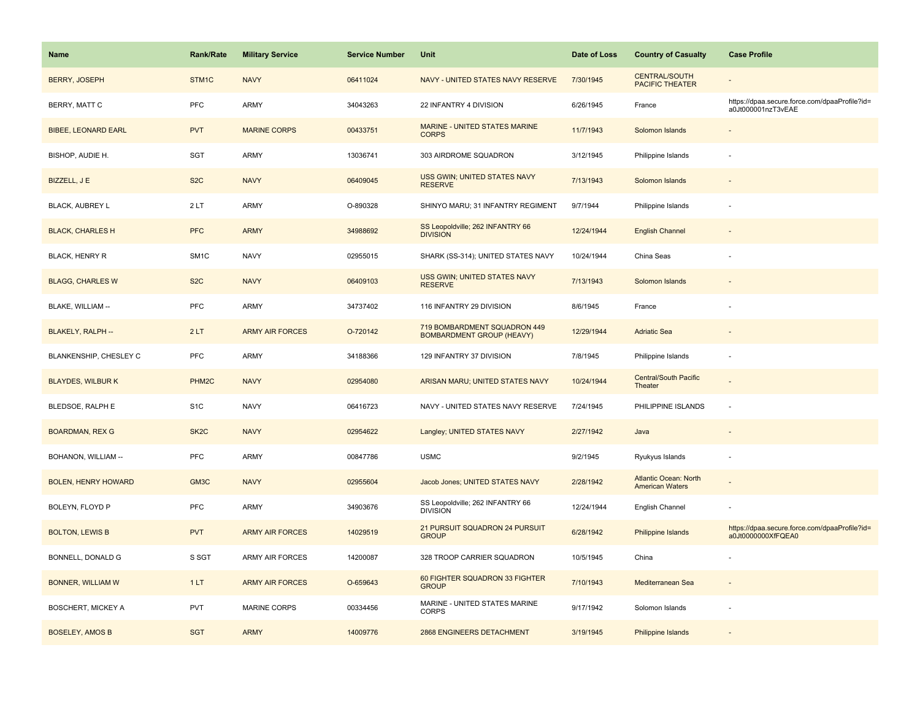| Name | Rank/Rate | Military Service | Service Number | Unit | Date of Loss | Country of Casualty | Case Profile |
|---|---|---|---|---|---|---|---|
| BERRY, JOSEPH | STM1C | NAVY | 06411024 | NAVY - UNITED STATES NAVY RESERVE | 7/30/1945 | CENTRAL/SOUTH PACIFIC THEATER | - |
| BERRY, MATT C | PFC | ARMY | 34043263 | 22 INFANTRY 4 DIVISION | 6/26/1945 | France | https://dpaa.secure.force.com/dpaaProfile?id=a0Jt000001nzT3vEAE |
| BIBEE, LEONARD EARL | PVT | MARINE CORPS | 00433751 | MARINE - UNITED STATES MARINE CORPS | 11/7/1943 | Solomon Islands | - |
| BISHOP, AUDIE H. | SGT | ARMY | 13036741 | 303 AIRDROME SQUADRON | 3/12/1945 | Philippine Islands | - |
| BIZZELL, J E | S2C | NAVY | 06409045 | USS GWIN; UNITED STATES NAVY RESERVE | 7/13/1943 | Solomon Islands | - |
| BLACK, AUBREY L | 2 LT | ARMY | O-890328 | SHINYO MARU; 31 INFANTRY REGIMENT | 9/7/1944 | Philippine Islands | - |
| BLACK, CHARLES H | PFC | ARMY | 34988692 | SS Leopoldville; 262 INFANTRY 66 DIVISION | 12/24/1944 | English Channel | - |
| BLACK, HENRY R | SM1C | NAVY | 02955015 | SHARK (SS-314); UNITED STATES NAVY | 10/24/1944 | China Seas | - |
| BLAGG, CHARLES W | S2C | NAVY | 06409103 | USS GWIN; UNITED STATES NAVY RESERVE | 7/13/1943 | Solomon Islands | - |
| BLAKE, WILLIAM -- | PFC | ARMY | 34737402 | 116 INFANTRY 29 DIVISION | 8/6/1945 | France | - |
| BLAKELY, RALPH -- | 2 LT | ARMY AIR FORCES | O-720142 | 719 BOMBARDMENT SQUADRON 449 BOMBARDMENT GROUP (HEAVY) | 12/29/1944 | Adriatic Sea | - |
| BLANKENSHIP, CHESLEY C | PFC | ARMY | 34188366 | 129 INFANTRY 37 DIVISION | 7/8/1945 | Philippine Islands | - |
| BLAYDES, WILBUR K | PHM2C | NAVY | 02954080 | ARISAN MARU; UNITED STATES NAVY | 10/24/1944 | Central/South Pacific Theater | - |
| BLEDSOE, RALPH E | S1C | NAVY | 06416723 | NAVY - UNITED STATES NAVY RESERVE | 7/24/1945 | PHILIPPINE ISLANDS | - |
| BOARDMAN, REX G | SK2C | NAVY | 02954622 | Langley; UNITED STATES NAVY | 2/27/1942 | Java | - |
| BOHANON, WILLIAM -- | PFC | ARMY | 00847786 | USMC | 9/2/1945 | Ryukyus Islands | - |
| BOLEN, HENRY HOWARD | GM3C | NAVY | 02955604 | Jacob Jones; UNITED STATES NAVY | 2/28/1942 | Atlantic Ocean: North American Waters | - |
| BOLEYN, FLOYD P | PFC | ARMY | 34903676 | SS Leopoldville; 262 INFANTRY 66 DIVISION | 12/24/1944 | English Channel | - |
| BOLTON, LEWIS B | PVT | ARMY AIR FORCES | 14029519 | 21 PURSUIT SQUADRON 24 PURSUIT GROUP | 6/28/1942 | Philippine Islands | https://dpaa.secure.force.com/dpaaProfile?id=a0Jt0000000XfFQEA0 |
| BONNELL, DONALD G | S SGT | ARMY AIR FORCES | 14200087 | 328 TROOP CARRIER SQUADRON | 10/5/1945 | China | - |
| BONNER, WILLIAM W | 1 LT | ARMY AIR FORCES | O-659643 | 60 FIGHTER SQUADRON 33 FIGHTER GROUP | 7/10/1943 | Mediterranean Sea | - |
| BOSCHERT, MICKEY A | PVT | MARINE CORPS | 00334456 | MARINE - UNITED STATES MARINE CORPS | 9/17/1942 | Solomon Islands | - |
| BOSELEY, AMOS B | SGT | ARMY | 14009776 | 2868 ENGINEERS DETACHMENT | 3/19/1945 | Philippine Islands | - |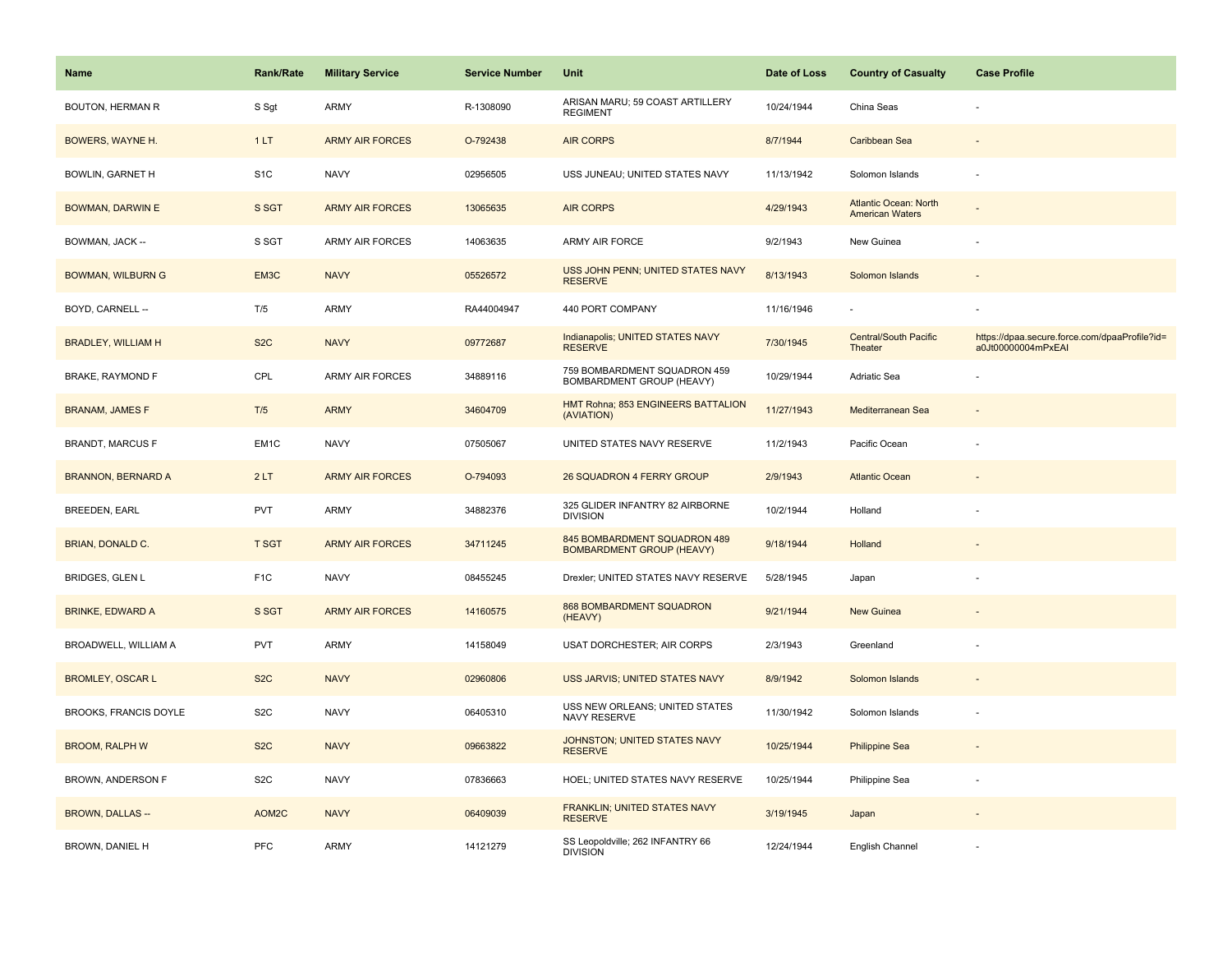| Name | Rank/Rate | Military Service | Service Number | Unit | Date of Loss | Country of Casualty | Case Profile |
|---|---|---|---|---|---|---|---|
| BOUTON, HERMAN R | S Sgt | ARMY | R-1308090 | ARISAN MARU; 59 COAST ARTILLERY REGIMENT | 10/24/1944 | China Seas | - |
| BOWERS, WAYNE H. | 1 LT | ARMY AIR FORCES | O-792438 | AIR CORPS | 8/7/1944 | Caribbean Sea | - |
| BOWLIN, GARNET H | S1C | NAVY | 02956505 | USS JUNEAU; UNITED STATES NAVY | 11/13/1942 | Solomon Islands | - |
| BOWMAN, DARWIN E | S SGT | ARMY AIR FORCES | 13065635 | AIR CORPS | 4/29/1943 | Atlantic Ocean: North American Waters | - |
| BOWMAN, JACK -- | S SGT | ARMY AIR FORCES | 14063635 | ARMY AIR FORCE | 9/2/1943 | New Guinea | - |
| BOWMAN, WILBURN G | EM3C | NAVY | 05526572 | USS JOHN PENN; UNITED STATES NAVY RESERVE | 8/13/1943 | Solomon Islands | - |
| BOYD, CARNELL -- | T/5 | ARMY | RA44004947 | 440 PORT COMPANY | 11/16/1946 | - | - |
| BRADLEY, WILLIAM H | S2C | NAVY | 09772687 | Indianapolis; UNITED STATES NAVY RESERVE | 7/30/1945 | Central/South Pacific Theater | https://dpaa.secure.force.com/dpaaProfile?id=a0Jt00000004mPxEAI |
| BRAKE, RAYMOND F | CPL | ARMY AIR FORCES | 34889116 | 759 BOMBARDMENT SQUADRON 459 BOMBARDMENT GROUP (HEAVY) | 10/29/1944 | Adriatic Sea | - |
| BRANAM, JAMES F | T/5 | ARMY | 34604709 | HMT Rohna; 853 ENGINEERS BATTALION (AVIATION) | 11/27/1943 | Mediterranean Sea | - |
| BRANDT, MARCUS F | EM1C | NAVY | 07505067 | UNITED STATES NAVY RESERVE | 11/2/1943 | Pacific Ocean | - |
| BRANNON, BERNARD A | 2 LT | ARMY AIR FORCES | O-794093 | 26 SQUADRON 4 FERRY GROUP | 2/9/1943 | Atlantic Ocean | - |
| BREEDEN, EARL | PVT | ARMY | 34882376 | 325 GLIDER INFANTRY 82 AIRBORNE DIVISION | 10/2/1944 | Holland | - |
| BRIAN, DONALD C. | T SGT | ARMY AIR FORCES | 34711245 | 845 BOMBARDMENT SQUADRON 489 BOMBARDMENT GROUP (HEAVY) | 9/18/1944 | Holland | - |
| BRIDGES, GLEN L | F1C | NAVY | 08455245 | Drexler; UNITED STATES NAVY RESERVE | 5/28/1945 | Japan | - |
| BRINKE, EDWARD A | S SGT | ARMY AIR FORCES | 14160575 | 868 BOMBARDMENT SQUADRON (HEAVY) | 9/21/1944 | New Guinea | - |
| BROADWELL, WILLIAM A | PVT | ARMY | 14158049 | USAT DORCHESTER; AIR CORPS | 2/3/1943 | Greenland | - |
| BROMLEY, OSCAR L | S2C | NAVY | 02960806 | USS JARVIS; UNITED STATES NAVY | 8/9/1942 | Solomon Islands | - |
| BROOKS, FRANCIS DOYLE | S2C | NAVY | 06405310 | USS NEW ORLEANS; UNITED STATES NAVY RESERVE | 11/30/1942 | Solomon Islands | - |
| BROOM, RALPH W | S2C | NAVY | 09663822 | JOHNSTON; UNITED STATES NAVY RESERVE | 10/25/1944 | Philippine Sea | - |
| BROWN, ANDERSON F | S2C | NAVY | 07836663 | HOEL; UNITED STATES NAVY RESERVE | 10/25/1944 | Philippine Sea | - |
| BROWN, DALLAS -- | AOM2C | NAVY | 06409039 | FRANKLIN; UNITED STATES NAVY RESERVE | 3/19/1945 | Japan | - |
| BROWN, DANIEL H | PFC | ARMY | 14121279 | SS Leopoldville; 262 INFANTRY 66 DIVISION | 12/24/1944 | English Channel | - |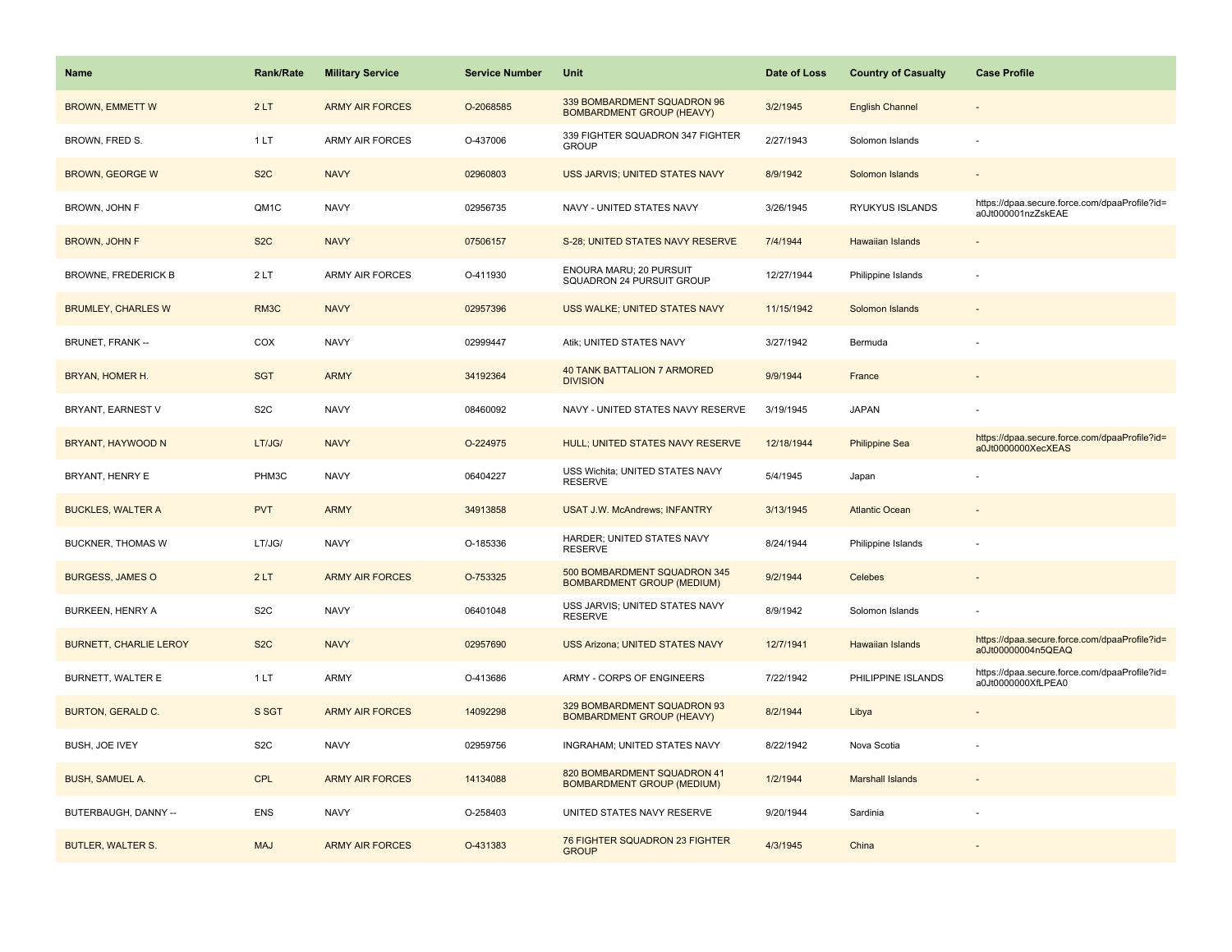| Name | Rank/Rate | Military Service | Service Number | Unit | Date of Loss | Country of Casualty | Case Profile |
|---|---|---|---|---|---|---|---|
| BROWN, EMMETT W | 2 LT | ARMY AIR FORCES | O-2068585 | 339 BOMBARDMENT SQUADRON 96 BOMBARDMENT GROUP (HEAVY) | 3/2/1945 | English Channel | - |
| BROWN, FRED S. | 1 LT | ARMY AIR FORCES | O-437006 | 339 FIGHTER SQUADRON 347 FIGHTER GROUP | 2/27/1943 | Solomon Islands | - |
| BROWN, GEORGE W | S2C | NAVY | 02960803 | USS JARVIS; UNITED STATES NAVY | 8/9/1942 | Solomon Islands | - |
| BROWN, JOHN F | QM1C | NAVY | 02956735 | NAVY - UNITED STATES NAVY | 3/26/1945 | RYUKYUS ISLANDS | https://dpaa.secure.force.com/dpaaProfile?id=a0Jt000001nzZskEAE |
| BROWN, JOHN F | S2C | NAVY | 07506157 | S-28; UNITED STATES NAVY RESERVE | 7/4/1944 | Hawaiian Islands | - |
| BROWNE, FREDERICK B | 2 LT | ARMY AIR FORCES | O-411930 | ENOURA MARU; 20 PURSUIT SQUADRON 24 PURSUIT GROUP | 12/27/1944 | Philippine Islands | - |
| BRUMLEY, CHARLES W | RM3C | NAVY | 02957396 | USS WALKE; UNITED STATES NAVY | 11/15/1942 | Solomon Islands | - |
| BRUNET, FRANK -- | COX | NAVY | 02999447 | Atik; UNITED STATES NAVY | 3/27/1942 | Bermuda | - |
| BRYAN, HOMER H. | SGT | ARMY | 34192364 | 40 TANK BATTALION 7 ARMORED DIVISION | 9/9/1944 | France | - |
| BRYANT, EARNEST V | S2C | NAVY | 08460092 | NAVY - UNITED STATES NAVY RESERVE | 3/19/1945 | JAPAN | - |
| BRYANT, HAYWOOD N | LT/JG/ | NAVY | O-224975 | HULL; UNITED STATES NAVY RESERVE | 12/18/1944 | Philippine Sea | https://dpaa.secure.force.com/dpaaProfile?id=a0Jt0000000XecXEAS |
| BRYANT, HENRY E | PHM3C | NAVY | 06404227 | USS Wichita; UNITED STATES NAVY RESERVE | 5/4/1945 | Japan | - |
| BUCKLES, WALTER A | PVT | ARMY | 34913858 | USAT J.W. McAndrews; INFANTRY | 3/13/1945 | Atlantic Ocean | - |
| BUCKNER, THOMAS W | LT/JG/ | NAVY | O-185336 | HARDER; UNITED STATES NAVY RESERVE | 8/24/1944 | Philippine Islands | - |
| BURGESS, JAMES O | 2 LT | ARMY AIR FORCES | O-753325 | 500 BOMBARDMENT SQUADRON 345 BOMBARDMENT GROUP (MEDIUM) | 9/2/1944 | Celebes | - |
| BURKEEN, HENRY A | S2C | NAVY | 06401048 | USS JARVIS; UNITED STATES NAVY RESERVE | 8/9/1942 | Solomon Islands | - |
| BURNETT, CHARLIE LEROY | S2C | NAVY | 02957690 | USS Arizona; UNITED STATES NAVY | 12/7/1941 | Hawaiian Islands | https://dpaa.secure.force.com/dpaaProfile?id=a0Jt00000004n5QEAQ |
| BURNETT, WALTER E | 1 LT | ARMY | O-413686 | ARMY - CORPS OF ENGINEERS | 7/22/1942 | PHILIPPINE ISLANDS | https://dpaa.secure.force.com/dpaaProfile?id=a0Jt0000000XfLPEA0 |
| BURTON, GERALD C. | S SGT | ARMY AIR FORCES | 14092298 | 329 BOMBARDMENT SQUADRON 93 BOMBARDMENT GROUP (HEAVY) | 8/2/1944 | Libya | - |
| BUSH, JOE IVEY | S2C | NAVY | 02959756 | INGRAHAM; UNITED STATES NAVY | 8/22/1942 | Nova Scotia | - |
| BUSH, SAMUEL A. | CPL | ARMY AIR FORCES | 14134088 | 820 BOMBARDMENT SQUADRON 41 BOMBARDMENT GROUP (MEDIUM) | 1/2/1944 | Marshall Islands | - |
| BUTERBAUGH, DANNY -- | ENS | NAVY | O-258403 | UNITED STATES NAVY RESERVE | 9/20/1944 | Sardinia | - |
| BUTLER, WALTER S. | MAJ | ARMY AIR FORCES | O-431383 | 76 FIGHTER SQUADRON 23 FIGHTER GROUP | 4/3/1945 | China | - |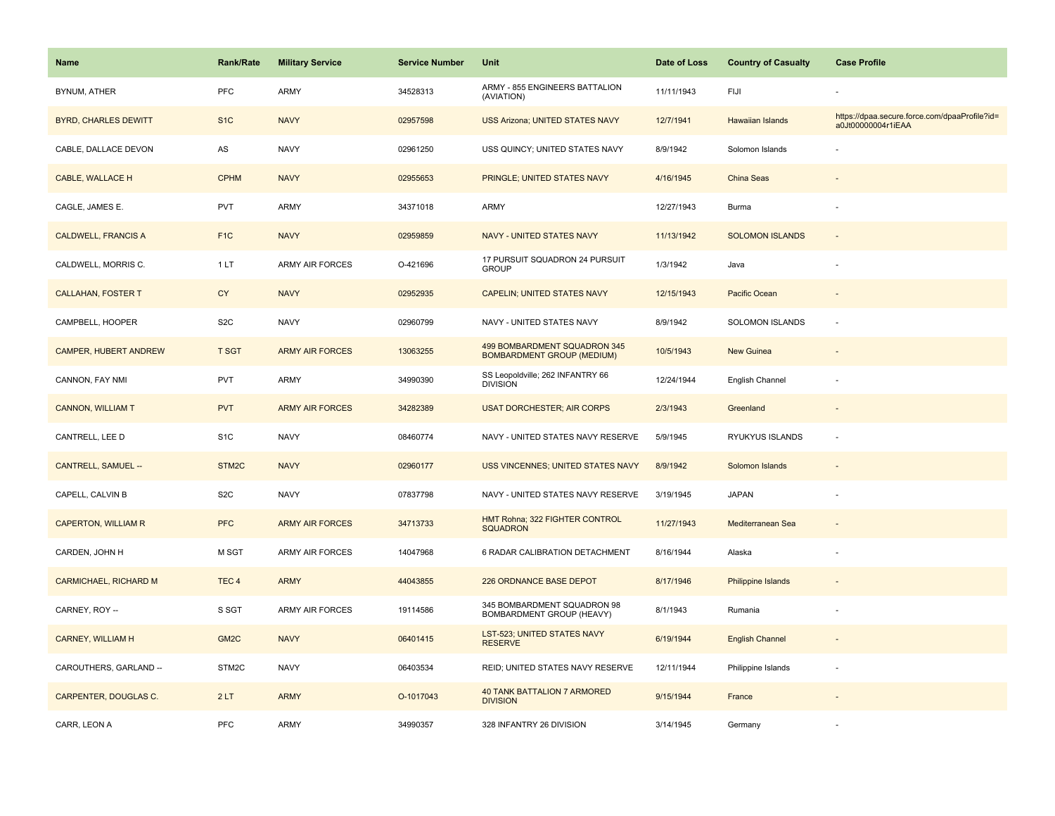| Name | Rank/Rate | Military Service | Service Number | Unit | Date of Loss | Country of Casualty | Case Profile |
|---|---|---|---|---|---|---|---|
| BYNUM, ATHER | PFC | ARMY | 34528313 | ARMY - 855 ENGINEERS BATTALION (AVIATION) | 11/11/1943 | FIJI | - |
| BYRD, CHARLES DEWITT | S1C | NAVY | 02957598 | USS Arizona; UNITED STATES NAVY | 12/7/1941 | Hawaiian Islands | https://dpaa.secure.force.com/dpaaProfile?id=a0Jt00000004r1iEAA |
| CABLE, DALLACE DEVON | AS | NAVY | 02961250 | USS QUINCY; UNITED STATES NAVY | 8/9/1942 | Solomon Islands | - |
| CABLE, WALLACE H | CPHM | NAVY | 02955653 | PRINGLE; UNITED STATES NAVY | 4/16/1945 | China Seas | - |
| CAGLE, JAMES E. | PVT | ARMY | 34371018 | ARMY | 12/27/1943 | Burma | - |
| CALDWELL, FRANCIS A | F1C | NAVY | 02959859 | NAVY - UNITED STATES NAVY | 11/13/1942 | SOLOMON ISLANDS | - |
| CALDWELL, MORRIS C. | 1 LT | ARMY AIR FORCES | O-421696 | 17 PURSUIT SQUADRON 24 PURSUIT GROUP | 1/3/1942 | Java | - |
| CALLAHAN, FOSTER T | CY | NAVY | 02952935 | CAPELIN; UNITED STATES NAVY | 12/15/1943 | Pacific Ocean | - |
| CAMPBELL, HOOPER | S2C | NAVY | 02960799 | NAVY - UNITED STATES NAVY | 8/9/1942 | SOLOMON ISLANDS | - |
| CAMPER, HUBERT ANDREW | T SGT | ARMY AIR FORCES | 13063255 | 499 BOMBARDMENT SQUADRON 345 BOMBARDMENT GROUP (MEDIUM) | 10/5/1943 | New Guinea | - |
| CANNON, FAY NMI | PVT | ARMY | 34990390 | SS Leopoldville; 262 INFANTRY 66 DIVISION | 12/24/1944 | English Channel | - |
| CANNON, WILLIAM T | PVT | ARMY AIR FORCES | 34282389 | USAT DORCHESTER; AIR CORPS | 2/3/1943 | Greenland | - |
| CANTRELL, LEE D | S1C | NAVY | 08460774 | NAVY - UNITED STATES NAVY RESERVE | 5/9/1945 | RYUKYUS ISLANDS | - |
| CANTRELL, SAMUEL -- | STM2C | NAVY | 02960177 | USS VINCENNES; UNITED STATES NAVY | 8/9/1942 | Solomon Islands | - |
| CAPELL, CALVIN B | S2C | NAVY | 07837798 | NAVY - UNITED STATES NAVY RESERVE | 3/19/1945 | JAPAN | - |
| CAPERTON, WILLIAM R | PFC | ARMY AIR FORCES | 34713733 | HMT Rohna; 322 FIGHTER CONTROL SQUADRON | 11/27/1943 | Mediterranean Sea | - |
| CARDEN, JOHN H | M SGT | ARMY AIR FORCES | 14047968 | 6 RADAR CALIBRATION DETACHMENT | 8/16/1944 | Alaska | - |
| CARMICHAEL, RICHARD M | TEC 4 | ARMY | 44043855 | 226 ORDNANCE BASE DEPOT | 8/17/1946 | Philippine Islands | - |
| CARNEY, ROY -- | S SGT | ARMY AIR FORCES | 19114586 | 345 BOMBARDMENT SQUADRON 98 BOMBARDMENT GROUP (HEAVY) | 8/1/1943 | Rumania | - |
| CARNEY, WILLIAM H | GM2C | NAVY | 06401415 | LST-523; UNITED STATES NAVY RESERVE | 6/19/1944 | English Channel | - |
| CAROUTHERS, GARLAND -- | STM2C | NAVY | 06403534 | REID; UNITED STATES NAVY RESERVE | 12/11/1944 | Philippine Islands | - |
| CARPENTER, DOUGLAS C. | 2 LT | ARMY | O-1017043 | 40 TANK BATTALION 7 ARMORED DIVISION | 9/15/1944 | France | - |
| CARR, LEON A | PFC | ARMY | 34990357 | 328 INFANTRY 26 DIVISION | 3/14/1945 | Germany | - |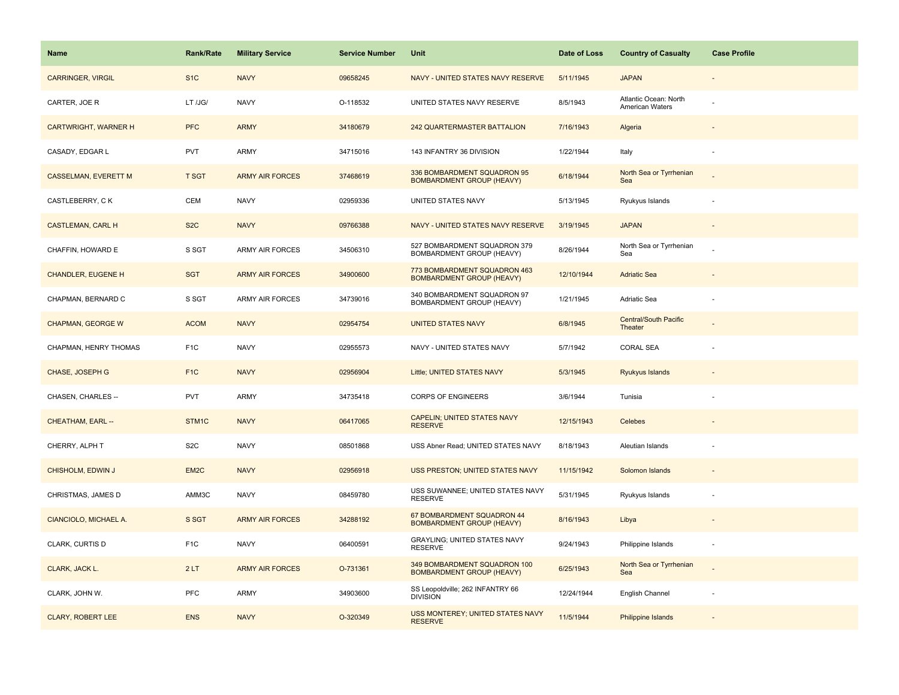| Name | Rank/Rate | Military Service | Service Number | Unit | Date of Loss | Country of Casualty | Case Profile |
|---|---|---|---|---|---|---|---|
| CARRINGER, VIRGIL | S1C | NAVY | 09658245 | NAVY - UNITED STATES NAVY RESERVE | 5/11/1945 | JAPAN | - |
| CARTER, JOE R | LT /JG/ | NAVY | O-118532 | UNITED STATES NAVY RESERVE | 8/5/1943 | Atlantic Ocean: North American Waters | - |
| CARTWRIGHT, WARNER H | PFC | ARMY | 34180679 | 242 QUARTERMASTER BATTALION | 7/16/1943 | Algeria | - |
| CASADY, EDGAR L | PVT | ARMY | 34715016 | 143 INFANTRY 36 DIVISION | 1/22/1944 | Italy | - |
| CASSELMAN, EVERETT M | T SGT | ARMY AIR FORCES | 37468619 | 336 BOMBARDMENT SQUADRON 95 BOMBARDMENT GROUP (HEAVY) | 6/18/1944 | North Sea or Tyrrhenian Sea | - |
| CASTLEBERRY, C K | CEM | NAVY | 02959336 | UNITED STATES NAVY | 5/13/1945 | Ryukyus Islands | - |
| CASTLEMAN, CARL H | S2C | NAVY | 09766388 | NAVY - UNITED STATES NAVY RESERVE | 3/19/1945 | JAPAN | - |
| CHAFFIN, HOWARD E | S SGT | ARMY AIR FORCES | 34506310 | 527 BOMBARDMENT SQUADRON 379 BOMBARDMENT GROUP (HEAVY) | 8/26/1944 | North Sea or Tyrrhenian Sea | - |
| CHANDLER, EUGENE H | SGT | ARMY AIR FORCES | 34900600 | 773 BOMBARDMENT SQUADRON 463 BOMBARDMENT GROUP (HEAVY) | 12/10/1944 | Adriatic Sea | - |
| CHAPMAN, BERNARD C | S SGT | ARMY AIR FORCES | 34739016 | 340 BOMBARDMENT SQUADRON 97 BOMBARDMENT GROUP (HEAVY) | 1/21/1945 | Adriatic Sea | - |
| CHAPMAN, GEORGE W | ACOM | NAVY | 02954754 | UNITED STATES NAVY | 6/8/1945 | Central/South Pacific Theater | - |
| CHAPMAN, HENRY THOMAS | F1C | NAVY | 02955573 | NAVY - UNITED STATES NAVY | 5/7/1942 | CORAL SEA | - |
| CHASE, JOSEPH G | F1C | NAVY | 02956904 | Little; UNITED STATES NAVY | 5/3/1945 | Ryukyus Islands | - |
| CHASEN, CHARLES -- | PVT | ARMY | 34735418 | CORPS OF ENGINEERS | 3/6/1944 | Tunisia | - |
| CHEATHAM, EARL -- | STM1C | NAVY | 06417065 | CAPELIN; UNITED STATES NAVY RESERVE | 12/15/1943 | Celebes | - |
| CHERRY, ALPH T | S2C | NAVY | 08501868 | USS Abner Read; UNITED STATES NAVY | 8/18/1943 | Aleutian Islands | - |
| CHISHOLM, EDWIN J | EM2C | NAVY | 02956918 | USS PRESTON; UNITED STATES NAVY | 11/15/1942 | Solomon Islands | - |
| CHRISTMAS, JAMES D | AMM3C | NAVY | 08459780 | USS SUWANNEE; UNITED STATES NAVY RESERVE | 5/31/1945 | Ryukyus Islands | - |
| CIANCIOLO, MICHAEL A. | S SGT | ARMY AIR FORCES | 34288192 | 67 BOMBARDMENT SQUADRON 44 BOMBARDMENT GROUP (HEAVY) | 8/16/1943 | Libya | - |
| CLARK, CURTIS D | F1C | NAVY | 06400591 | GRAYLING; UNITED STATES NAVY RESERVE | 9/24/1943 | Philippine Islands | - |
| CLARK, JACK L. | 2 LT | ARMY AIR FORCES | O-731361 | 349 BOMBARDMENT SQUADRON 100 BOMBARDMENT GROUP (HEAVY) | 6/25/1943 | North Sea or Tyrrhenian Sea | - |
| CLARK, JOHN W. | PFC | ARMY | 34903600 | SS Leopoldville; 262 INFANTRY 66 DIVISION | 12/24/1944 | English Channel | - |
| CLARY, ROBERT LEE | ENS | NAVY | O-320349 | USS MONTEREY; UNITED STATES NAVY RESERVE | 11/5/1944 | Philippine Islands | - |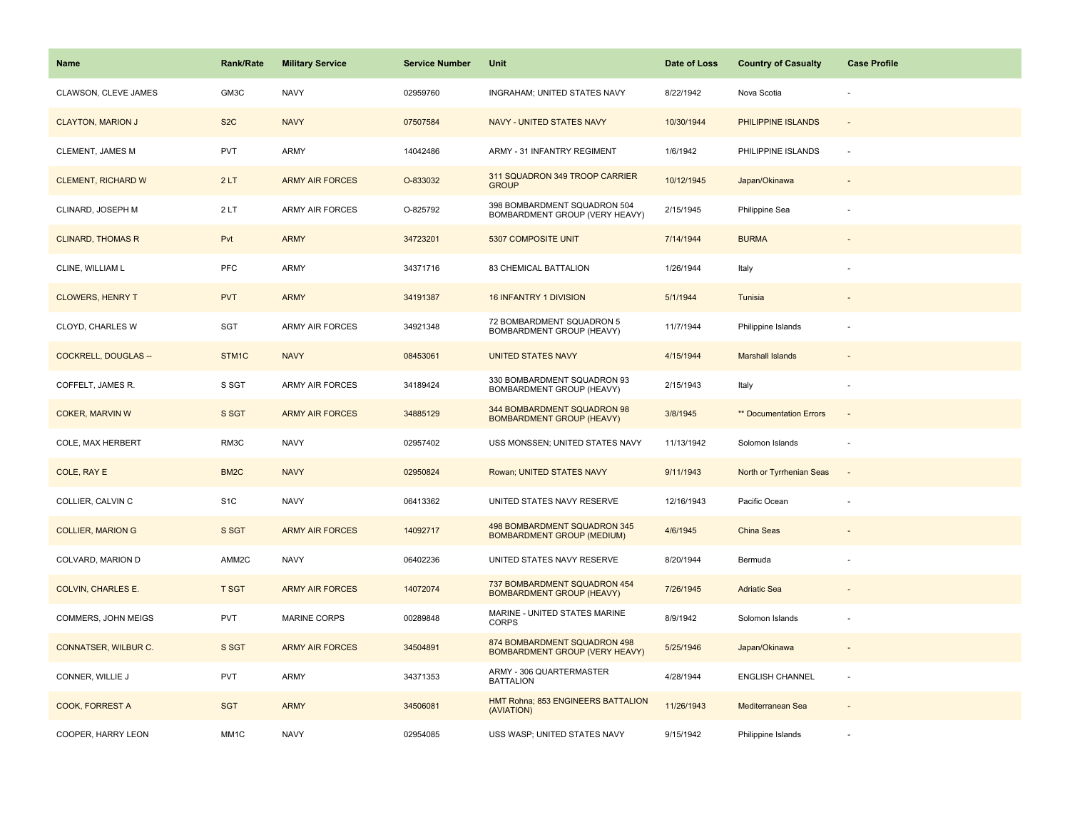| Name | Rank/Rate | Military Service | Service Number | Unit | Date of Loss | Country of Casualty | Case Profile |
|---|---|---|---|---|---|---|---|
| CLAWSON, CLEVE JAMES | GM3C | NAVY | 02959760 | INGRAHAM; UNITED STATES NAVY | 8/22/1942 | Nova Scotia | - |
| CLAYTON, MARION J | S2C | NAVY | 07507584 | NAVY - UNITED STATES NAVY | 10/30/1944 | PHILIPPINE ISLANDS | - |
| CLEMENT, JAMES M | PVT | ARMY | 14042486 | ARMY - 31 INFANTRY REGIMENT | 1/6/1942 | PHILIPPINE ISLANDS | - |
| CLEMENT, RICHARD W | 2 LT | ARMY AIR FORCES | O-833032 | 311 SQUADRON 349 TROOP CARRIER GROUP | 10/12/1945 | Japan/Okinawa | - |
| CLINARD, JOSEPH M | 2 LT | ARMY AIR FORCES | O-825792 | 398 BOMBARDMENT SQUADRON 504 BOMBARDMENT GROUP (VERY HEAVY) | 2/15/1945 | Philippine Sea | - |
| CLINARD, THOMAS R | Pvt | ARMY | 34723201 | 5307 COMPOSITE UNIT | 7/14/1944 | BURMA | - |
| CLINE, WILLIAM L | PFC | ARMY | 34371716 | 83 CHEMICAL BATTALION | 1/26/1944 | Italy | - |
| CLOWERS, HENRY T | PVT | ARMY | 34191387 | 16 INFANTRY 1 DIVISION | 5/1/1944 | Tunisia | - |
| CLOYD, CHARLES W | SGT | ARMY AIR FORCES | 34921348 | 72 BOMBARDMENT SQUADRON 5 BOMBARDMENT GROUP (HEAVY) | 11/7/1944 | Philippine Islands | - |
| COCKRELL, DOUGLAS -- | STM1C | NAVY | 08453061 | UNITED STATES NAVY | 4/15/1944 | Marshall Islands | - |
| COFFELT, JAMES R. | S SGT | ARMY AIR FORCES | 34189424 | 330 BOMBARDMENT SQUADRON 93 BOMBARDMENT GROUP (HEAVY) | 2/15/1943 | Italy | - |
| COKER, MARVIN W | S SGT | ARMY AIR FORCES | 34885129 | 344 BOMBARDMENT SQUADRON 98 BOMBARDMENT GROUP (HEAVY) | 3/8/1945 | ** Documentation Errors | - |
| COLE, MAX HERBERT | RM3C | NAVY | 02957402 | USS MONSSEN; UNITED STATES NAVY | 11/13/1942 | Solomon Islands | - |
| COLE, RAY E | BM2C | NAVY | 02950824 | Rowan; UNITED STATES NAVY | 9/11/1943 | North or Tyrrhenian Seas | - |
| COLLIER, CALVIN C | S1C | NAVY | 06413362 | UNITED STATES NAVY RESERVE | 12/16/1943 | Pacific Ocean | - |
| COLLIER, MARION G | S SGT | ARMY AIR FORCES | 14092717 | 498 BOMBARDMENT SQUADRON 345 BOMBARDMENT GROUP (MEDIUM) | 4/6/1945 | China Seas | - |
| COLVARD, MARION D | AMM2C | NAVY | 06402236 | UNITED STATES NAVY RESERVE | 8/20/1944 | Bermuda | - |
| COLVIN, CHARLES E. | T SGT | ARMY AIR FORCES | 14072074 | 737 BOMBARDMENT SQUADRON 454 BOMBARDMENT GROUP (HEAVY) | 7/26/1945 | Adriatic Sea | - |
| COMMERS, JOHN MEIGS | PVT | MARINE CORPS | 00289848 | MARINE - UNITED STATES MARINE CORPS | 8/9/1942 | Solomon Islands | - |
| CONNATSER, WILBUR C. | S SGT | ARMY AIR FORCES | 34504891 | 874 BOMBARDMENT SQUADRON 498 BOMBARDMENT GROUP (VERY HEAVY) | 5/25/1946 | Japan/Okinawa | - |
| CONNER, WILLIE J | PVT | ARMY | 34371353 | ARMY - 306 QUARTERMASTER BATTALION | 4/28/1944 | ENGLISH CHANNEL | - |
| COOK, FORREST A | SGT | ARMY | 34506081 | HMT Rohna; 853 ENGINEERS BATTALION (AVIATION) | 11/26/1943 | Mediterranean Sea | - |
| COOPER, HARRY LEON | MM1C | NAVY | 02954085 | USS WASP; UNITED STATES NAVY | 9/15/1942 | Philippine Islands | - |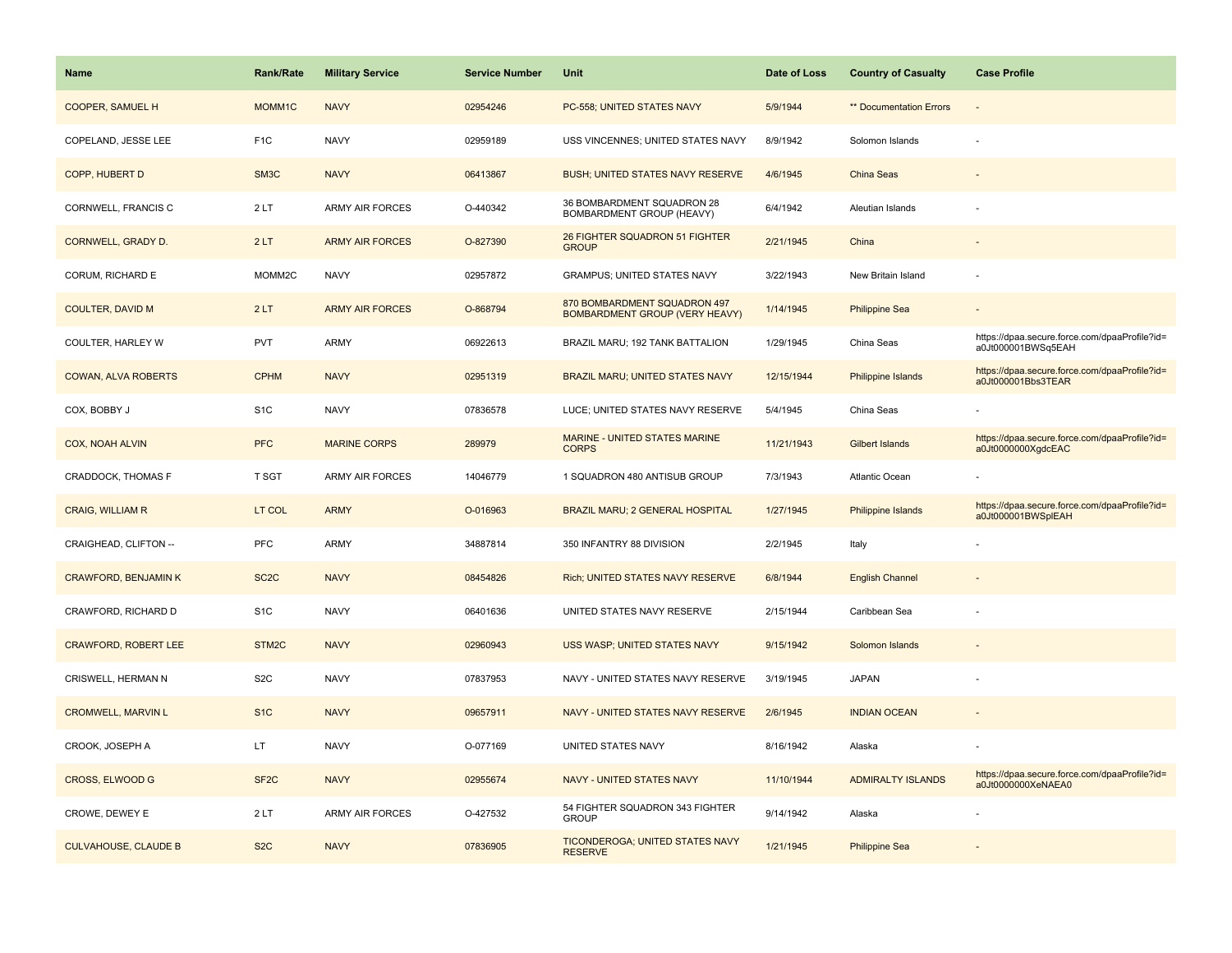| Name | Rank/Rate | Military Service | Service Number | Unit | Date of Loss | Country of Casualty | Case Profile |
|---|---|---|---|---|---|---|---|
| COOPER, SAMUEL H | MOMM1C | NAVY | 02954246 | PC-558; UNITED STATES NAVY | 5/9/1944 | ** Documentation Errors | - |
| COPELAND, JESSE LEE | F1C | NAVY | 02959189 | USS VINCENNES; UNITED STATES NAVY | 8/9/1942 | Solomon Islands | - |
| COPP, HUBERT D | SM3C | NAVY | 06413867 | BUSH; UNITED STATES NAVY RESERVE | 4/6/1945 | China Seas | - |
| CORNWELL, FRANCIS C | 2 LT | ARMY AIR FORCES | O-440342 | 36 BOMBARDMENT SQUADRON 28 BOMBARDMENT GROUP (HEAVY) | 6/4/1942 | Aleutian Islands | - |
| CORNWELL, GRADY D. | 2 LT | ARMY AIR FORCES | O-827390 | 26 FIGHTER SQUADRON 51 FIGHTER GROUP | 2/21/1945 | China | - |
| CORUM, RICHARD E | MOMM2C | NAVY | 02957872 | GRAMPUS; UNITED STATES NAVY | 3/22/1943 | New Britain Island | - |
| COULTER, DAVID M | 2 LT | ARMY AIR FORCES | O-868794 | 870 BOMBARDMENT SQUADRON 497 BOMBARDMENT GROUP (VERY HEAVY) | 1/14/1945 | Philippine Sea | - |
| COULTER, HARLEY W | PVT | ARMY | 06922613 | BRAZIL MARU; 192 TANK BATTALION | 1/29/1945 | China Seas | https://dpaa.secure.force.com/dpaaProfile?id=a0Jt000001BWSq5EAH |
| COWAN, ALVA ROBERTS | CPHM | NAVY | 02951319 | BRAZIL MARU; UNITED STATES NAVY | 12/15/1944 | Philippine Islands | https://dpaa.secure.force.com/dpaaProfile?id=a0Jt000001Bbs3TEAR |
| COX, BOBBY J | S1C | NAVY | 07836578 | LUCE; UNITED STATES NAVY RESERVE | 5/4/1945 | China Seas | - |
| COX, NOAH ALVIN | PFC | MARINE CORPS | 289979 | MARINE - UNITED STATES MARINE CORPS | 11/21/1943 | Gilbert Islands | https://dpaa.secure.force.com/dpaaProfile?id=a0Jt0000000XgdcEAC |
| CRADDOCK, THOMAS F | T SGT | ARMY AIR FORCES | 14046779 | 1 SQUADRON 480 ANTISUB GROUP | 7/3/1943 | Atlantic Ocean | - |
| CRAIG, WILLIAM R | LT COL | ARMY | O-016963 | BRAZIL MARU; 2 GENERAL HOSPITAL | 1/27/1945 | Philippine Islands | https://dpaa.secure.force.com/dpaaProfile?id=a0Jt000001BWSplEAH |
| CRAIGHEAD, CLIFTON -- | PFC | ARMY | 34887814 | 350 INFANTRY 88 DIVISION | 2/2/1945 | Italy | - |
| CRAWFORD, BENJAMIN K | SC2C | NAVY | 08454826 | Rich; UNITED STATES NAVY RESERVE | 6/8/1944 | English Channel | - |
| CRAWFORD, RICHARD D | S1C | NAVY | 06401636 | UNITED STATES NAVY RESERVE | 2/15/1944 | Caribbean Sea | - |
| CRAWFORD, ROBERT LEE | STM2C | NAVY | 02960943 | USS WASP; UNITED STATES NAVY | 9/15/1942 | Solomon Islands | - |
| CRISWELL, HERMAN N | S2C | NAVY | 07837953 | NAVY - UNITED STATES NAVY RESERVE | 3/19/1945 | JAPAN | - |
| CROMWELL, MARVIN L | S1C | NAVY | 09657911 | NAVY - UNITED STATES NAVY RESERVE | 2/6/1945 | INDIAN OCEAN | - |
| CROOK, JOSEPH A | LT | NAVY | O-077169 | UNITED STATES NAVY | 8/16/1942 | Alaska | - |
| CROSS, ELWOOD G | SF2C | NAVY | 02955674 | NAVY - UNITED STATES NAVY | 11/10/1944 | ADMIRALTY ISLANDS | https://dpaa.secure.force.com/dpaaProfile?id=a0Jt0000000XeNAEA0 |
| CROWE, DEWEY E | 2 LT | ARMY AIR FORCES | O-427532 | 54 FIGHTER SQUADRON 343 FIGHTER GROUP | 9/14/1942 | Alaska | - |
| CULVAHOUSE, CLAUDE B | S2C | NAVY | 07836905 | TICONDEROGA; UNITED STATES NAVY RESERVE | 1/21/1945 | Philippine Sea | - |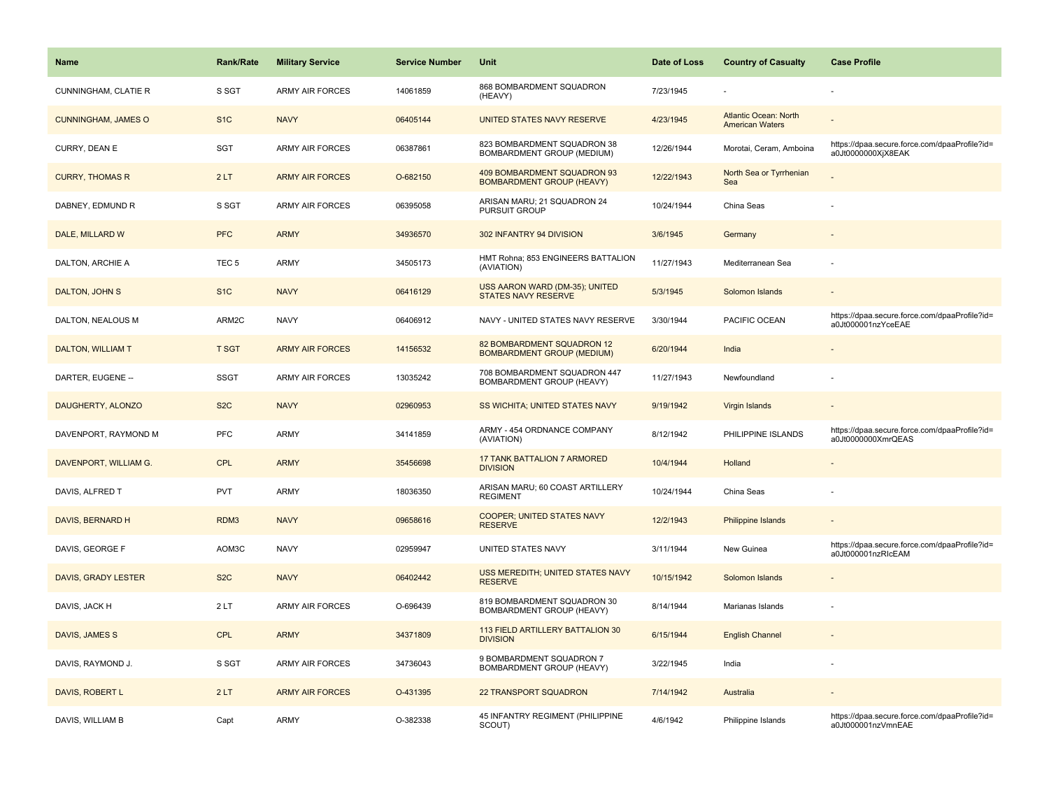| Name | Rank/Rate | Military Service | Service Number | Unit | Date of Loss | Country of Casualty | Case Profile |
|---|---|---|---|---|---|---|---|
| CUNNINGHAM, CLATIE R | S SGT | ARMY AIR FORCES | 14061859 | 868 BOMBARDMENT SQUADRON (HEAVY) | 7/23/1945 | - | - |
| CUNNINGHAM, JAMES O | S1C | NAVY | 06405144 | UNITED STATES NAVY RESERVE | 4/23/1945 | Atlantic Ocean: North American Waters | - |
| CURRY, DEAN E | SGT | ARMY AIR FORCES | 06387861 | 823 BOMBARDMENT SQUADRON 38 BOMBARDMENT GROUP (MEDIUM) | 12/26/1944 | Morotai, Ceram, Amboina | https://dpaa.secure.force.com/dpaaProfile?id=a0Jt0000000XjX8EAK |
| CURRY, THOMAS R | 2 LT | ARMY AIR FORCES | O-682150 | 409 BOMBARDMENT SQUADRON 93 BOMBARDMENT GROUP (HEAVY) | 12/22/1943 | North Sea or Tyrrhenian Sea | - |
| DABNEY, EDMUND R | S SGT | ARMY AIR FORCES | 06395058 | ARISAN MARU; 21 SQUADRON 24 PURSUIT GROUP | 10/24/1944 | China Seas | - |
| DALE, MILLARD W | PFC | ARMY | 34936570 | 302 INFANTRY 94 DIVISION | 3/6/1945 | Germany | - |
| DALTON, ARCHIE A | TEC 5 | ARMY | 34505173 | HMT Rohna; 853 ENGINEERS BATTALION (AVIATION) | 11/27/1943 | Mediterranean Sea | - |
| DALTON, JOHN S | S1C | NAVY | 06416129 | USS AARON WARD (DM-35); UNITED STATES NAVY RESERVE | 5/3/1945 | Solomon Islands | - |
| DALTON, NEALOUS M | ARM2C | NAVY | 06406912 | NAVY - UNITED STATES NAVY RESERVE | 3/30/1944 | PACIFIC OCEAN | https://dpaa.secure.force.com/dpaaProfile?id=a0Jt000001nzYceEAE |
| DALTON, WILLIAM T | T SGT | ARMY AIR FORCES | 14156532 | 82 BOMBARDMENT SQUADRON 12 BOMBARDMENT GROUP (MEDIUM) | 6/20/1944 | India | - |
| DARTER, EUGENE -- | SSGT | ARMY AIR FORCES | 13035242 | 708 BOMBARDMENT SQUADRON 447 BOMBARDMENT GROUP (HEAVY) | 11/27/1943 | Newfoundland | - |
| DAUGHERTY, ALONZO | S2C | NAVY | 02960953 | SS WICHITA; UNITED STATES NAVY | 9/19/1942 | Virgin Islands | - |
| DAVENPORT, RAYMOND M | PFC | ARMY | 34141859 | ARMY - 454 ORDNANCE COMPANY (AVIATION) | 8/12/1942 | PHILIPPINE ISLANDS | https://dpaa.secure.force.com/dpaaProfile?id=a0Jt0000000XmrQEAS |
| DAVENPORT, WILLIAM G. | CPL | ARMY | 35456698 | 17 TANK BATTALION 7 ARMORED DIVISION | 10/4/1944 | Holland | - |
| DAVIS, ALFRED T | PVT | ARMY | 18036350 | ARISAN MARU; 60 COAST ARTILLERY REGIMENT | 10/24/1944 | China Seas | - |
| DAVIS, BERNARD H | RDM3 | NAVY | 09658616 | COOPER; UNITED STATES NAVY RESERVE | 12/2/1943 | Philippine Islands | - |
| DAVIS, GEORGE F | AOM3C | NAVY | 02959947 | UNITED STATES NAVY | 3/11/1944 | New Guinea | https://dpaa.secure.force.com/dpaaProfile?id=a0Jt000001nzRIcEAM |
| DAVIS, GRADY LESTER | S2C | NAVY | 06402442 | USS MEREDITH; UNITED STATES NAVY RESERVE | 10/15/1942 | Solomon Islands | - |
| DAVIS, JACK H | 2 LT | ARMY AIR FORCES | O-696439 | 819 BOMBARDMENT SQUADRON 30 BOMBARDMENT GROUP (HEAVY) | 8/14/1944 | Marianas Islands | - |
| DAVIS, JAMES S | CPL | ARMY | 34371809 | 113 FIELD ARTILLERY BATTALION 30 DIVISION | 6/15/1944 | English Channel | - |
| DAVIS, RAYMOND J. | S SGT | ARMY AIR FORCES | 34736043 | 9 BOMBARDMENT SQUADRON 7 BOMBARDMENT GROUP (HEAVY) | 3/22/1945 | India | - |
| DAVIS, ROBERT L | 2 LT | ARMY AIR FORCES | O-431395 | 22 TRANSPORT SQUADRON | 7/14/1942 | Australia | - |
| DAVIS, WILLIAM B | Capt | ARMY | O-382338 | 45 INFANTRY REGIMENT (PHILIPPINE SCOUT) | 4/6/1942 | Philippine Islands | https://dpaa.secure.force.com/dpaaProfile?id=a0Jt000001nzVmnEAE |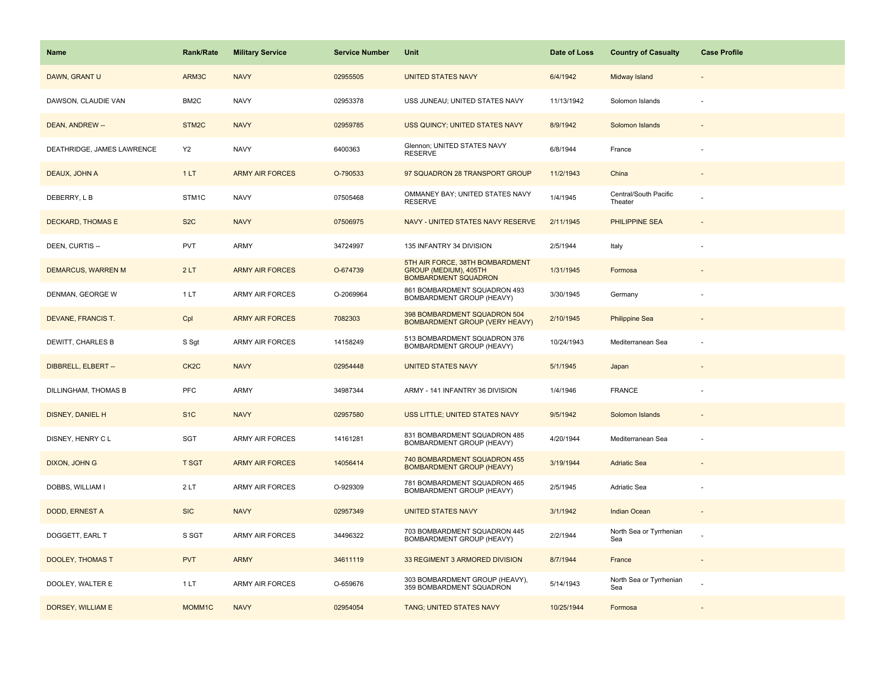| Name | Rank/Rate | Military Service | Service Number | Unit | Date of Loss | Country of Casualty | Case Profile |
|---|---|---|---|---|---|---|---|
| DAWN, GRANT U | ARM3C | NAVY | 02955505 | UNITED STATES NAVY | 6/4/1942 | Midway Island | - |
| DAWSON, CLAUDIE VAN | BM2C | NAVY | 02953378 | USS JUNEAU; UNITED STATES NAVY | 11/13/1942 | Solomon Islands | - |
| DEAN, ANDREW -- | STM2C | NAVY | 02959785 | USS QUINCY; UNITED STATES NAVY | 8/9/1942 | Solomon Islands | - |
| DEATHRIDGE, JAMES LAWRENCE | Y2 | NAVY | 6400363 | Glennon; UNITED STATES NAVY RESERVE | 6/8/1944 | France | - |
| DEAUX, JOHN A | 1 LT | ARMY AIR FORCES | O-790533 | 97 SQUADRON 28 TRANSPORT GROUP | 11/2/1943 | China | - |
| DEBERRY, L B | STM1C | NAVY | 07505468 | OMMANEY BAY; UNITED STATES NAVY RESERVE | 1/4/1945 | Central/South Pacific Theater | - |
| DECKARD, THOMAS E | S2C | NAVY | 07506975 | NAVY - UNITED STATES NAVY RESERVE | 2/11/1945 | PHILIPPINE SEA | - |
| DEEN, CURTIS -- | PVT | ARMY | 34724997 | 135 INFANTRY 34 DIVISION | 2/5/1944 | Italy | - |
| DEMARCUS, WARREN M | 2 LT | ARMY AIR FORCES | O-674739 | 5TH AIR FORCE, 38TH BOMBARDMENT GROUP (MEDIUM), 405TH BOMBARDMENT SQUADRON | 1/31/1945 | Formosa | - |
| DENMAN, GEORGE W | 1 LT | ARMY AIR FORCES | O-2069964 | 861 BOMBARDMENT SQUADRON 493 BOMBARDMENT GROUP (HEAVY) | 3/30/1945 | Germany | - |
| DEVANE, FRANCIS T. | Cpl | ARMY AIR FORCES | 7082303 | 398 BOMBARDMENT SQUADRON 504 BOMBARDMENT GROUP (VERY HEAVY) | 2/10/1945 | Philippine Sea | - |
| DEWITT, CHARLES B | S Sgt | ARMY AIR FORCES | 14158249 | 513 BOMBARDMENT SQUADRON 376 BOMBARDMENT GROUP (HEAVY) | 10/24/1943 | Mediterranean Sea | - |
| DIBBRELL, ELBERT -- | CK2C | NAVY | 02954448 | UNITED STATES NAVY | 5/1/1945 | Japan | - |
| DILLINGHAM, THOMAS B | PFC | ARMY | 34987344 | ARMY - 141 INFANTRY 36 DIVISION | 1/4/1946 | FRANCE | - |
| DISNEY, DANIEL H | S1C | NAVY | 02957580 | USS LITTLE; UNITED STATES NAVY | 9/5/1942 | Solomon Islands | - |
| DISNEY, HENRY C L | SGT | ARMY AIR FORCES | 14161281 | 831 BOMBARDMENT SQUADRON 485 BOMBARDMENT GROUP (HEAVY) | 4/20/1944 | Mediterranean Sea | - |
| DIXON, JOHN G | T SGT | ARMY AIR FORCES | 14056414 | 740 BOMBARDMENT SQUADRON 455 BOMBARDMENT GROUP (HEAVY) | 3/19/1944 | Adriatic Sea | - |
| DOBBS, WILLIAM I | 2 LT | ARMY AIR FORCES | O-929309 | 781 BOMBARDMENT SQUADRON 465 BOMBARDMENT GROUP (HEAVY) | 2/5/1945 | Adriatic Sea | - |
| DODD, ERNEST A | SIC | NAVY | 02957349 | UNITED STATES NAVY | 3/1/1942 | Indian Ocean | - |
| DOGGETT, EARL T | S SGT | ARMY AIR FORCES | 34496322 | 703 BOMBARDMENT SQUADRON 445 BOMBARDMENT GROUP (HEAVY) | 2/2/1944 | North Sea or Tyrrhenian Sea | - |
| DOOLEY, THOMAS T | PVT | ARMY | 34611119 | 33 REGIMENT 3 ARMORED DIVISION | 8/7/1944 | France | - |
| DOOLEY, WALTER E | 1 LT | ARMY AIR FORCES | O-659676 | 303 BOMBARDMENT GROUP (HEAVY), 359 BOMBARDMENT SQUADRON | 5/14/1943 | North Sea or Tyrrhenian Sea | - |
| DORSEY, WILLIAM E | MOMM1C | NAVY | 02954054 | TANG; UNITED STATES NAVY | 10/25/1944 | Formosa | - |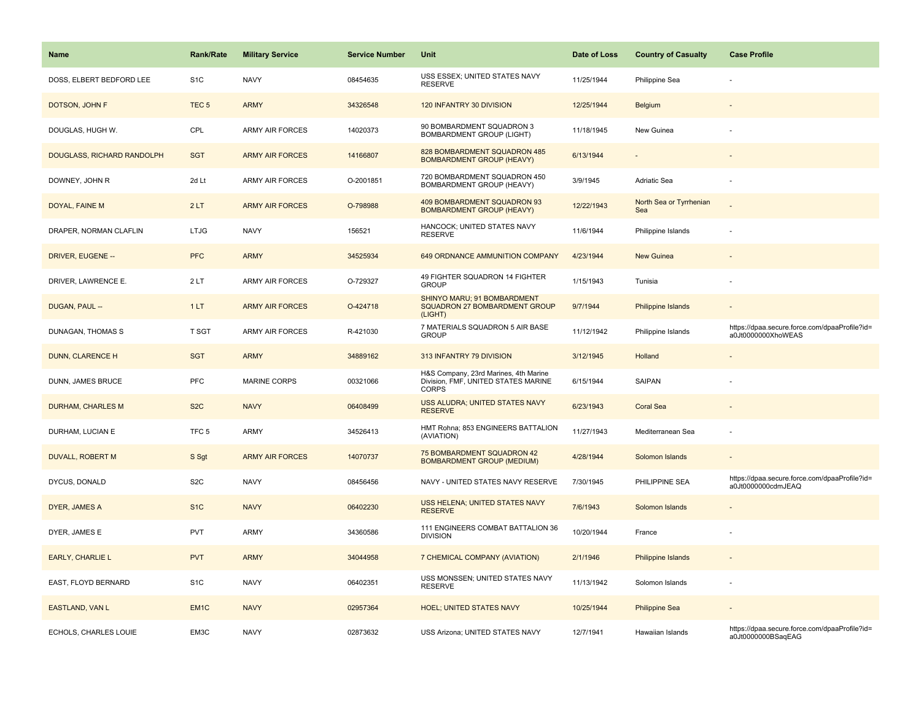| Name | Rank/Rate | Military Service | Service Number | Unit | Date of Loss | Country of Casualty | Case Profile |
|---|---|---|---|---|---|---|---|
| DOSS, ELBERT BEDFORD LEE | S1C | NAVY | 08454635 | USS ESSEX; UNITED STATES NAVY RESERVE | 11/25/1944 | Philippine Sea | - |
| DOTSON, JOHN F | TEC 5 | ARMY | 34326548 | 120 INFANTRY 30 DIVISION | 12/25/1944 | Belgium | - |
| DOUGLAS, HUGH W. | CPL | ARMY AIR FORCES | 14020373 | 90 BOMBARDMENT SQUADRON 3 BOMBARDMENT GROUP (LIGHT) | 11/18/1945 | New Guinea | - |
| DOUGLASS, RICHARD RANDOLPH | SGT | ARMY AIR FORCES | 14166807 | 828 BOMBARDMENT SQUADRON 485 BOMBARDMENT GROUP (HEAVY) | 6/13/1944 | - | - |
| DOWNEY, JOHN R | 2d Lt | ARMY AIR FORCES | O-2001851 | 720 BOMBARDMENT SQUADRON 450 BOMBARDMENT GROUP (HEAVY) | 3/9/1945 | Adriatic Sea | - |
| DOYAL, FAINE M | 2 LT | ARMY AIR FORCES | O-798988 | 409 BOMBARDMENT SQUADRON 93 BOMBARDMENT GROUP (HEAVY) | 12/22/1943 | North Sea or Tyrrhenian Sea | - |
| DRAPER, NORMAN CLAFLIN | LTJG | NAVY | 156521 | HANCOCK; UNITED STATES NAVY RESERVE | 11/6/1944 | Philippine Islands | - |
| DRIVER, EUGENE -- | PFC | ARMY | 34525934 | 649 ORDNANCE AMMUNITION COMPANY | 4/23/1944 | New Guinea | - |
| DRIVER, LAWRENCE E. | 2 LT | ARMY AIR FORCES | O-729327 | 49 FIGHTER SQUADRON 14 FIGHTER GROUP | 1/15/1943 | Tunisia | - |
| DUGAN, PAUL -- | 1 LT | ARMY AIR FORCES | O-424718 | SHINYO MARU; 91 BOMBARDMENT SQUADRON 27 BOMBARDMENT GROUP (LIGHT) | 9/7/1944 | Philippine Islands | - |
| DUNAGAN, THOMAS S | T SGT | ARMY AIR FORCES | R-421030 | 7 MATERIALS SQUADRON 5 AIR BASE GROUP | 11/12/1942 | Philippine Islands | https://dpaa.secure.force.com/dpaaProfile?id=a0Jt0000000XhoWEAS |
| DUNN, CLARENCE H | SGT | ARMY | 34889162 | 313 INFANTRY 79 DIVISION | 3/12/1945 | Holland | - |
| DUNN, JAMES BRUCE | PFC | MARINE CORPS | 00321066 | H&S Company, 23rd Marines, 4th Marine Division, FMF, UNITED STATES MARINE CORPS | 6/15/1944 | SAIPAN | - |
| DURHAM, CHARLES M | S2C | NAVY | 06408499 | USS ALUDRA; UNITED STATES NAVY RESERVE | 6/23/1943 | Coral Sea | - |
| DURHAM, LUCIAN E | TFC 5 | ARMY | 34526413 | HMT Rohna; 853 ENGINEERS BATTALION (AVIATION) | 11/27/1943 | Mediterranean Sea | - |
| DUVALL, ROBERT M | S Sgt | ARMY AIR FORCES | 14070737 | 75 BOMBARDMENT SQUADRON 42 BOMBARDMENT GROUP (MEDIUM) | 4/28/1944 | Solomon Islands | - |
| DYCUS, DONALD | S2C | NAVY | 08456456 | NAVY - UNITED STATES NAVY RESERVE | 7/30/1945 | PHILIPPINE SEA | https://dpaa.secure.force.com/dpaaProfile?id=a0Jt0000000cdmJEAQ |
| DYER, JAMES A | S1C | NAVY | 06402230 | USS HELENA; UNITED STATES NAVY RESERVE | 7/6/1943 | Solomon Islands | - |
| DYER, JAMES E | PVT | ARMY | 34360586 | 111 ENGINEERS COMBAT BATTALION 36 DIVISION | 10/20/1944 | France | - |
| EARLY, CHARLIE L | PVT | ARMY | 34044958 | 7 CHEMICAL COMPANY (AVIATION) | 2/1/1946 | Philippine Islands | - |
| EAST, FLOYD BERNARD | S1C | NAVY | 06402351 | USS MONSSEN; UNITED STATES NAVY RESERVE | 11/13/1942 | Solomon Islands | - |
| EASTLAND, VAN L | EM1C | NAVY | 02957364 | HOEL; UNITED STATES NAVY | 10/25/1944 | Philippine Sea | - |
| ECHOLS, CHARLES LOUIE | EM3C | NAVY | 02873632 | USS Arizona; UNITED STATES NAVY | 12/7/1941 | Hawaiian Islands | https://dpaa.secure.force.com/dpaaProfile?id=a0Jt0000000BSaqEAG |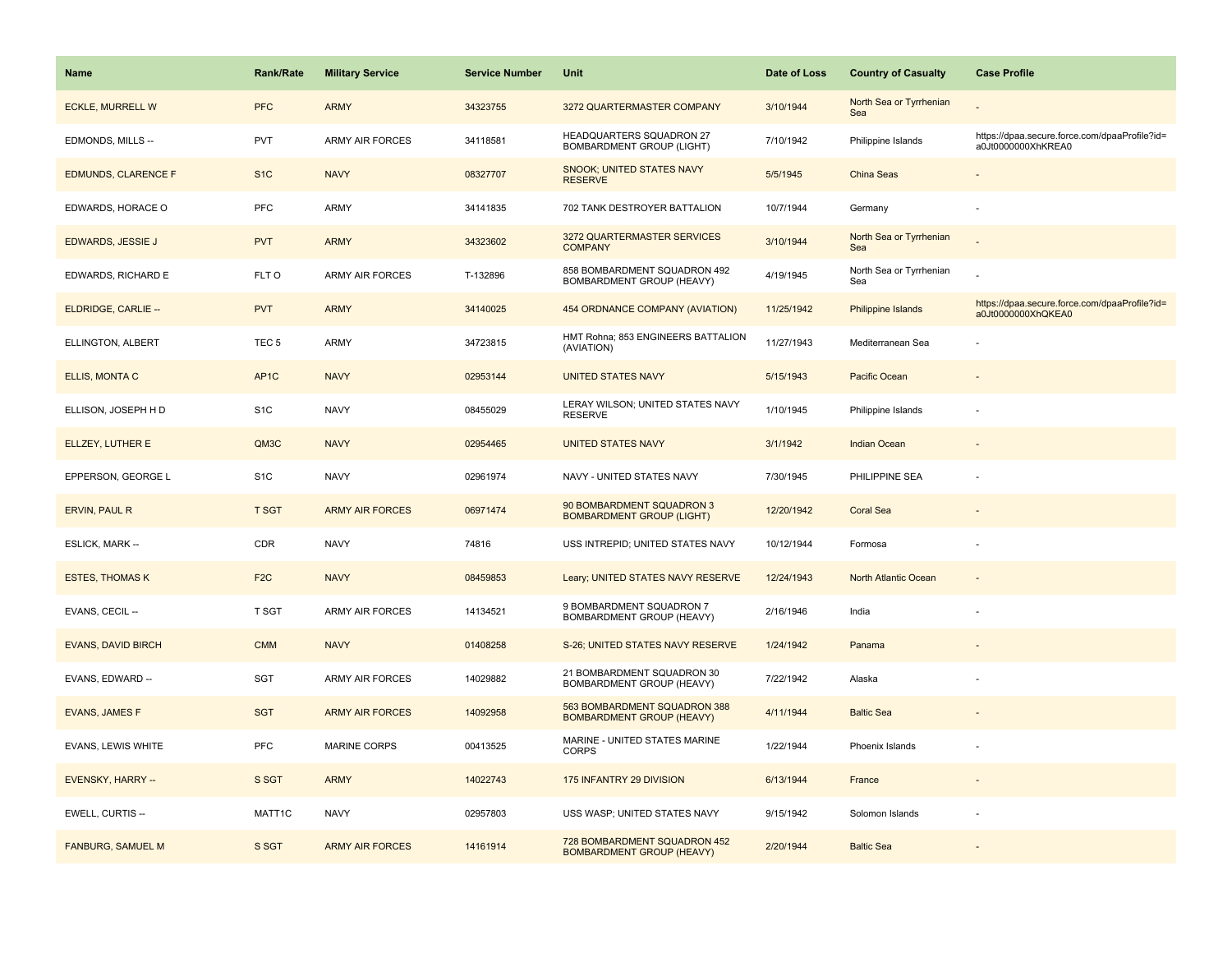| Name | Rank/Rate | Military Service | Service Number | Unit | Date of Loss | Country of Casualty | Case Profile |
| --- | --- | --- | --- | --- | --- | --- | --- |
| ECKLE, MURRELL W | PFC | ARMY | 34323755 | 3272 QUARTERMASTER COMPANY | 3/10/1944 | North Sea or Tyrrhenian Sea | - |
| EDMONDS, MILLS -- | PVT | ARMY AIR FORCES | 34118581 | HEADQUARTERS SQUADRON 27 BOMBARDMENT GROUP (LIGHT) | 7/10/1942 | Philippine Islands | https://dpaa.secure.force.com/dpaaProfile?id=a0Jt0000000XhKREA0 |
| EDMUNDS, CLARENCE F | S1C | NAVY | 08327707 | SNOOK; UNITED STATES NAVY RESERVE | 5/5/1945 | China Seas | - |
| EDWARDS, HORACE O | PFC | ARMY | 34141835 | 702 TANK DESTROYER BATTALION | 10/7/1944 | Germany | - |
| EDWARDS, JESSIE J | PVT | ARMY | 34323602 | 3272 QUARTERMASTER SERVICES COMPANY | 3/10/1944 | North Sea or Tyrrhenian Sea | - |
| EDWARDS, RICHARD E | FLT O | ARMY AIR FORCES | T-132896 | 858 BOMBARDMENT SQUADRON 492 BOMBARDMENT GROUP (HEAVY) | 4/19/1945 | North Sea or Tyrrhenian Sea | - |
| ELDRIDGE, CARLIE -- | PVT | ARMY | 34140025 | 454 ORDNANCE COMPANY (AVIATION) | 11/25/1942 | Philippine Islands | https://dpaa.secure.force.com/dpaaProfile?id=a0Jt0000000XhQKEA0 |
| ELLINGTON, ALBERT | TEC 5 | ARMY | 34723815 | HMT Rohna; 853 ENGINEERS BATTALION (AVIATION) | 11/27/1943 | Mediterranean Sea | - |
| ELLIS, MONTA C | AP1C | NAVY | 02953144 | UNITED STATES NAVY | 5/15/1943 | Pacific Ocean | - |
| ELLISON, JOSEPH H D | S1C | NAVY | 08455029 | LERAY WILSON; UNITED STATES NAVY RESERVE | 1/10/1945 | Philippine Islands | - |
| ELLZEY, LUTHER E | QM3C | NAVY | 02954465 | UNITED STATES NAVY | 3/1/1942 | Indian Ocean | - |
| EPPERSON, GEORGE L | S1C | NAVY | 02961974 | NAVY - UNITED STATES NAVY | 7/30/1945 | PHILIPPINE SEA | - |
| ERVIN, PAUL R | T SGT | ARMY AIR FORCES | 06971474 | 90 BOMBARDMENT SQUADRON 3 BOMBARDMENT GROUP (LIGHT) | 12/20/1942 | Coral Sea | - |
| ESLICK, MARK -- | CDR | NAVY | 74816 | USS INTREPID; UNITED STATES NAVY | 10/12/1944 | Formosa | - |
| ESTES, THOMAS K | F2C | NAVY | 08459853 | Leary; UNITED STATES NAVY RESERVE | 12/24/1943 | North Atlantic Ocean | - |
| EVANS, CECIL -- | T SGT | ARMY AIR FORCES | 14134521 | 9 BOMBARDMENT SQUADRON 7 BOMBARDMENT GROUP (HEAVY) | 2/16/1946 | India | - |
| EVANS, DAVID BIRCH | CMM | NAVY | 01408258 | S-26; UNITED STATES NAVY RESERVE | 1/24/1942 | Panama | - |
| EVANS, EDWARD -- | SGT | ARMY AIR FORCES | 14029882 | 21 BOMBARDMENT SQUADRON 30 BOMBARDMENT GROUP (HEAVY) | 7/22/1942 | Alaska | - |
| EVANS, JAMES F | SGT | ARMY AIR FORCES | 14092958 | 563 BOMBARDMENT SQUADRON 388 BOMBARDMENT GROUP (HEAVY) | 4/11/1944 | Baltic Sea | - |
| EVANS, LEWIS WHITE | PFC | MARINE CORPS | 00413525 | MARINE - UNITED STATES MARINE CORPS | 1/22/1944 | Phoenix Islands | - |
| EVENSKY, HARRY -- | S SGT | ARMY | 14022743 | 175 INFANTRY 29 DIVISION | 6/13/1944 | France | - |
| EWELL, CURTIS -- | MATT1C | NAVY | 02957803 | USS WASP; UNITED STATES NAVY | 9/15/1942 | Solomon Islands | - |
| FANBURG, SAMUEL M | S SGT | ARMY AIR FORCES | 14161914 | 728 BOMBARDMENT SQUADRON 452 BOMBARDMENT GROUP (HEAVY) | 2/20/1944 | Baltic Sea | - |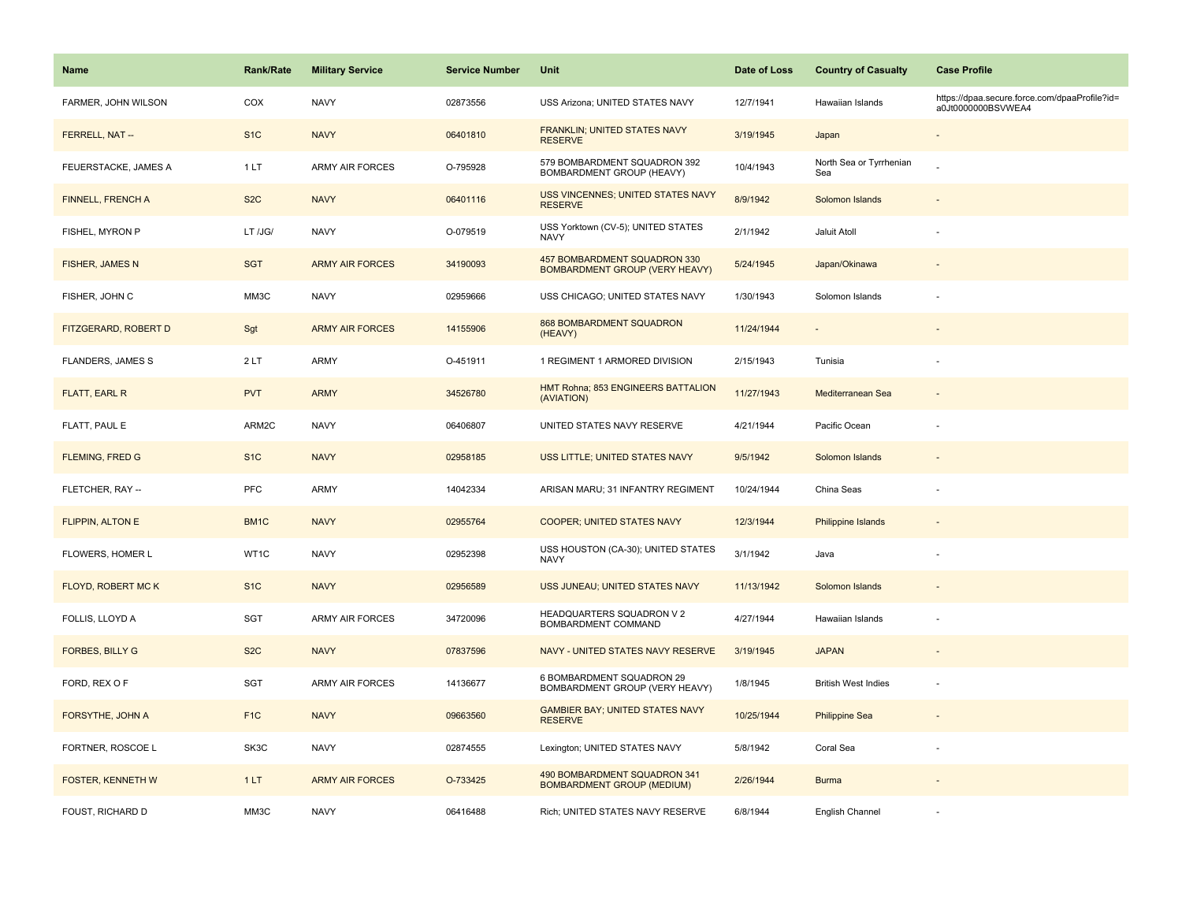| Name | Rank/Rate | Military Service | Service Number | Unit | Date of Loss | Country of Casualty | Case Profile |
|---|---|---|---|---|---|---|---|
| FARMER, JOHN WILSON | COX | NAVY | 02873556 | USS Arizona; UNITED STATES NAVY | 12/7/1941 | Hawaiian Islands | https://dpaa.secure.force.com/dpaaProfile?id=a0Jt0000000BSVWEA4 |
| FERRELL, NAT -- | S1C | NAVY | 06401810 | FRANKLIN; UNITED STATES NAVY RESERVE | 3/19/1945 | Japan | - |
| FEUERSTACKE, JAMES A | 1 LT | ARMY AIR FORCES | O-795928 | 579 BOMBARDMENT SQUADRON 392 BOMBARDMENT GROUP (HEAVY) | 10/4/1943 | North Sea or Tyrrhenian Sea | - |
| FINNELL, FRENCH A | S2C | NAVY | 06401116 | USS VINCENNES; UNITED STATES NAVY RESERVE | 8/9/1942 | Solomon Islands | - |
| FISHEL, MYRON P | LT /JG/ | NAVY | O-079519 | USS Yorktown (CV-5); UNITED STATES NAVY | 2/1/1942 | Jaluit Atoll | - |
| FISHER, JAMES N | SGT | ARMY AIR FORCES | 34190093 | 457 BOMBARDMENT SQUADRON 330 BOMBARDMENT GROUP (VERY HEAVY) | 5/24/1945 | Japan/Okinawa | - |
| FISHER, JOHN C | MM3C | NAVY | 02959666 | USS CHICAGO; UNITED STATES NAVY | 1/30/1943 | Solomon Islands | - |
| FITZGERARD, ROBERT D | Sgt | ARMY AIR FORCES | 14155906 | 868 BOMBARDMENT SQUADRON (HEAVY) | 11/24/1944 | - | - |
| FLANDERS, JAMES S | 2 LT | ARMY | O-451911 | 1 REGIMENT 1 ARMORED DIVISION | 2/15/1943 | Tunisia | - |
| FLATT, EARL R | PVT | ARMY | 34526780 | HMT Rohna; 853 ENGINEERS BATTALION (AVIATION) | 11/27/1943 | Mediterranean Sea | - |
| FLATT, PAUL E | ARM2C | NAVY | 06406807 | UNITED STATES NAVY RESERVE | 4/21/1944 | Pacific Ocean | - |
| FLEMING, FRED G | S1C | NAVY | 02958185 | USS LITTLE; UNITED STATES NAVY | 9/5/1942 | Solomon Islands | - |
| FLETCHER, RAY -- | PFC | ARMY | 14042334 | ARISAN MARU; 31 INFANTRY REGIMENT | 10/24/1944 | China Seas | - |
| FLIPPIN, ALTON E | BM1C | NAVY | 02955764 | COOPER; UNITED STATES NAVY | 12/3/1944 | Philippine Islands | - |
| FLOWERS, HOMER L | WT1C | NAVY | 02952398 | USS HOUSTON (CA-30); UNITED STATES NAVY | 3/1/1942 | Java | - |
| FLOYD, ROBERT MC K | S1C | NAVY | 02956589 | USS JUNEAU; UNITED STATES NAVY | 11/13/1942 | Solomon Islands | - |
| FOLLIS, LLOYD A | SGT | ARMY AIR FORCES | 34720096 | HEADQUARTERS SQUADRON V 2 BOMBARDMENT COMMAND | 4/27/1944 | Hawaiian Islands | - |
| FORBES, BILLY G | S2C | NAVY | 07837596 | NAVY - UNITED STATES NAVY RESERVE | 3/19/1945 | JAPAN | - |
| FORD, REX O F | SGT | ARMY AIR FORCES | 14136677 | 6 BOMBARDMENT SQUADRON 29 BOMBARDMENT GROUP (VERY HEAVY) | 1/8/1945 | British West Indies | - |
| FORSYTHE, JOHN A | F1C | NAVY | 09663560 | GAMBIER BAY; UNITED STATES NAVY RESERVE | 10/25/1944 | Philippine Sea | - |
| FORTNER, ROSCOE L | SK3C | NAVY | 02874555 | Lexington; UNITED STATES NAVY | 5/8/1942 | Coral Sea | - |
| FOSTER, KENNETH W | 1 LT | ARMY AIR FORCES | O-733425 | 490 BOMBARDMENT SQUADRON 341 BOMBARDMENT GROUP (MEDIUM) | 2/26/1944 | Burma | - |
| FOUST, RICHARD D | MM3C | NAVY | 06416488 | Rich; UNITED STATES NAVY RESERVE | 6/8/1944 | English Channel | - |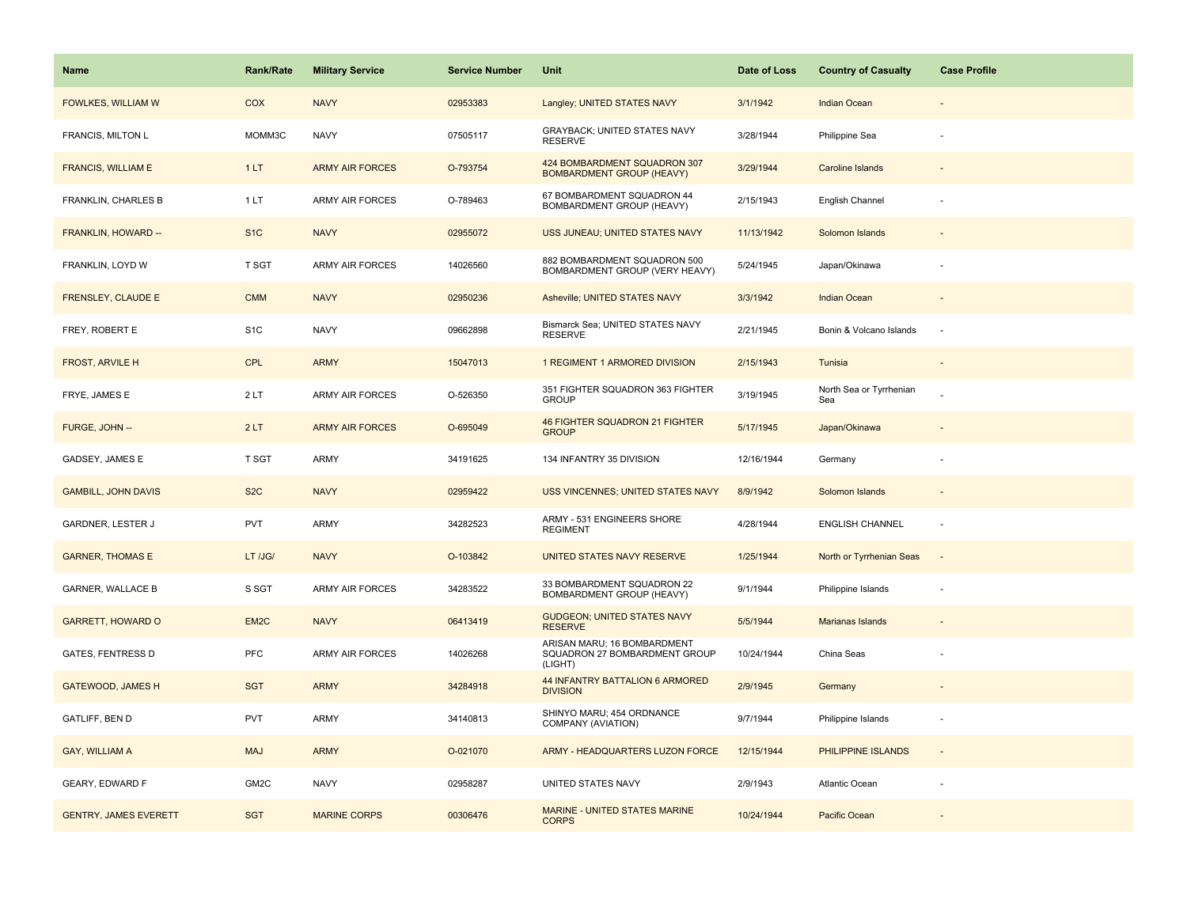| Name | Rank/Rate | Military Service | Service Number | Unit | Date of Loss | Country of Casualty | Case Profile |
|---|---|---|---|---|---|---|---|
| FOWLKES, WILLIAM W | COX | NAVY | 02953383 | Langley; UNITED STATES NAVY | 3/1/1942 | Indian Ocean | - |
| FRANCIS, MILTON L | MOMM3C | NAVY | 07505117 | GRAYBACK; UNITED STATES NAVY RESERVE | 3/28/1944 | Philippine Sea | - |
| FRANCIS, WILLIAM E | 1 LT | ARMY AIR FORCES | O-793754 | 424 BOMBARDMENT SQUADRON 307 BOMBARDMENT GROUP (HEAVY) | 3/29/1944 | Caroline Islands | - |
| FRANKLIN, CHARLES B | 1 LT | ARMY AIR FORCES | O-789463 | 67 BOMBARDMENT SQUADRON 44 BOMBARDMENT GROUP (HEAVY) | 2/15/1943 | English Channel | - |
| FRANKLIN, HOWARD -- | S1C | NAVY | 02955072 | USS JUNEAU; UNITED STATES NAVY | 11/13/1942 | Solomon Islands | - |
| FRANKLIN, LOYD W | T SGT | ARMY AIR FORCES | 14026560 | 882 BOMBARDMENT SQUADRON 500 BOMBARDMENT GROUP (VERY HEAVY) | 5/24/1945 | Japan/Okinawa | - |
| FRENSLEY, CLAUDE E | CMM | NAVY | 02950236 | Asheville; UNITED STATES NAVY | 3/3/1942 | Indian Ocean | - |
| FREY, ROBERT E | S1C | NAVY | 09662898 | Bismarck Sea; UNITED STATES NAVY RESERVE | 2/21/1945 | Bonin & Volcano Islands | - |
| FROST, ARVILE H | CPL | ARMY | 15047013 | 1 REGIMENT 1 ARMORED DIVISION | 2/15/1943 | Tunisia | - |
| FRYE, JAMES E | 2 LT | ARMY AIR FORCES | O-526350 | 351 FIGHTER SQUADRON 363 FIGHTER GROUP | 3/19/1945 | North Sea or Tyrrhenian Sea | - |
| FURGE, JOHN -- | 2 LT | ARMY AIR FORCES | O-695049 | 46 FIGHTER SQUADRON 21 FIGHTER GROUP | 5/17/1945 | Japan/Okinawa | - |
| GADSEY, JAMES E | T SGT | ARMY | 34191625 | 134 INFANTRY 35 DIVISION | 12/16/1944 | Germany | - |
| GAMBILL, JOHN DAVIS | S2C | NAVY | 02959422 | USS VINCENNES; UNITED STATES NAVY | 8/9/1942 | Solomon Islands | - |
| GARDNER, LESTER J | PVT | ARMY | 34282523 | ARMY - 531 ENGINEERS SHORE REGIMENT | 4/28/1944 | ENGLISH CHANNEL | - |
| GARNER, THOMAS E | LT /JG/ | NAVY | O-103842 | UNITED STATES NAVY RESERVE | 1/25/1944 | North or Tyrrhenian Seas | - |
| GARNER, WALLACE B | S SGT | ARMY AIR FORCES | 34283522 | 33 BOMBARDMENT SQUADRON 22 BOMBARDMENT GROUP (HEAVY) | 9/1/1944 | Philippine Islands | - |
| GARRETT, HOWARD O | EM2C | NAVY | 06413419 | GUDGEON; UNITED STATES NAVY RESERVE | 5/5/1944 | Marianas Islands | - |
| GATES, FENTRESS D | PFC | ARMY AIR FORCES | 14026268 | ARISAN MARU; 16 BOMBARDMENT SQUADRON 27 BOMBARDMENT GROUP (LIGHT) | 10/24/1944 | China Seas | - |
| GATEWOOD, JAMES H | SGT | ARMY | 34284918 | 44 INFANTRY BATTALION 6 ARMORED DIVISION | 2/9/1945 | Germany | - |
| GATLIFF, BEN D | PVT | ARMY | 34140813 | SHINYO MARU; 454 ORDNANCE COMPANY (AVIATION) | 9/7/1944 | Philippine Islands | - |
| GAY, WILLIAM A | MAJ | ARMY | O-021070 | ARMY - HEADQUARTERS LUZON FORCE | 12/15/1944 | PHILIPPINE ISLANDS | - |
| GEARY, EDWARD F | GM2C | NAVY | 02958287 | UNITED STATES NAVY | 2/9/1943 | Atlantic Ocean | - |
| GENTRY, JAMES EVERETT | SGT | MARINE CORPS | 00306476 | MARINE - UNITED STATES MARINE CORPS | 10/24/1944 | Pacific Ocean | - |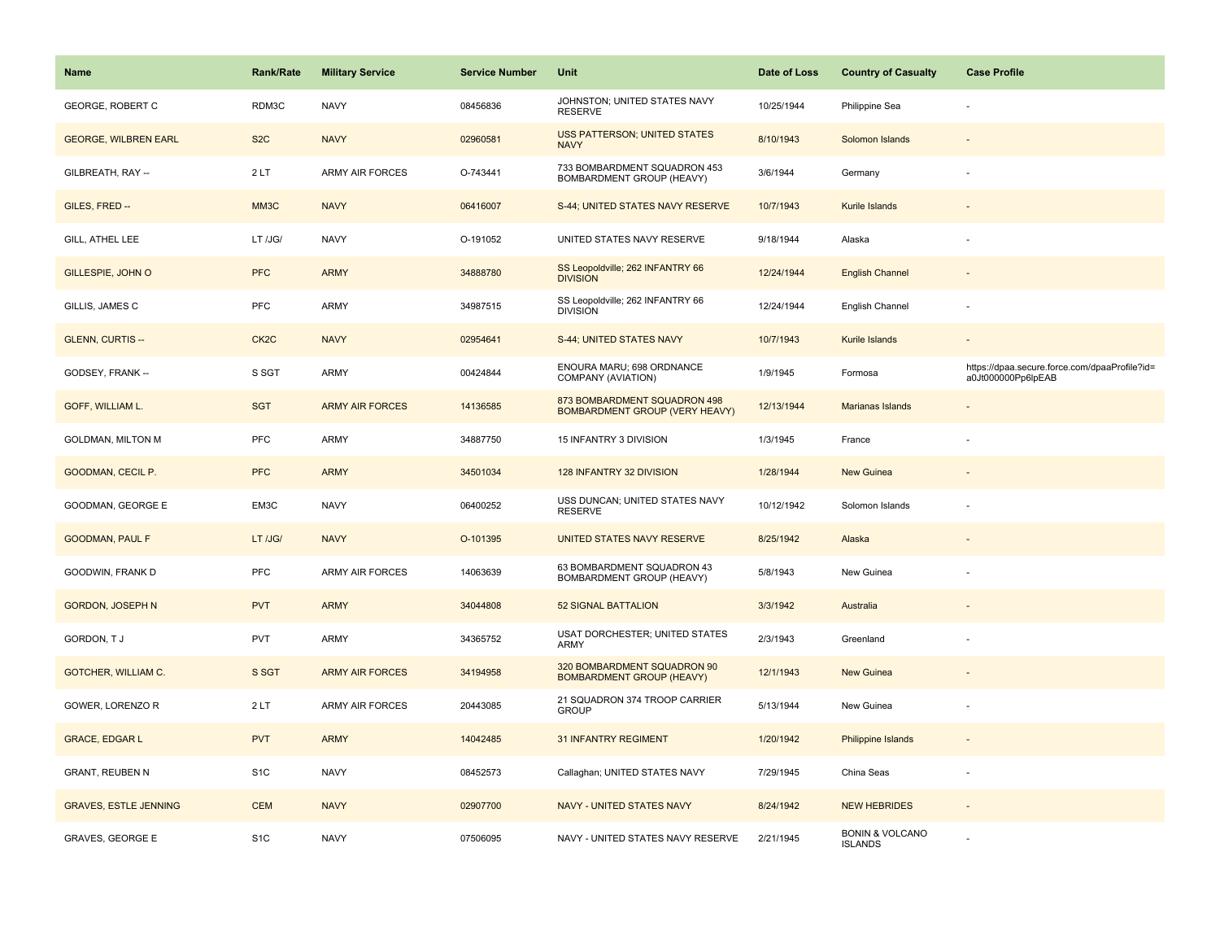| Name | Rank/Rate | Military Service | Service Number | Unit | Date of Loss | Country of Casualty | Case Profile |
| --- | --- | --- | --- | --- | --- | --- | --- |
| GEORGE, ROBERT C | RDM3C | NAVY | 08456836 | JOHNSTON; UNITED STATES NAVY RESERVE | 10/25/1944 | Philippine Sea | - |
| GEORGE, WILBREN EARL | S2C | NAVY | 02960581 | USS PATTERSON; UNITED STATES NAVY | 8/10/1943 | Solomon Islands | - |
| GILBREATH, RAY -- | 2 LT | ARMY AIR FORCES | O-743441 | 733 BOMBARDMENT SQUADRON 453 BOMBARDMENT GROUP (HEAVY) | 3/6/1944 | Germany | - |
| GILES, FRED -- | MM3C | NAVY | 06416007 | S-44; UNITED STATES NAVY RESERVE | 10/7/1943 | Kurile Islands | - |
| GILL, ATHEL LEE | LT /JG/ | NAVY | O-191052 | UNITED STATES NAVY RESERVE | 9/18/1944 | Alaska | - |
| GILLESPIE, JOHN O | PFC | ARMY | 34888780 | SS Leopoldville; 262 INFANTRY 66 DIVISION | 12/24/1944 | English Channel | - |
| GILLIS, JAMES C | PFC | ARMY | 34987515 | SS Leopoldville; 262 INFANTRY 66 DIVISION | 12/24/1944 | English Channel | - |
| GLENN, CURTIS -- | CK2C | NAVY | 02954641 | S-44; UNITED STATES NAVY | 10/7/1943 | Kurile Islands | - |
| GODSEY, FRANK -- | S SGT | ARMY | 00424844 | ENOURA MARU; 698 ORDNANCE COMPANY (AVIATION) | 1/9/1945 | Formosa | https://dpaa.secure.force.com/dpaaProfile?id=a0Jt000000Pp6lpEAB |
| GOFF, WILLIAM L. | SGT | ARMY AIR FORCES | 14136585 | 873 BOMBARDMENT SQUADRON 498 BOMBARDMENT GROUP (VERY HEAVY) | 12/13/1944 | Marianas Islands | - |
| GOLDMAN, MILTON M | PFC | ARMY | 34887750 | 15 INFANTRY 3 DIVISION | 1/3/1945 | France | - |
| GOODMAN, CECIL P. | PFC | ARMY | 34501034 | 128 INFANTRY 32 DIVISION | 1/28/1944 | New Guinea | - |
| GOODMAN, GEORGE E | EM3C | NAVY | 06400252 | USS DUNCAN; UNITED STATES NAVY RESERVE | 10/12/1942 | Solomon Islands | - |
| GOODMAN, PAUL F | LT /JG/ | NAVY | O-101395 | UNITED STATES NAVY RESERVE | 8/25/1942 | Alaska | - |
| GOODWIN, FRANK D | PFC | ARMY AIR FORCES | 14063639 | 63 BOMBARDMENT SQUADRON 43 BOMBARDMENT GROUP (HEAVY) | 5/8/1943 | New Guinea | - |
| GORDON, JOSEPH N | PVT | ARMY | 34044808 | 52 SIGNAL BATTALION | 3/3/1942 | Australia | - |
| GORDON, T J | PVT | ARMY | 34365752 | USAT DORCHESTER; UNITED STATES ARMY | 2/3/1943 | Greenland | - |
| GOTCHER, WILLIAM C. | S SGT | ARMY AIR FORCES | 34194958 | 320 BOMBARDMENT SQUADRON 90 BOMBARDMENT GROUP (HEAVY) | 12/1/1943 | New Guinea | - |
| GOWER, LORENZO R | 2 LT | ARMY AIR FORCES | 20443085 | 21 SQUADRON 374 TROOP CARRIER GROUP | 5/13/1944 | New Guinea | - |
| GRACE, EDGAR L | PVT | ARMY | 14042485 | 31 INFANTRY REGIMENT | 1/20/1942 | Philippine Islands | - |
| GRANT, REUBEN N | S1C | NAVY | 08452573 | Callaghan; UNITED STATES NAVY | 7/29/1945 | China Seas | - |
| GRAVES, ESTLE JENNING | CEM | NAVY | 02907700 | NAVY - UNITED STATES NAVY | 8/24/1942 | NEW HEBRIDES | - |
| GRAVES, GEORGE E | S1C | NAVY | 07506095 | NAVY - UNITED STATES NAVY RESERVE | 2/21/1945 | BONIN & VOLCANO ISLANDS | - |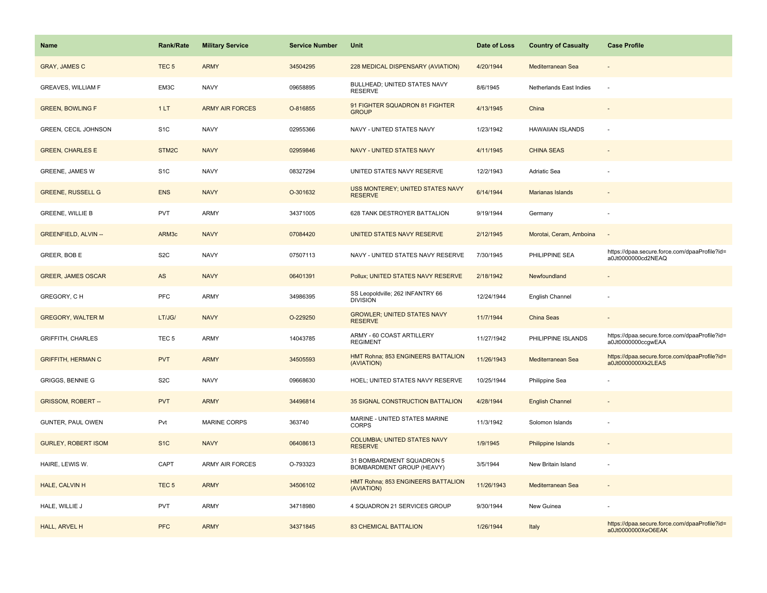| Name | Rank/Rate | Military Service | Service Number | Unit | Date of Loss | Country of Casualty | Case Profile |
|---|---|---|---|---|---|---|---|
| GRAY, JAMES C | TEC 5 | ARMY | 34504295 | 228 MEDICAL DISPENSARY (AVIATION) | 4/20/1944 | Mediterranean Sea | - |
| GREAVES, WILLIAM F | EM3C | NAVY | 09658895 | BULLHEAD; UNITED STATES NAVY RESERVE | 8/6/1945 | Netherlands East Indies | - |
| GREEN, BOWLING F | 1 LT | ARMY AIR FORCES | O-816855 | 91 FIGHTER SQUADRON 81 FIGHTER GROUP | 4/13/1945 | China | - |
| GREEN, CECIL JOHNSON | S1C | NAVY | 02955366 | NAVY - UNITED STATES NAVY | 1/23/1942 | HAWAIIAN ISLANDS | - |
| GREEN, CHARLES E | STM2C | NAVY | 02959846 | NAVY - UNITED STATES NAVY | 4/11/1945 | CHINA SEAS | - |
| GREENE, JAMES W | S1C | NAVY | 08327294 | UNITED STATES NAVY RESERVE | 12/2/1943 | Adriatic Sea | - |
| GREENE, RUSSELL G | ENS | NAVY | O-301632 | USS MONTEREY; UNITED STATES NAVY RESERVE | 6/14/1944 | Marianas Islands | - |
| GREENE, WILLIE B | PVT | ARMY | 34371005 | 628 TANK DESTROYER BATTALION | 9/19/1944 | Germany | - |
| GREENFIELD, ALVIN -- | ARM3c | NAVY | 07084420 | UNITED STATES NAVY RESERVE | 2/12/1945 | Morotai, Ceram, Amboina | - |
| GREER, BOB E | S2C | NAVY | 07507113 | NAVY - UNITED STATES NAVY RESERVE | 7/30/1945 | PHILIPPINE SEA | https://dpaa.secure.force.com/dpaaProfile?id=a0Jt0000000cd2NEAQ |
| GREER, JAMES OSCAR | AS | NAVY | 06401391 | Pollux; UNITED STATES NAVY RESERVE | 2/18/1942 | Newfoundland | - |
| GREGORY, C H | PFC | ARMY | 34986395 | SS Leopoldville; 262 INFANTRY 66 DIVISION | 12/24/1944 | English Channel | - |
| GREGORY, WALTER M | LT/JG/ | NAVY | O-229250 | GROWLER; UNITED STATES NAVY RESERVE | 11/7/1944 | China Seas | - |
| GRIFFITH, CHARLES | TEC 5 | ARMY | 14043785 | ARMY - 60 COAST ARTILLERY REGIMENT | 11/27/1942 | PHILIPPINE ISLANDS | https://dpaa.secure.force.com/dpaaProfile?id=a0Jt0000000ccgwEAA |
| GRIFFITH, HERMAN C | PVT | ARMY | 34505593 | HMT Rohna; 853 ENGINEERS BATTALION (AVIATION) | 11/26/1943 | Mediterranean Sea | https://dpaa.secure.force.com/dpaaProfile?id=a0Jt0000000Xk2LEAS |
| GRIGGS, BENNIE G | S2C | NAVY | 09668630 | HOEL; UNITED STATES NAVY RESERVE | 10/25/1944 | Philippine Sea | - |
| GRISSOM, ROBERT -- | PVT | ARMY | 34496814 | 35 SIGNAL CONSTRUCTION BATTALION | 4/28/1944 | English Channel | - |
| GUNTER, PAUL OWEN | Pvt | MARINE CORPS | 363740 | MARINE - UNITED STATES MARINE CORPS | 11/3/1942 | Solomon Islands | - |
| GURLEY, ROBERT ISOM | S1C | NAVY | 06408613 | COLUMBIA; UNITED STATES NAVY RESERVE | 1/9/1945 | Philippine Islands | - |
| HAIRE, LEWIS W. | CAPT | ARMY AIR FORCES | O-793323 | 31 BOMBARDMENT SQUADRON 5 BOMBARDMENT GROUP (HEAVY) | 3/5/1944 | New Britain Island | - |
| HALE, CALVIN H | TEC 5 | ARMY | 34506102 | HMT Rohna; 853 ENGINEERS BATTALION (AVIATION) | 11/26/1943 | Mediterranean Sea | - |
| HALE, WILLIE J | PVT | ARMY | 34718980 | 4 SQUADRON 21 SERVICES GROUP | 9/30/1944 | New Guinea | - |
| HALL, ARVEL H | PFC | ARMY | 34371845 | 83 CHEMICAL BATTALION | 1/26/1944 | Italy | https://dpaa.secure.force.com/dpaaProfile?id=a0Jt0000000XeO6EAK |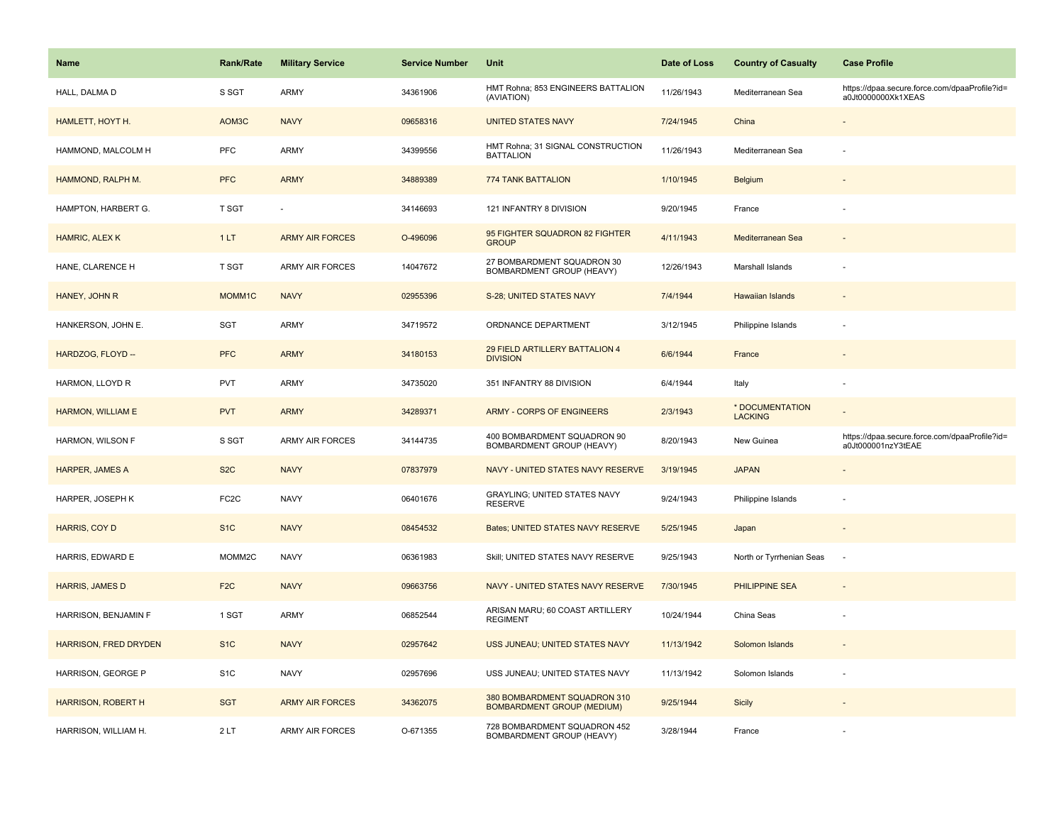| Name | Rank/Rate | Military Service | Service Number | Unit | Date of Loss | Country of Casualty | Case Profile |
|---|---|---|---|---|---|---|---|
| HALL, DALMA D | S SGT | ARMY | 34361906 | HMT Rohna; 853 ENGINEERS BATTALION (AVIATION) | 11/26/1943 | Mediterranean Sea | https://dpaa.secure.force.com/dpaaProfile?id=a0Jt0000000Xk1XEAS |
| HAMLETT, HOYT H. | AOM3C | NAVY | 09658316 | UNITED STATES NAVY | 7/24/1945 | China | - |
| HAMMOND, MALCOLM H | PFC | ARMY | 34399556 | HMT Rohna; 31 SIGNAL CONSTRUCTION BATTALION | 11/26/1943 | Mediterranean Sea | - |
| HAMMOND, RALPH M. | PFC | ARMY | 34889389 | 774 TANK BATTALION | 1/10/1945 | Belgium | - |
| HAMPTON, HARBERT G. | T SGT | - | 34146693 | 121 INFANTRY 8 DIVISION | 9/20/1945 | France | - |
| HAMRIC, ALEX K | 1 LT | ARMY AIR FORCES | O-496096 | 95 FIGHTER SQUADRON 82 FIGHTER GROUP | 4/11/1943 | Mediterranean Sea | - |
| HANE, CLARENCE H | T SGT | ARMY AIR FORCES | 14047672 | 27 BOMBARDMENT SQUADRON 30 BOMBARDMENT GROUP (HEAVY) | 12/26/1943 | Marshall Islands | - |
| HANEY, JOHN R | MOMM1C | NAVY | 02955396 | S-28; UNITED STATES NAVY | 7/4/1944 | Hawaiian Islands | - |
| HANKERSON, JOHN E. | SGT | ARMY | 34719572 | ORDNANCE DEPARTMENT | 3/12/1945 | Philippine Islands | - |
| HARDZOG, FLOYD -- | PFC | ARMY | 34180153 | 29 FIELD ARTILLERY BATTALION 4 DIVISION | 6/6/1944 | France | - |
| HARMON, LLOYD R | PVT | ARMY | 34735020 | 351 INFANTRY 88 DIVISION | 6/4/1944 | Italy | - |
| HARMON, WILLIAM E | PVT | ARMY | 34289371 | ARMY - CORPS OF ENGINEERS | 2/3/1943 | * DOCUMENTATION LACKING | - |
| HARMON, WILSON F | S SGT | ARMY AIR FORCES | 34144735 | 400 BOMBARDMENT SQUADRON 90 BOMBARDMENT GROUP (HEAVY) | 8/20/1943 | New Guinea | https://dpaa.secure.force.com/dpaaProfile?id=a0Jt000001nzY3tEAE |
| HARPER, JAMES A | S2C | NAVY | 07837979 | NAVY - UNITED STATES NAVY RESERVE | 3/19/1945 | JAPAN | - |
| HARPER, JOSEPH K | FC2C | NAVY | 06401676 | GRAYLING; UNITED STATES NAVY RESERVE | 9/24/1943 | Philippine Islands | - |
| HARRIS, COY D | S1C | NAVY | 08454532 | Bates; UNITED STATES NAVY RESERVE | 5/25/1945 | Japan | - |
| HARRIS, EDWARD E | MOMM2C | NAVY | 06361983 | Skill; UNITED STATES NAVY RESERVE | 9/25/1943 | North or Tyrrhenian Seas | - |
| HARRIS, JAMES D | F2C | NAVY | 09663756 | NAVY - UNITED STATES NAVY RESERVE | 7/30/1945 | PHILIPPINE SEA | - |
| HARRISON, BENJAMIN F | 1 SGT | ARMY | 06852544 | ARISAN MARU; 60 COAST ARTILLERY REGIMENT | 10/24/1944 | China Seas | - |
| HARRISON, FRED DRYDEN | S1C | NAVY | 02957642 | USS JUNEAU; UNITED STATES NAVY | 11/13/1942 | Solomon Islands | - |
| HARRISON, GEORGE P | S1C | NAVY | 02957696 | USS JUNEAU; UNITED STATES NAVY | 11/13/1942 | Solomon Islands | - |
| HARRISON, ROBERT H | SGT | ARMY AIR FORCES | 34362075 | 380 BOMBARDMENT SQUADRON 310 BOMBARDMENT GROUP (MEDIUM) | 9/25/1944 | Sicily | - |
| HARRISON, WILLIAM H. | 2 LT | ARMY AIR FORCES | O-671355 | 728 BOMBARDMENT SQUADRON 452 BOMBARDMENT GROUP (HEAVY) | 3/28/1944 | France | - |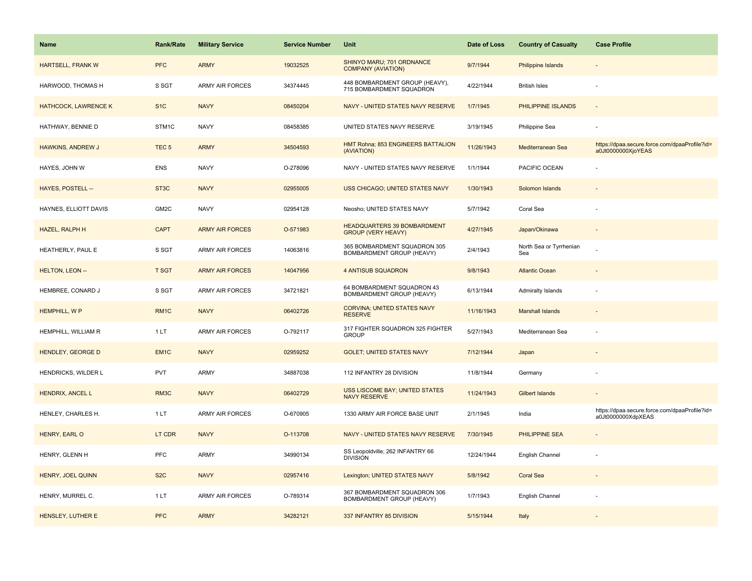| Name | Rank/Rate | Military Service | Service Number | Unit | Date of Loss | Country of Casualty | Case Profile |
|---|---|---|---|---|---|---|---|
| HARTSELL, FRANK W | PFC | ARMY | 19032525 | SHINYO MARU; 701 ORDNANCE COMPANY (AVIATION) | 9/7/1944 | Philippine Islands | - |
| HARWOOD, THOMAS H | S SGT | ARMY AIR FORCES | 34374445 | 448 BOMBARDMENT GROUP (HEAVY), 715 BOMBARDMENT SQUADRON | 4/22/1944 | British Isles | - |
| HATHCOCK, LAWRENCE K | S1C | NAVY | 08450204 | NAVY - UNITED STATES NAVY RESERVE | 1/7/1945 | PHILIPPINE ISLANDS | - |
| HATHWAY, BENNIE D | STM1C | NAVY | 08458385 | UNITED STATES NAVY RESERVE | 3/19/1945 | Philippine Sea | - |
| HAWKINS, ANDREW J | TEC 5 | ARMY | 34504593 | HMT Rohna; 853 ENGINEERS BATTALION (AVIATION) | 11/26/1943 | Mediterranean Sea | https://dpaa.secure.force.com/dpaaProfile?id=a0Jt0000000XjoYEAS |
| HAYES, JOHN W | ENS | NAVY | O-278096 | NAVY - UNITED STATES NAVY RESERVE | 1/1/1944 | PACIFIC OCEAN | - |
| HAYES, POSTELL -- | ST3C | NAVY | 02955005 | USS CHICAGO; UNITED STATES NAVY | 1/30/1943 | Solomon Islands | - |
| HAYNES, ELLIOTT DAVIS | GM2C | NAVY | 02954128 | Neosho; UNITED STATES NAVY | 5/7/1942 | Coral Sea | - |
| HAZEL, RALPH H | CAPT | ARMY AIR FORCES | O-571983 | HEADQUARTERS 39 BOMBARDMENT GROUP (VERY HEAVY) | 4/27/1945 | Japan/Okinawa | - |
| HEATHERLY, PAUL E | S SGT | ARMY AIR FORCES | 14063816 | 365 BOMBARDMENT SQUADRON 305 BOMBARDMENT GROUP (HEAVY) | 2/4/1943 | North Sea or Tyrrhenian Sea | - |
| HELTON, LEON -- | T SGT | ARMY AIR FORCES | 14047956 | 4 ANTISUB SQUADRON | 9/8/1943 | Atlantic Ocean | - |
| HEMBREE, CONARD J | S SGT | ARMY AIR FORCES | 34721821 | 64 BOMBARDMENT SQUADRON 43 BOMBARDMENT GROUP (HEAVY) | 6/13/1944 | Admiralty Islands | - |
| HEMPHILL, W P | RM1C | NAVY | 06402726 | CORVINA; UNITED STATES NAVY RESERVE | 11/16/1943 | Marshall Islands | - |
| HEMPHILL, WILLIAM R | 1 LT | ARMY AIR FORCES | O-792117 | 317 FIGHTER SQUADRON 325 FIGHTER GROUP | 5/27/1943 | Mediterranean Sea | - |
| HENDLEY, GEORGE D | EM1C | NAVY | 02959252 | GOLET; UNITED STATES NAVY | 7/12/1944 | Japan | - |
| HENDRICKS, WILDER L | PVT | ARMY | 34887038 | 112 INFANTRY 28 DIVISION | 11/8/1944 | Germany | - |
| HENDRIX, ANCEL L | RM3C | NAVY | 06402729 | USS LISCOME BAY; UNITED STATES NAVY RESERVE | 11/24/1943 | Gilbert Islands | - |
| HENLEY, CHARLES H. | 1 LT | ARMY AIR FORCES | O-670905 | 1330 ARMY AIR FORCE BASE UNIT | 2/1/1945 | India | https://dpaa.secure.force.com/dpaaProfile?id=a0Jt0000000XdpXEAS |
| HENRY, EARL O | LT CDR | NAVY | O-113708 | NAVY - UNITED STATES NAVY RESERVE | 7/30/1945 | PHILIPPINE SEA | - |
| HENRY, GLENN H | PFC | ARMY | 34990134 | SS Leopoldville; 262 INFANTRY 66 DIVISION | 12/24/1944 | English Channel | - |
| HENRY, JOEL QUINN | S2C | NAVY | 02957416 | Lexington; UNITED STATES NAVY | 5/8/1942 | Coral Sea | - |
| HENRY, MURREL C. | 1 LT | ARMY AIR FORCES | O-789314 | 367 BOMBARDMENT SQUADRON 306 BOMBARDMENT GROUP (HEAVY) | 1/7/1943 | English Channel | - |
| HENSLEY, LUTHER E | PFC | ARMY | 34282121 | 337 INFANTRY 85 DIVISION | 5/15/1944 | Italy | - |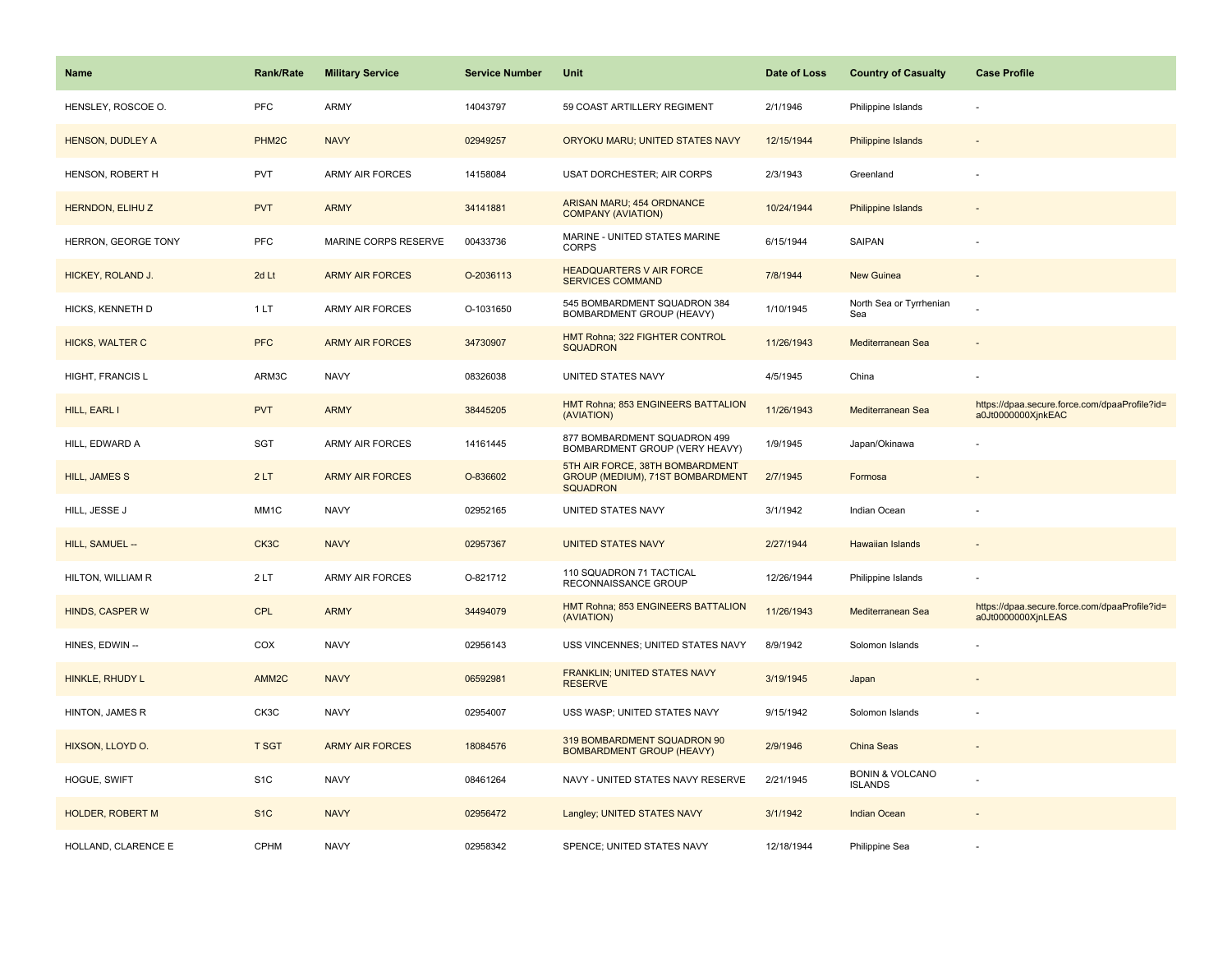| Name | Rank/Rate | Military Service | Service Number | Unit | Date of Loss | Country of Casualty | Case Profile |
|---|---|---|---|---|---|---|---|
| HENSLEY, ROSCOE O. | PFC | ARMY | 14043797 | 59 COAST ARTILLERY REGIMENT | 2/1/1946 | Philippine Islands | - |
| HENSON, DUDLEY A | PHM2C | NAVY | 02949257 | ORYOKU MARU; UNITED STATES NAVY | 12/15/1944 | Philippine Islands | - |
| HENSON, ROBERT H | PVT | ARMY AIR FORCES | 14158084 | USAT DORCHESTER; AIR CORPS | 2/3/1943 | Greenland | - |
| HERNDON, ELIHU Z | PVT | ARMY | 34141881 | ARISAN MARU; 454 ORDNANCE COMPANY (AVIATION) | 10/24/1944 | Philippine Islands | - |
| HERRON, GEORGE TONY | PFC | MARINE CORPS RESERVE | 00433736 | MARINE - UNITED STATES MARINE CORPS | 6/15/1944 | SAIPAN | - |
| HICKEY, ROLAND J. | 2d Lt | ARMY AIR FORCES | O-2036113 | HEADQUARTERS V AIR FORCE SERVICES COMMAND | 7/8/1944 | New Guinea | - |
| HICKS, KENNETH D | 1 LT | ARMY AIR FORCES | O-1031650 | 545 BOMBARDMENT SQUADRON 384 BOMBARDMENT GROUP (HEAVY) | 1/10/1945 | North Sea or Tyrrhenian Sea | - |
| HICKS, WALTER C | PFC | ARMY AIR FORCES | 34730907 | HMT Rohna; 322 FIGHTER CONTROL SQUADRON | 11/26/1943 | Mediterranean Sea | - |
| HIGHT, FRANCIS L | ARM3C | NAVY | 08326038 | UNITED STATES NAVY | 4/5/1945 | China | - |
| HILL, EARL I | PVT | ARMY | 38445205 | HMT Rohna; 853 ENGINEERS BATTALION (AVIATION) | 11/26/1943 | Mediterranean Sea | https://dpaa.secure.force.com/dpaaProfile?id=a0Jt0000000XjnkEAC |
| HILL, EDWARD A | SGT | ARMY AIR FORCES | 14161445 | 877 BOMBARDMENT SQUADRON 499 BOMBARDMENT GROUP (VERY HEAVY) | 1/9/1945 | Japan/Okinawa | - |
| HILL, JAMES S | 2 LT | ARMY AIR FORCES | O-836602 | 5TH AIR FORCE, 38TH BOMBARDMENT GROUP (MEDIUM), 71ST BOMBARDMENT SQUADRON | 2/7/1945 | Formosa | - |
| HILL, JESSE J | MM1C | NAVY | 02952165 | UNITED STATES NAVY | 3/1/1942 | Indian Ocean | - |
| HILL, SAMUEL -- | CK3C | NAVY | 02957367 | UNITED STATES NAVY | 2/27/1944 | Hawaiian Islands | - |
| HILTON, WILLIAM R | 2 LT | ARMY AIR FORCES | O-821712 | 110 SQUADRON 71 TACTICAL RECONNAISSANCE GROUP | 12/26/1944 | Philippine Islands | - |
| HINDS, CASPER W | CPL | ARMY | 34494079 | HMT Rohna; 853 ENGINEERS BATTALION (AVIATION) | 11/26/1943 | Mediterranean Sea | https://dpaa.secure.force.com/dpaaProfile?id=a0Jt0000000XjnLEAS |
| HINES, EDWIN -- | COX | NAVY | 02956143 | USS VINCENNES; UNITED STATES NAVY | 8/9/1942 | Solomon Islands | - |
| HINKLE, RHUDY L | AMM2C | NAVY | 06592981 | FRANKLIN; UNITED STATES NAVY RESERVE | 3/19/1945 | Japan | - |
| HINTON, JAMES R | CK3C | NAVY | 02954007 | USS WASP; UNITED STATES NAVY | 9/15/1942 | Solomon Islands | - |
| HIXSON, LLOYD O. | T SGT | ARMY AIR FORCES | 18084576 | 319 BOMBARDMENT SQUADRON 90 BOMBARDMENT GROUP (HEAVY) | 2/9/1946 | China Seas | - |
| HOGUE, SWIFT | S1C | NAVY | 08461264 | NAVY - UNITED STATES NAVY RESERVE | 2/21/1945 | BONIN & VOLCANO ISLANDS | - |
| HOLDER, ROBERT M | S1C | NAVY | 02956472 | Langley; UNITED STATES NAVY | 3/1/1942 | Indian Ocean | - |
| HOLLAND, CLARENCE E | CPHM | NAVY | 02958342 | SPENCE; UNITED STATES NAVY | 12/18/1944 | Philippine Sea | - |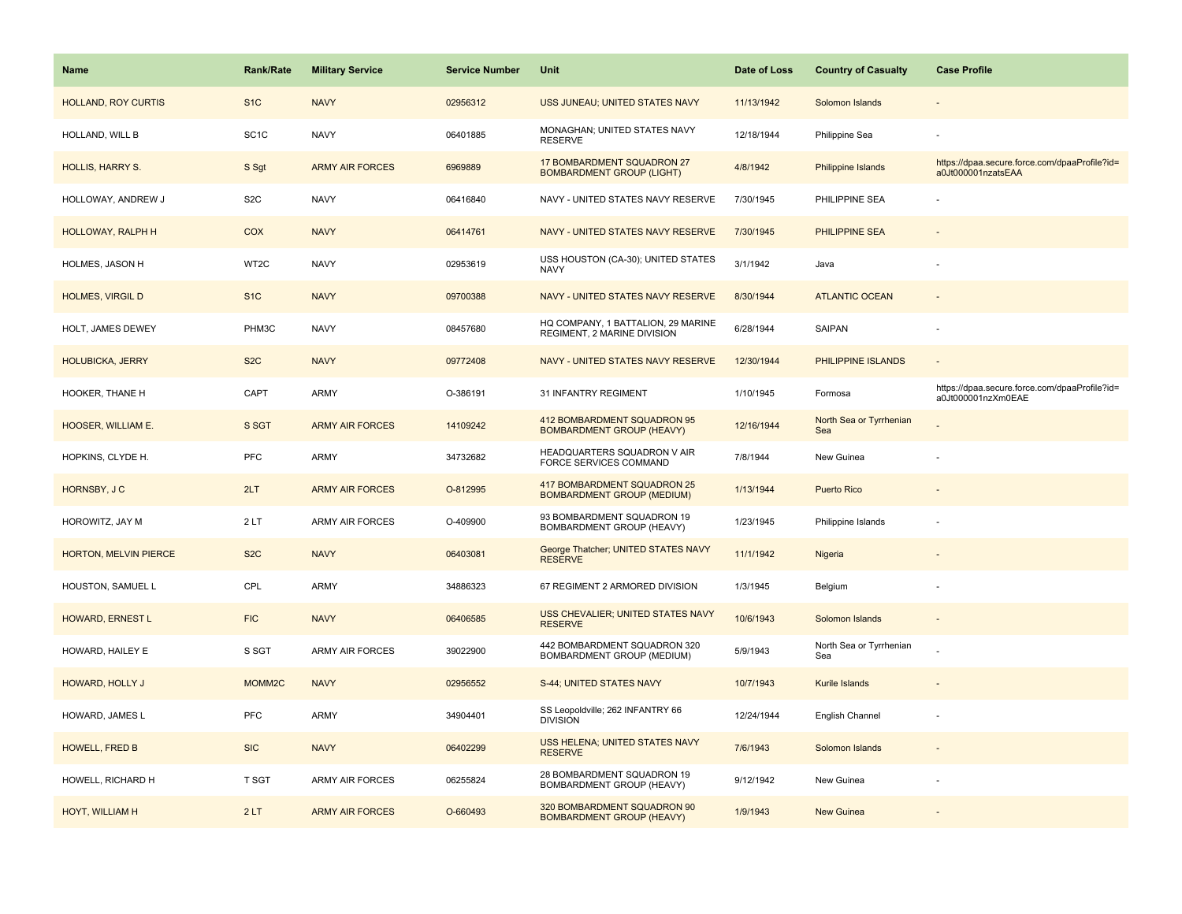| Name | Rank/Rate | Military Service | Service Number | Unit | Date of Loss | Country of Casualty | Case Profile |
|---|---|---|---|---|---|---|---|
| HOLLAND, ROY CURTIS | S1C | NAVY | 02956312 | USS JUNEAU; UNITED STATES NAVY | 11/13/1942 | Solomon Islands | - |
| HOLLAND, WILL B | SC1C | NAVY | 06401885 | MONAGHAN; UNITED STATES NAVY RESERVE | 12/18/1944 | Philippine Sea | - |
| HOLLIS, HARRY S. | S Sgt | ARMY AIR FORCES | 6969889 | 17 BOMBARDMENT SQUADRON 27 BOMBARDMENT GROUP (LIGHT) | 4/8/1942 | Philippine Islands | https://dpaa.secure.force.com/dpaaProfile?id=a0Jt000001nzatsEAA |
| HOLLOWAY, ANDREW J | S2C | NAVY | 06416840 | NAVY - UNITED STATES NAVY RESERVE | 7/30/1945 | PHILIPPINE SEA | - |
| HOLLOWAY, RALPH H | COX | NAVY | 06414761 | NAVY - UNITED STATES NAVY RESERVE | 7/30/1945 | PHILIPPINE SEA | - |
| HOLMES, JASON H | WT2C | NAVY | 02953619 | USS HOUSTON (CA-30); UNITED STATES NAVY | 3/1/1942 | Java | - |
| HOLMES, VIRGIL D | S1C | NAVY | 09700388 | NAVY - UNITED STATES NAVY RESERVE | 8/30/1944 | ATLANTIC OCEAN | - |
| HOLT, JAMES DEWEY | PHM3C | NAVY | 08457680 | HQ COMPANY, 1 BATTALION, 29 MARINE REGIMENT, 2 MARINE DIVISION | 6/28/1944 | SAIPAN | - |
| HOLUBICKA, JERRY | S2C | NAVY | 09772408 | NAVY - UNITED STATES NAVY RESERVE | 12/30/1944 | PHILIPPINE ISLANDS | - |
| HOOKER, THANE H | CAPT | ARMY | O-386191 | 31 INFANTRY REGIMENT | 1/10/1945 | Formosa | https://dpaa.secure.force.com/dpaaProfile?id=a0Jt000001nzXm0EAE |
| HOOSER, WILLIAM E. | S SGT | ARMY AIR FORCES | 14109242 | 412 BOMBARDMENT SQUADRON 95 BOMBARDMENT GROUP (HEAVY) | 12/16/1944 | North Sea or Tyrrhenian Sea | - |
| HOPKINS, CLYDE H. | PFC | ARMY | 34732682 | HEADQUARTERS SQUADRON V AIR FORCE SERVICES COMMAND | 7/8/1944 | New Guinea | - |
| HORNSBY, J C | 2LT | ARMY AIR FORCES | O-812995 | 417 BOMBARDMENT SQUADRON 25 BOMBARDMENT GROUP (MEDIUM) | 1/13/1944 | Puerto Rico | - |
| HOROWITZ, JAY M | 2 LT | ARMY AIR FORCES | O-409900 | 93 BOMBARDMENT SQUADRON 19 BOMBARDMENT GROUP (HEAVY) | 1/23/1945 | Philippine Islands | - |
| HORTON, MELVIN PIERCE | S2C | NAVY | 06403081 | George Thatcher; UNITED STATES NAVY RESERVE | 11/1/1942 | Nigeria | - |
| HOUSTON, SAMUEL L | CPL | ARMY | 34886323 | 67 REGIMENT 2 ARMORED DIVISION | 1/3/1945 | Belgium | - |
| HOWARD, ERNEST L | FIC | NAVY | 06406585 | USS CHEVALIER; UNITED STATES NAVY RESERVE | 10/6/1943 | Solomon Islands | - |
| HOWARD, HAILEY E | S SGT | ARMY AIR FORCES | 39022900 | 442 BOMBARDMENT SQUADRON 320 BOMBARDMENT GROUP (MEDIUM) | 5/9/1943 | North Sea or Tyrrhenian Sea | - |
| HOWARD, HOLLY J | MOMM2C | NAVY | 02956552 | S-44; UNITED STATES NAVY | 10/7/1943 | Kurile Islands | - |
| HOWARD, JAMES L | PFC | ARMY | 34904401 | SS Leopoldville; 262 INFANTRY 66 DIVISION | 12/24/1944 | English Channel | - |
| HOWELL, FRED B | SIC | NAVY | 06402299 | USS HELENA; UNITED STATES NAVY RESERVE | 7/6/1943 | Solomon Islands | - |
| HOWELL, RICHARD H | T SGT | ARMY AIR FORCES | 06255824 | 28 BOMBARDMENT SQUADRON 19 BOMBARDMENT GROUP (HEAVY) | 9/12/1942 | New Guinea | - |
| HOYT, WILLIAM H | 2 LT | ARMY AIR FORCES | O-660493 | 320 BOMBARDMENT SQUADRON 90 BOMBARDMENT GROUP (HEAVY) | 1/9/1943 | New Guinea | - |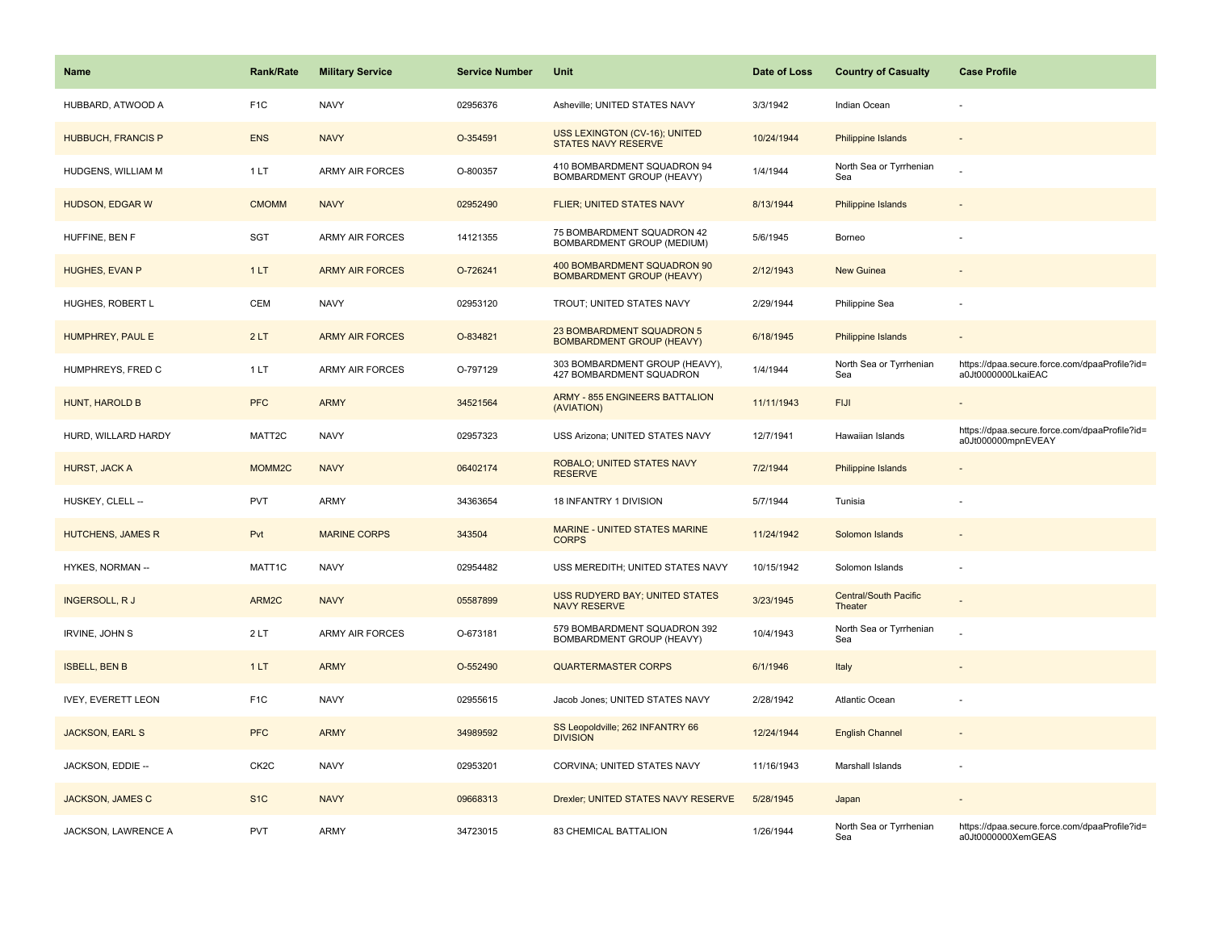| Name | Rank/Rate | Military Service | Service Number | Unit | Date of Loss | Country of Casualty | Case Profile |
|---|---|---|---|---|---|---|---|
| HUBBARD, ATWOOD A | F1C | NAVY | 02956376 | Asheville; UNITED STATES NAVY | 3/3/1942 | Indian Ocean | - |
| HUBBUCH, FRANCIS P | ENS | NAVY | O-354591 | USS LEXINGTON (CV-16); UNITED STATES NAVY RESERVE | 10/24/1944 | Philippine Islands | - |
| HUDGENS, WILLIAM M | 1 LT | ARMY AIR FORCES | O-800357 | 410 BOMBARDMENT SQUADRON 94 BOMBARDMENT GROUP (HEAVY) | 1/4/1944 | North Sea or Tyrrhenian Sea | - |
| HUDSON, EDGAR W | CMOMM | NAVY | 02952490 | FLIER; UNITED STATES NAVY | 8/13/1944 | Philippine Islands | - |
| HUFFINE, BEN F | SGT | ARMY AIR FORCES | 14121355 | 75 BOMBARDMENT SQUADRON 42 BOMBARDMENT GROUP (MEDIUM) | 5/6/1945 | Borneo | - |
| HUGHES, EVAN P | 1 LT | ARMY AIR FORCES | O-726241 | 400 BOMBARDMENT SQUADRON 90 BOMBARDMENT GROUP (HEAVY) | 2/12/1943 | New Guinea | - |
| HUGHES, ROBERT L | CEM | NAVY | 02953120 | TROUT; UNITED STATES NAVY | 2/29/1944 | Philippine Sea | - |
| HUMPHREY, PAUL E | 2 LT | ARMY AIR FORCES | O-834821 | 23 BOMBARDMENT SQUADRON 5 BOMBARDMENT GROUP (HEAVY) | 6/18/1945 | Philippine Islands | - |
| HUMPHREYS, FRED C | 1 LT | ARMY AIR FORCES | O-797129 | 303 BOMBARDMENT GROUP (HEAVY), 427 BOMBARDMENT SQUADRON | 1/4/1944 | North Sea or Tyrrhenian Sea | https://dpaa.secure.force.com/dpaaProfile?id=a0Jt0000000LkaiEAC |
| HUNT, HAROLD B | PFC | ARMY | 34521564 | ARMY - 855 ENGINEERS BATTALION (AVIATION) | 11/11/1943 | FIJI | - |
| HURD, WILLARD HARDY | MATT2C | NAVY | 02957323 | USS Arizona; UNITED STATES NAVY | 12/7/1941 | Hawaiian Islands | https://dpaa.secure.force.com/dpaaProfile?id=a0Jt000000mpnEVEAY |
| HURST, JACK A | MOMM2C | NAVY | 06402174 | ROBALO; UNITED STATES NAVY RESERVE | 7/2/1944 | Philippine Islands | - |
| HUSKEY, CLELL -- | PVT | ARMY | 34363654 | 18 INFANTRY 1 DIVISION | 5/7/1944 | Tunisia | - |
| HUTCHENS, JAMES R | Pvt | MARINE CORPS | 343504 | MARINE - UNITED STATES MARINE CORPS | 11/24/1942 | Solomon Islands | - |
| HYKES, NORMAN -- | MATT1C | NAVY | 02954482 | USS MEREDITH; UNITED STATES NAVY | 10/15/1942 | Solomon Islands | - |
| INGERSOLL, R J | ARM2C | NAVY | 05587899 | USS RUDYERD BAY; UNITED STATES NAVY RESERVE | 3/23/1945 | Central/South Pacific Theater | - |
| IRVINE, JOHN S | 2 LT | ARMY AIR FORCES | O-673181 | 579 BOMBARDMENT SQUADRON 392 BOMBARDMENT GROUP (HEAVY) | 10/4/1943 | North Sea or Tyrrhenian Sea | - |
| ISBELL, BEN B | 1 LT | ARMY | O-552490 | QUARTERMASTER CORPS | 6/1/1946 | Italy | - |
| IVEY, EVERETT LEON | F1C | NAVY | 02955615 | Jacob Jones; UNITED STATES NAVY | 2/28/1942 | Atlantic Ocean | - |
| JACKSON, EARL S | PFC | ARMY | 34989592 | SS Leopoldville; 262 INFANTRY 66 DIVISION | 12/24/1944 | English Channel | - |
| JACKSON, EDDIE -- | CK2C | NAVY | 02953201 | CORVINA; UNITED STATES NAVY | 11/16/1943 | Marshall Islands | - |
| JACKSON, JAMES C | S1C | NAVY | 09668313 | Drexler; UNITED STATES NAVY RESERVE | 5/28/1945 | Japan | - |
| JACKSON, LAWRENCE A | PVT | ARMY | 34723015 | 83 CHEMICAL BATTALION | 1/26/1944 | North Sea or Tyrrhenian Sea | https://dpaa.secure.force.com/dpaaProfile?id=a0Jt0000000XemGEAS |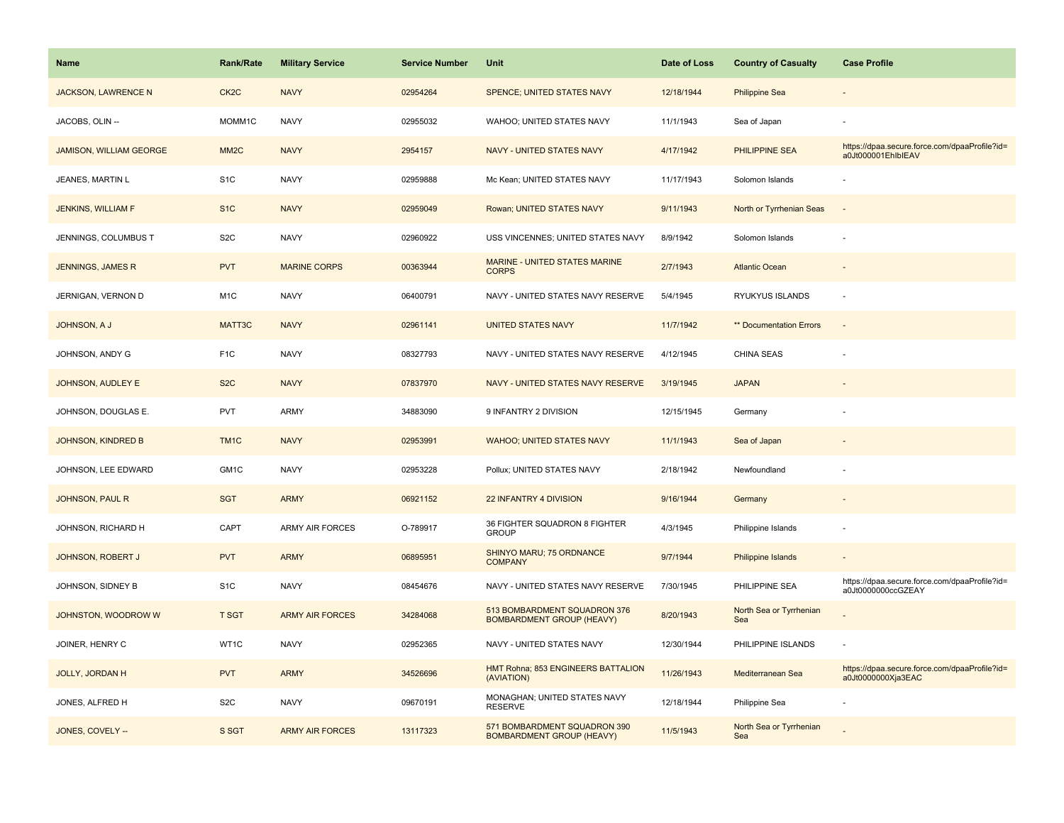| Name | Rank/Rate | Military Service | Service Number | Unit | Date of Loss | Country of Casualty | Case Profile |
|---|---|---|---|---|---|---|---|
| JACKSON, LAWRENCE N | CK2C | NAVY | 02954264 | SPENCE; UNITED STATES NAVY | 12/18/1944 | Philippine Sea | - |
| JACOBS, OLIN -- | MOMM1C | NAVY | 02955032 | WAHOO; UNITED STATES NAVY | 11/1/1943 | Sea of Japan | - |
| JAMISON, WILLIAM GEORGE | MM2C | NAVY | 2954157 | NAVY - UNITED STATES NAVY | 4/17/1942 | PHILIPPINE SEA | https://dpaa.secure.force.com/dpaaProfile?id=a0Jt000001EhIbIEAV |
| JEANES, MARTIN L | S1C | NAVY | 02959888 | Mc Kean; UNITED STATES NAVY | 11/17/1943 | Solomon Islands | - |
| JENKINS, WILLIAM F | S1C | NAVY | 02959049 | Rowan; UNITED STATES NAVY | 9/11/1943 | North or Tyrrhenian Seas | - |
| JENNINGS, COLUMBUS T | S2C | NAVY | 02960922 | USS VINCENNES; UNITED STATES NAVY | 8/9/1942 | Solomon Islands | - |
| JENNINGS, JAMES R | PVT | MARINE CORPS | 00363944 | MARINE - UNITED STATES MARINE CORPS | 2/7/1943 | Atlantic Ocean | - |
| JERNIGAN, VERNON D | M1C | NAVY | 06400791 | NAVY - UNITED STATES NAVY RESERVE | 5/4/1945 | RYUKYUS ISLANDS | - |
| JOHNSON, A J | MATT3C | NAVY | 02961141 | UNITED STATES NAVY | 11/7/1942 | ** Documentation Errors | - |
| JOHNSON, ANDY G | F1C | NAVY | 08327793 | NAVY - UNITED STATES NAVY RESERVE | 4/12/1945 | CHINA SEAS | - |
| JOHNSON, AUDLEY E | S2C | NAVY | 07837970 | NAVY - UNITED STATES NAVY RESERVE | 3/19/1945 | JAPAN | - |
| JOHNSON, DOUGLAS E. | PVT | ARMY | 34883090 | 9 INFANTRY 2 DIVISION | 12/15/1945 | Germany | - |
| JOHNSON, KINDRED B | TM1C | NAVY | 02953991 | WAHOO; UNITED STATES NAVY | 11/1/1943 | Sea of Japan | - |
| JOHNSON, LEE EDWARD | GM1C | NAVY | 02953228 | Pollux; UNITED STATES NAVY | 2/18/1942 | Newfoundland | - |
| JOHNSON, PAUL R | SGT | ARMY | 06921152 | 22 INFANTRY 4 DIVISION | 9/16/1944 | Germany | - |
| JOHNSON, RICHARD H | CAPT | ARMY AIR FORCES | O-789917 | 36 FIGHTER SQUADRON 8 FIGHTER GROUP | 4/3/1945 | Philippine Islands | - |
| JOHNSON, ROBERT J | PVT | ARMY | 06895951 | SHINYO MARU; 75 ORDNANCE COMPANY | 9/7/1944 | Philippine Islands | - |
| JOHNSON, SIDNEY B | S1C | NAVY | 08454676 | NAVY - UNITED STATES NAVY RESERVE | 7/30/1945 | PHILIPPINE SEA | https://dpaa.secure.force.com/dpaaProfile?id=a0Jt0000000ccGZEAY |
| JOHNSTON, WOODROW W | T SGT | ARMY AIR FORCES | 34284068 | 513 BOMBARDMENT SQUADRON 376 BOMBARDMENT GROUP (HEAVY) | 8/20/1943 | North Sea or Tyrrhenian Sea | - |
| JOINER, HENRY C | WT1C | NAVY | 02952365 | NAVY - UNITED STATES NAVY | 12/30/1944 | PHILIPPINE ISLANDS | - |
| JOLLY, JORDAN H | PVT | ARMY | 34526696 | HMT Rohna; 853 ENGINEERS BATTALION (AVIATION) | 11/26/1943 | Mediterranean Sea | https://dpaa.secure.force.com/dpaaProfile?id=a0Jt0000000Xja3EAC |
| JONES, ALFRED H | S2C | NAVY | 09670191 | MONAGHAN; UNITED STATES NAVY RESERVE | 12/18/1944 | Philippine Sea | - |
| JONES, COVELY -- | S SGT | ARMY AIR FORCES | 13117323 | 571 BOMBARDMENT SQUADRON 390 BOMBARDMENT GROUP (HEAVY) | 11/5/1943 | North Sea or Tyrrhenian Sea | - |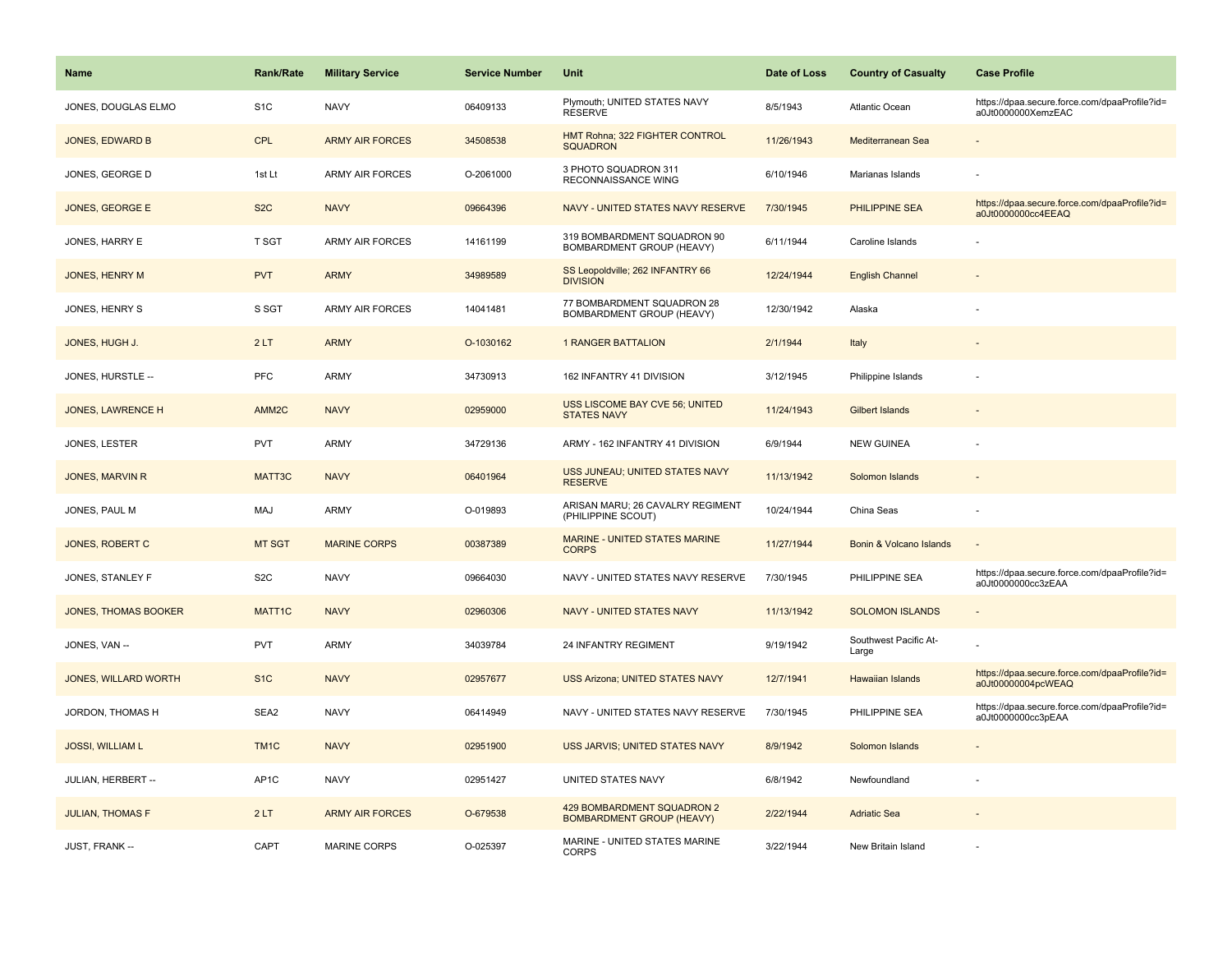| Name | Rank/Rate | Military Service | Service Number | Unit | Date of Loss | Country of Casualty | Case Profile |
|---|---|---|---|---|---|---|---|
| JONES, DOUGLAS ELMO | S1C | NAVY | 06409133 | Plymouth; UNITED STATES NAVY RESERVE | 8/5/1943 | Atlantic Ocean | https://dpaa.secure.force.com/dpaaProfile?id=a0Jt0000000XemzEAC |
| JONES, EDWARD B | CPL | ARMY AIR FORCES | 34508538 | HMT Rohna; 322 FIGHTER CONTROL SQUADRON | 11/26/1943 | Mediterranean Sea | - |
| JONES, GEORGE D | 1st Lt | ARMY AIR FORCES | O-2061000 | 3 PHOTO SQUADRON 311 RECONNAISSANCE WING | 6/10/1946 | Marianas Islands | - |
| JONES, GEORGE E | S2C | NAVY | 09664396 | NAVY - UNITED STATES NAVY RESERVE | 7/30/1945 | PHILIPPINE SEA | https://dpaa.secure.force.com/dpaaProfile?id=a0Jt0000000cc4EEAQ |
| JONES, HARRY E | T SGT | ARMY AIR FORCES | 14161199 | 319 BOMBARDMENT SQUADRON 90 BOMBARDMENT GROUP (HEAVY) | 6/11/1944 | Caroline Islands | - |
| JONES, HENRY M | PVT | ARMY | 34989589 | SS Leopoldville; 262 INFANTRY 66 DIVISION | 12/24/1944 | English Channel | - |
| JONES, HENRY S | S SGT | ARMY AIR FORCES | 14041481 | 77 BOMBARDMENT SQUADRON 28 BOMBARDMENT GROUP (HEAVY) | 12/30/1942 | Alaska | - |
| JONES, HUGH J. | 2 LT | ARMY | O-1030162 | 1 RANGER BATTALION | 2/1/1944 | Italy | - |
| JONES, HURSTLE -- | PFC | ARMY | 34730913 | 162 INFANTRY 41 DIVISION | 3/12/1945 | Philippine Islands | - |
| JONES, LAWRENCE H | AMM2C | NAVY | 02959000 | USS LISCOME BAY CVE 56; UNITED STATES NAVY | 11/24/1943 | Gilbert Islands | - |
| JONES, LESTER | PVT | ARMY | 34729136 | ARMY - 162 INFANTRY 41 DIVISION | 6/9/1944 | NEW GUINEA | - |
| JONES, MARVIN R | MATT3C | NAVY | 06401964 | USS JUNEAU; UNITED STATES NAVY RESERVE | 11/13/1942 | Solomon Islands | - |
| JONES, PAUL M | MAJ | ARMY | O-019893 | ARISAN MARU; 26 CAVALRY REGIMENT (PHILIPPINE SCOUT) | 10/24/1944 | China Seas | - |
| JONES, ROBERT C | MT SGT | MARINE CORPS | 00387389 | MARINE - UNITED STATES MARINE CORPS | 11/27/1944 | Bonin & Volcano Islands | - |
| JONES, STANLEY F | S2C | NAVY | 09664030 | NAVY - UNITED STATES NAVY RESERVE | 7/30/1945 | PHILIPPINE SEA | https://dpaa.secure.force.com/dpaaProfile?id=a0Jt0000000cc3zEAA |
| JONES, THOMAS BOOKER | MATT1C | NAVY | 02960306 | NAVY - UNITED STATES NAVY | 11/13/1942 | SOLOMON ISLANDS | - |
| JONES, VAN -- | PVT | ARMY | 34039784 | 24 INFANTRY REGIMENT | 9/19/1942 | Southwest Pacific At-Large | - |
| JONES, WILLARD WORTH | S1C | NAVY | 02957677 | USS Arizona; UNITED STATES NAVY | 12/7/1941 | Hawaiian Islands | https://dpaa.secure.force.com/dpaaProfile?id=a0Jt00000004pcWEAQ |
| JORDON, THOMAS H | SEA2 | NAVY | 06414949 | NAVY - UNITED STATES NAVY RESERVE | 7/30/1945 | PHILIPPINE SEA | https://dpaa.secure.force.com/dpaaProfile?id=a0Jt0000000cc3pEAA |
| JOSSI, WILLIAM L | TM1C | NAVY | 02951900 | USS JARVIS; UNITED STATES NAVY | 8/9/1942 | Solomon Islands | - |
| JULIAN, HERBERT -- | AP1C | NAVY | 02951427 | UNITED STATES NAVY | 6/8/1942 | Newfoundland | - |
| JULIAN, THOMAS F | 2 LT | ARMY AIR FORCES | O-679538 | 429 BOMBARDMENT SQUADRON 2 BOMBARDMENT GROUP (HEAVY) | 2/22/1944 | Adriatic Sea | - |
| JUST, FRANK -- | CAPT | MARINE CORPS | O-025397 | MARINE - UNITED STATES MARINE CORPS | 3/22/1944 | New Britain Island | - |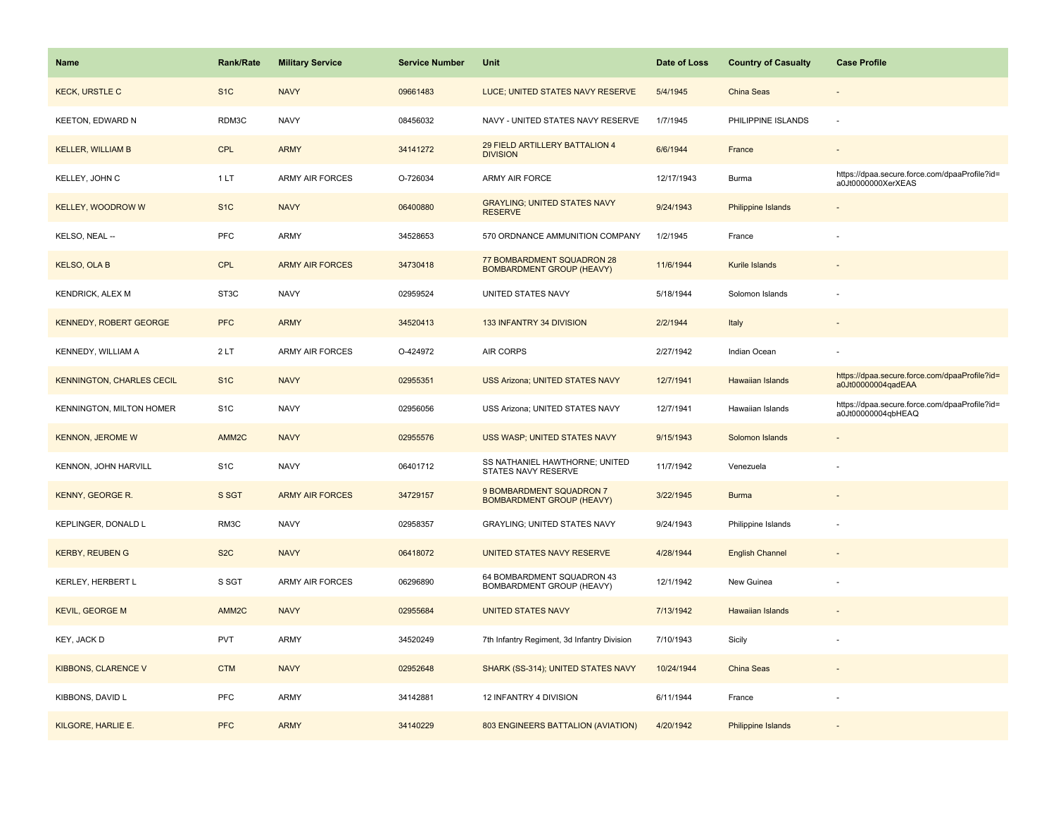| Name | Rank/Rate | Military Service | Service Number | Unit | Date of Loss | Country of Casualty | Case Profile |
|---|---|---|---|---|---|---|---|
| KECK, URSTLE C | S1C | NAVY | 09661483 | LUCE; UNITED STATES NAVY RESERVE | 5/4/1945 | China Seas | - |
| KEETON, EDWARD N | RDM3C | NAVY | 08456032 | NAVY - UNITED STATES NAVY RESERVE | 1/7/1945 | PHILIPPINE ISLANDS | - |
| KELLER, WILLIAM B | CPL | ARMY | 34141272 | 29 FIELD ARTILLERY BATTALION 4 DIVISION | 6/6/1944 | France | - |
| KELLEY, JOHN C | 1 LT | ARMY AIR FORCES | O-726034 | ARMY AIR FORCE | 12/17/1943 | Burma | https://dpaa.secure.force.com/dpaaProfile?id=a0Jt0000000XerXEAS |
| KELLEY, WOODROW W | S1C | NAVY | 06400880 | GRAYLING; UNITED STATES NAVY RESERVE | 9/24/1943 | Philippine Islands | - |
| KELSO, NEAL -- | PFC | ARMY | 34528653 | 570 ORDNANCE AMMUNITION COMPANY | 1/2/1945 | France | - |
| KELSO, OLA B | CPL | ARMY AIR FORCES | 34730418 | 77 BOMBARDMENT SQUADRON 28 BOMBARDMENT GROUP (HEAVY) | 11/6/1944 | Kurile Islands | - |
| KENDRICK, ALEX M | ST3C | NAVY | 02959524 | UNITED STATES NAVY | 5/18/1944 | Solomon Islands | - |
| KENNEDY, ROBERT GEORGE | PFC | ARMY | 34520413 | 133 INFANTRY 34 DIVISION | 2/2/1944 | Italy | - |
| KENNEDY, WILLIAM A | 2 LT | ARMY AIR FORCES | O-424972 | AIR CORPS | 2/27/1942 | Indian Ocean | - |
| KENNINGTON, CHARLES CECIL | S1C | NAVY | 02955351 | USS Arizona; UNITED STATES NAVY | 12/7/1941 | Hawaiian Islands | https://dpaa.secure.force.com/dpaaProfile?id=a0Jt00000004qadEAA |
| KENNINGTON, MILTON HOMER | S1C | NAVY | 02956056 | USS Arizona; UNITED STATES NAVY | 12/7/1941 | Hawaiian Islands | https://dpaa.secure.force.com/dpaaProfile?id=a0Jt00000004qbHEAQ |
| KENNON, JEROME W | AMM2C | NAVY | 02955576 | USS WASP; UNITED STATES NAVY | 9/15/1943 | Solomon Islands | - |
| KENNON, JOHN HARVILL | S1C | NAVY | 06401712 | SS NATHANIEL HAWTHORNE; UNITED STATES NAVY RESERVE | 11/7/1942 | Venezuela | - |
| KENNY, GEORGE R. | S SGT | ARMY AIR FORCES | 34729157 | 9 BOMBARDMENT SQUADRON 7 BOMBARDMENT GROUP (HEAVY) | 3/22/1945 | Burma | - |
| KEPLINGER, DONALD L | RM3C | NAVY | 02958357 | GRAYLING; UNITED STATES NAVY | 9/24/1943 | Philippine Islands | - |
| KERBY, REUBEN G | S2C | NAVY | 06418072 | UNITED STATES NAVY RESERVE | 4/28/1944 | English Channel | - |
| KERLEY, HERBERT L | S SGT | ARMY AIR FORCES | 06296890 | 64 BOMBARDMENT SQUADRON 43 BOMBARDMENT GROUP (HEAVY) | 12/1/1942 | New Guinea | - |
| KEVIL, GEORGE M | AMM2C | NAVY | 02955684 | UNITED STATES NAVY | 7/13/1942 | Hawaiian Islands | - |
| KEY, JACK D | PVT | ARMY | 34520249 | 7th Infantry Regiment, 3d Infantry Division | 7/10/1943 | Sicily | - |
| KIBBONS, CLARENCE V | CTM | NAVY | 02952648 | SHARK (SS-314); UNITED STATES NAVY | 10/24/1944 | China Seas | - |
| KIBBONS, DAVID L | PFC | ARMY | 34142881 | 12 INFANTRY 4 DIVISION | 6/11/1944 | France | - |
| KILGORE, HARLIE E. | PFC | ARMY | 34140229 | 803 ENGINEERS BATTALION (AVIATION) | 4/20/1942 | Philippine Islands | - |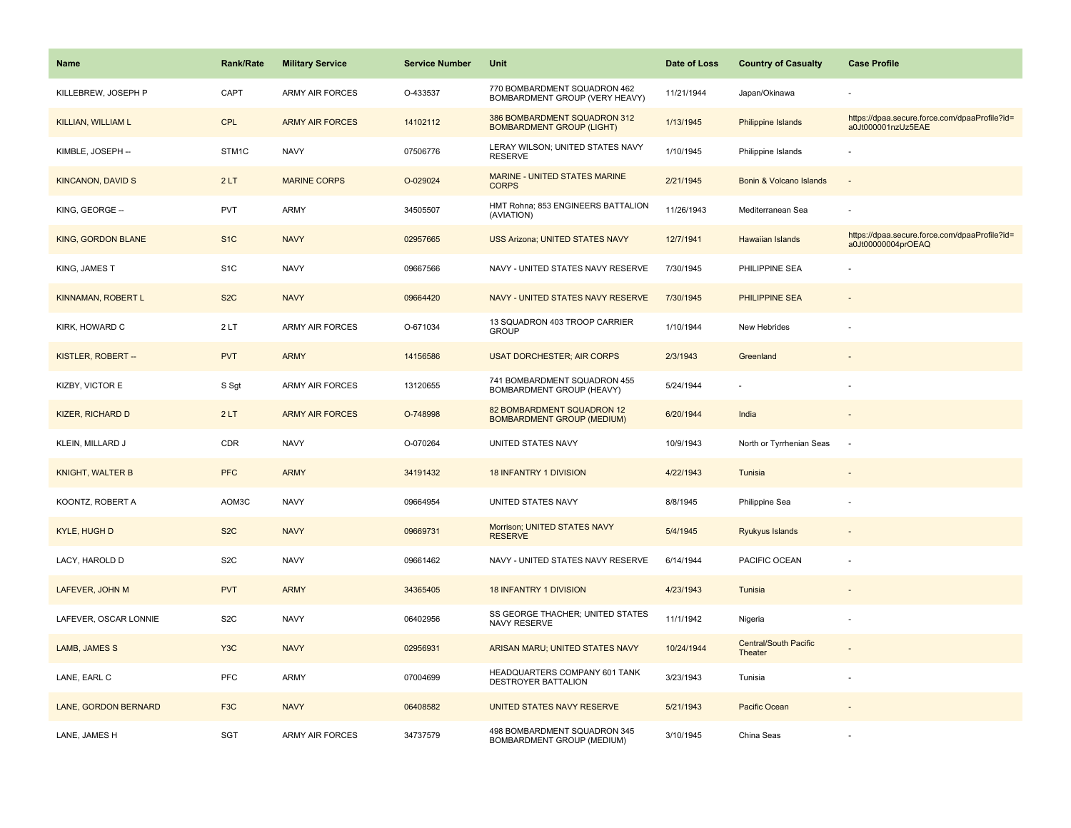| Name | Rank/Rate | Military Service | Service Number | Unit | Date of Loss | Country of Casualty | Case Profile |
|---|---|---|---|---|---|---|---|
| KILLEBREW, JOSEPH P | CAPT | ARMY AIR FORCES | O-433537 | 770 BOMBARDMENT SQUADRON 462 BOMBARDMENT GROUP (VERY HEAVY) | 11/21/1944 | Japan/Okinawa | - |
| KILLIAN, WILLIAM L | CPL | ARMY AIR FORCES | 14102112 | 386 BOMBARDMENT SQUADRON 312 BOMBARDMENT GROUP (LIGHT) | 1/13/1945 | Philippine Islands | https://dpaa.secure.force.com/dpaaProfile?id=a0Jt000001nzUz5EAE |
| KIMBLE, JOSEPH -- | STM1C | NAVY | 07506776 | LERAY WILSON; UNITED STATES NAVY RESERVE | 1/10/1945 | Philippine Islands | - |
| KINCANON, DAVID S | 2 LT | MARINE CORPS | O-029024 | MARINE - UNITED STATES MARINE CORPS | 2/21/1945 | Bonin & Volcano Islands | - |
| KING, GEORGE -- | PVT | ARMY | 34505507 | HMT Rohna; 853 ENGINEERS BATTALION (AVIATION) | 11/26/1943 | Mediterranean Sea | - |
| KING, GORDON BLANE | S1C | NAVY | 02957665 | USS Arizona; UNITED STATES NAVY | 12/7/1941 | Hawaiian Islands | https://dpaa.secure.force.com/dpaaProfile?id=a0Jt00000004prOEAQ |
| KING, JAMES T | S1C | NAVY | 09667566 | NAVY - UNITED STATES NAVY RESERVE | 7/30/1945 | PHILIPPINE SEA | - |
| KINNAMAN, ROBERT L | S2C | NAVY | 09664420 | NAVY - UNITED STATES NAVY RESERVE | 7/30/1945 | PHILIPPINE SEA | - |
| KIRK, HOWARD C | 2 LT | ARMY AIR FORCES | O-671034 | 13 SQUADRON 403 TROOP CARRIER GROUP | 1/10/1944 | New Hebrides | - |
| KISTLER, ROBERT -- | PVT | ARMY | 14156586 | USAT DORCHESTER; AIR CORPS | 2/3/1943 | Greenland | - |
| KIZBY, VICTOR E | S Sgt | ARMY AIR FORCES | 13120655 | 741 BOMBARDMENT SQUADRON 455 BOMBARDMENT GROUP (HEAVY) | 5/24/1944 | - | - |
| KIZER, RICHARD D | 2 LT | ARMY AIR FORCES | O-748998 | 82 BOMBARDMENT SQUADRON 12 BOMBARDMENT GROUP (MEDIUM) | 6/20/1944 | India | - |
| KLEIN, MILLARD J | CDR | NAVY | O-070264 | UNITED STATES NAVY | 10/9/1943 | North or Tyrrhenian Seas | - |
| KNIGHT, WALTER B | PFC | ARMY | 34191432 | 18 INFANTRY 1 DIVISION | 4/22/1943 | Tunisia | - |
| KOONTZ, ROBERT A | AOM3C | NAVY | 09664954 | UNITED STATES NAVY | 8/8/1945 | Philippine Sea | - |
| KYLE, HUGH D | S2C | NAVY | 09669731 | Morrison; UNITED STATES NAVY RESERVE | 5/4/1945 | Ryukyus Islands | - |
| LACY, HAROLD D | S2C | NAVY | 09661462 | NAVY - UNITED STATES NAVY RESERVE | 6/14/1944 | PACIFIC OCEAN | - |
| LAFEVER, JOHN M | PVT | ARMY | 34365405 | 18 INFANTRY 1 DIVISION | 4/23/1943 | Tunisia | - |
| LAFEVER, OSCAR LONNIE | S2C | NAVY | 06402956 | SS GEORGE THACHER; UNITED STATES NAVY RESERVE | 11/1/1942 | Nigeria | - |
| LAMB, JAMES S | Y3C | NAVY | 02956931 | ARISAN MARU; UNITED STATES NAVY | 10/24/1944 | Central/South Pacific Theater | - |
| LANE, EARL C | PFC | ARMY | 07004699 | HEADQUARTERS COMPANY 601 TANK DESTROYER BATTALION | 3/23/1943 | Tunisia | - |
| LANE, GORDON BERNARD | F3C | NAVY | 06408582 | UNITED STATES NAVY RESERVE | 5/21/1943 | Pacific Ocean | - |
| LANE, JAMES H | SGT | ARMY AIR FORCES | 34737579 | 498 BOMBARDMENT SQUADRON 345 BOMBARDMENT GROUP (MEDIUM) | 3/10/1945 | China Seas | - |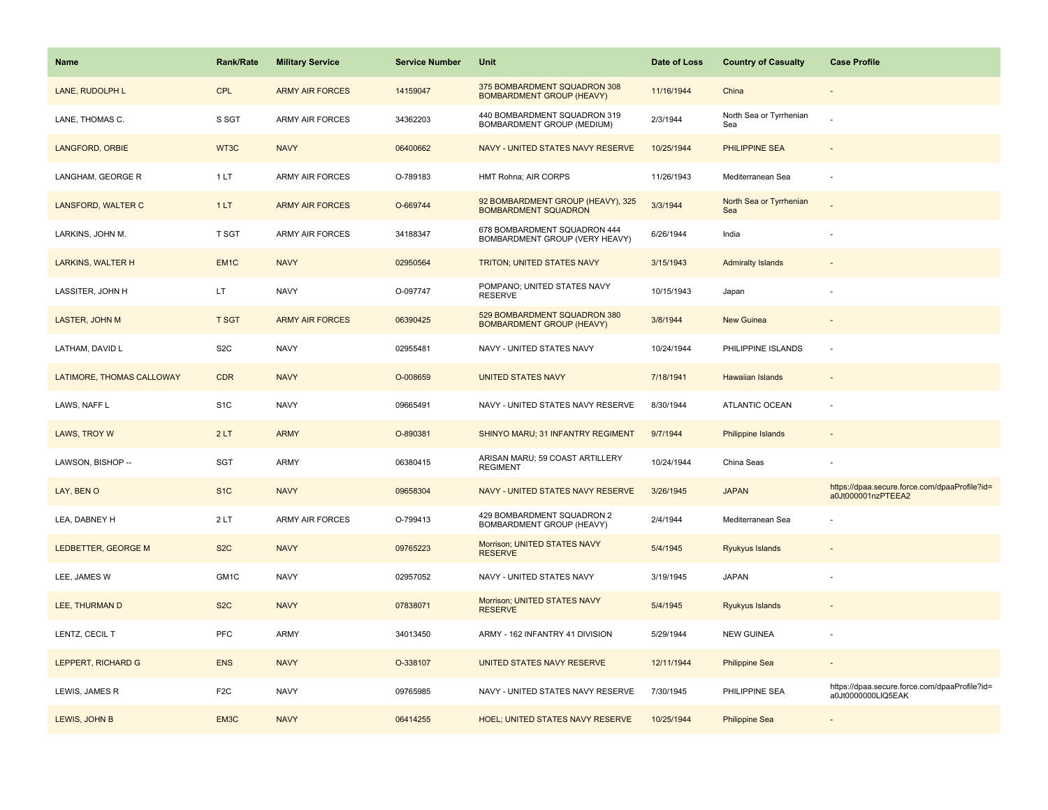| Name | Rank/Rate | Military Service | Service Number | Unit | Date of Loss | Country of Casualty | Case Profile |
|---|---|---|---|---|---|---|---|
| LANE, RUDOLPH L | CPL | ARMY AIR FORCES | 14159047 | 375 BOMBARDMENT SQUADRON 308 BOMBARDMENT GROUP (HEAVY) | 11/16/1944 | China | - |
| LANE, THOMAS C. | S SGT | ARMY AIR FORCES | 34362203 | 440 BOMBARDMENT SQUADRON 319 BOMBARDMENT GROUP (MEDIUM) | 2/3/1944 | North Sea or Tyrrhenian Sea | - |
| LANGFORD, ORBIE | WT3C | NAVY | 06400662 | NAVY - UNITED STATES NAVY RESERVE | 10/25/1944 | PHILIPPINE SEA | - |
| LANGHAM, GEORGE R | 1 LT | ARMY AIR FORCES | O-789183 | HMT Rohna; AIR CORPS | 11/26/1943 | Mediterranean Sea | - |
| LANSFORD, WALTER C | 1 LT | ARMY AIR FORCES | O-669744 | 92 BOMBARDMENT GROUP (HEAVY), 325 BOMBARDMENT SQUADRON | 3/3/1944 | North Sea or Tyrrhenian Sea | - |
| LARKINS, JOHN M. | T SGT | ARMY AIR FORCES | 34188347 | 678 BOMBARDMENT SQUADRON 444 BOMBARDMENT GROUP (VERY HEAVY) | 6/26/1944 | India | - |
| LARKINS, WALTER H | EM1C | NAVY | 02950564 | TRITON; UNITED STATES NAVY | 3/15/1943 | Admiralty Islands | - |
| LASSITER, JOHN H | LT | NAVY | O-097747 | POMPANO; UNITED STATES NAVY RESERVE | 10/15/1943 | Japan | - |
| LASTER, JOHN M | T SGT | ARMY AIR FORCES | 06390425 | 529 BOMBARDMENT SQUADRON 380 BOMBARDMENT GROUP (HEAVY) | 3/8/1944 | New Guinea | - |
| LATHAM, DAVID L | S2C | NAVY | 02955481 | NAVY - UNITED STATES NAVY | 10/24/1944 | PHILIPPINE ISLANDS | - |
| LATIMORE, THOMAS CALLOWAY | CDR | NAVY | O-008659 | UNITED STATES NAVY | 7/18/1941 | Hawaiian Islands | - |
| LAWS, NAFF L | S1C | NAVY | 09665491 | NAVY - UNITED STATES NAVY RESERVE | 8/30/1944 | ATLANTIC OCEAN | - |
| LAWS, TROY W | 2 LT | ARMY | O-890381 | SHINYO MARU; 31 INFANTRY REGIMENT | 9/7/1944 | Philippine Islands | - |
| LAWSON, BISHOP -- | SGT | ARMY | 06380415 | ARISAN MARU; 59 COAST ARTILLERY REGIMENT | 10/24/1944 | China Seas | - |
| LAY, BEN O | S1C | NAVY | 09658304 | NAVY - UNITED STATES NAVY RESERVE | 3/26/1945 | JAPAN | https://dpaa.secure.force.com/dpaaProfile?id=a0Jt000001nzPTEEA2 |
| LEA, DABNEY H | 2 LT | ARMY AIR FORCES | O-799413 | 429 BOMBARDMENT SQUADRON 2 BOMBARDMENT GROUP (HEAVY) | 2/4/1944 | Mediterranean Sea | - |
| LEDBETTER, GEORGE M | S2C | NAVY | 09765223 | Morrison; UNITED STATES NAVY RESERVE | 5/4/1945 | Ryukyus Islands | - |
| LEE, JAMES W | GM1C | NAVY | 02957052 | NAVY - UNITED STATES NAVY | 3/19/1945 | JAPAN | - |
| LEE, THURMAN D | S2C | NAVY | 07838071 | Morrison; UNITED STATES NAVY RESERVE | 5/4/1945 | Ryukyus Islands | - |
| LENTZ, CECIL T | PFC | ARMY | 34013450 | ARMY - 162 INFANTRY 41 DIVISION | 5/29/1944 | NEW GUINEA | - |
| LEPPERT, RICHARD G | ENS | NAVY | O-338107 | UNITED STATES NAVY RESERVE | 12/11/1944 | Philippine Sea | - |
| LEWIS, JAMES R | F2C | NAVY | 09765985 | NAVY - UNITED STATES NAVY RESERVE | 7/30/1945 | PHILIPPINE SEA | https://dpaa.secure.force.com/dpaaProfile?id=a0Jt0000000LlQ5EAK |
| LEWIS, JOHN B | EM3C | NAVY | 06414255 | HOEL; UNITED STATES NAVY RESERVE | 10/25/1944 | Philippine Sea | - |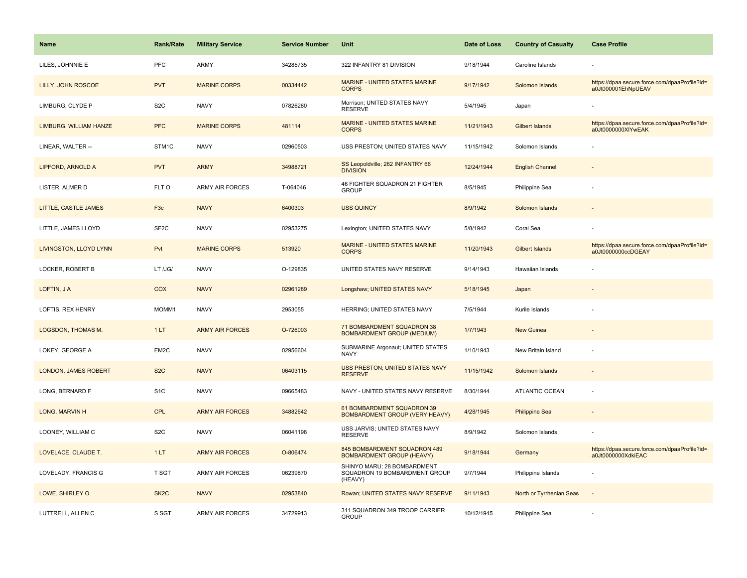| Name | Rank/Rate | Military Service | Service Number | Unit | Date of Loss | Country of Casualty | Case Profile |
|---|---|---|---|---|---|---|---|
| LILES, JOHNNIE E | PFC | ARMY | 34285735 | 322 INFANTRY 81 DIVISION | 9/18/1944 | Caroline Islands | - |
| LILLY, JOHN ROSCOE | PVT | MARINE CORPS | 00334442 | MARINE - UNITED STATES MARINE CORPS | 9/17/1942 | Solomon Islands | https://dpaa.secure.force.com/dpaaProfile?id=a0Jt000001EhNpUEAV |
| LIMBURG, CLYDE P | S2C | NAVY | 07826280 | Morrison; UNITED STATES NAVY RESERVE | 5/4/1945 | Japan | - |
| LIMBURG, WILLIAM HANZE | PFC | MARINE CORPS | 481114 | MARINE - UNITED STATES MARINE CORPS | 11/21/1943 | Gilbert Islands | https://dpaa.secure.force.com/dpaaProfile?id=a0Jt0000000XlYwEAK |
| LINEAR, WALTER -- | STM1C | NAVY | 02960503 | USS PRESTON; UNITED STATES NAVY | 11/15/1942 | Solomon Islands | - |
| LIPFORD, ARNOLD A | PVT | ARMY | 34988721 | SS Leopoldville; 262 INFANTRY 66 DIVISION | 12/24/1944 | English Channel | - |
| LISTER, ALMER D | FLT O | ARMY AIR FORCES | T-064046 | 46 FIGHTER SQUADRON 21 FIGHTER GROUP | 8/5/1945 | Philippine Sea | - |
| LITTLE, CASTLE JAMES | F3c | NAVY | 6400303 | USS QUINCY | 8/9/1942 | Solomon Islands | - |
| LITTLE, JAMES LLOYD | SF2C | NAVY | 02953275 | Lexington; UNITED STATES NAVY | 5/8/1942 | Coral Sea | - |
| LIVINGSTON, LLOYD LYNN | Pvt | MARINE CORPS | 513920 | MARINE - UNITED STATES MARINE CORPS | 11/20/1943 | Gilbert Islands | https://dpaa.secure.force.com/dpaaProfile?id=a0Jt0000000ccDGEAY |
| LOCKER, ROBERT B | LT /JG/ | NAVY | O-129835 | UNITED STATES NAVY RESERVE | 9/14/1943 | Hawaiian Islands | - |
| LOFTIN, J A | COX | NAVY | 02961289 | Longshaw; UNITED STATES NAVY | 5/18/1945 | Japan | - |
| LOFTIS, REX HENRY | MOMM1 | NAVY | 2953055 | HERRING; UNITED STATES NAVY | 7/5/1944 | Kurile Islands | - |
| LOGSDON, THOMAS M. | 1 LT | ARMY AIR FORCES | O-726003 | 71 BOMBARDMENT SQUADRON 38 BOMBARDMENT GROUP (MEDIUM) | 1/7/1943 | New Guinea | - |
| LOKEY, GEORGE A | EM2C | NAVY | 02956604 | SUBMARINE Argonaut; UNITED STATES NAVY | 1/10/1943 | New Britain Island | - |
| LONDON, JAMES ROBERT | S2C | NAVY | 06403115 | USS PRESTON; UNITED STATES NAVY RESERVE | 11/15/1942 | Solomon Islands | - |
| LONG, BERNARD F | S1C | NAVY | 09665483 | NAVY - UNITED STATES NAVY RESERVE | 8/30/1944 | ATLANTIC OCEAN | - |
| LONG, MARVIN H | CPL | ARMY AIR FORCES | 34882642 | 61 BOMBARDMENT SQUADRON 39 BOMBARDMENT GROUP (VERY HEAVY) | 4/28/1945 | Philippine Sea | - |
| LOONEY, WILLIAM C | S2C | NAVY | 06041198 | USS JARVIS; UNITED STATES NAVY RESERVE | 8/9/1942 | Solomon Islands | - |
| LOVELACE, CLAUDE T. | 1 LT | ARMY AIR FORCES | O-806474 | 845 BOMBARDMENT SQUADRON 489 BOMBARDMENT GROUP (HEAVY) | 9/18/1944 | Germany | https://dpaa.secure.force.com/dpaaProfile?id=a0Jt0000000XdkiEAC |
| LOVELADY, FRANCIS G | T SGT | ARMY AIR FORCES | 06239870 | SHINYO MARU; 28 BOMBARDMENT SQUADRON 19 BOMBARDMENT GROUP (HEAVY) | 9/7/1944 | Philippine Islands | - |
| LOWE, SHIRLEY O | SK2C | NAVY | 02953840 | Rowan; UNITED STATES NAVY RESERVE | 9/11/1943 | North or Tyrrhenian Seas | - |
| LUTTRELL, ALLEN C | S SGT | ARMY AIR FORCES | 34729913 | 311 SQUADRON 349 TROOP CARRIER GROUP | 10/12/1945 | Philippine Sea | - |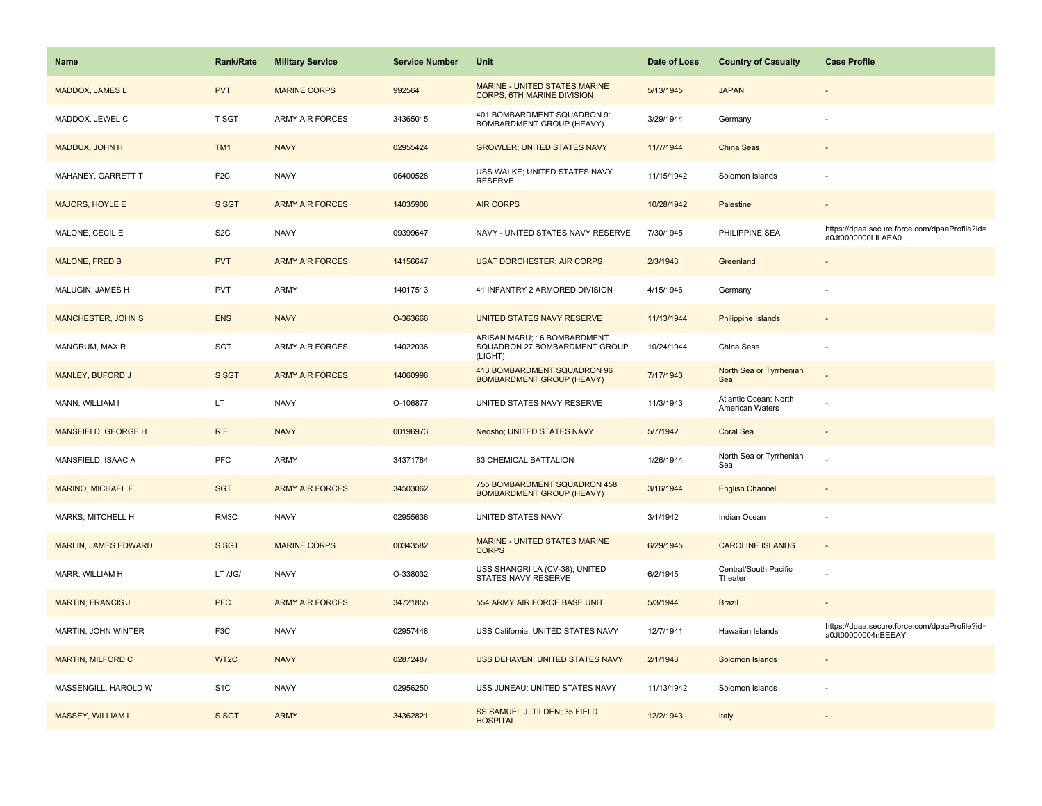| Name | Rank/Rate | Military Service | Service Number | Unit | Date of Loss | Country of Casualty | Case Profile |
|---|---|---|---|---|---|---|---|
| MADDOX, JAMES L | PVT | MARINE CORPS | 992564 | MARINE - UNITED STATES MARINE CORPS; 6TH MARINE DIVISION | 5/13/1945 | JAPAN | - |
| MADDOX, JEWEL C | T SGT | ARMY AIR FORCES | 34365015 | 401 BOMBARDMENT SQUADRON 91 BOMBARDMENT GROUP (HEAVY) | 3/29/1944 | Germany | - |
| MADDUX, JOHN H | TM1 | NAVY | 02955424 | GROWLER; UNITED STATES NAVY | 11/7/1944 | China Seas | - |
| MAHANEY, GARRETT T | F2C | NAVY | 06400528 | USS WALKE; UNITED STATES NAVY RESERVE | 11/15/1942 | Solomon Islands | - |
| MAJORS, HOYLE E | S SGT | ARMY AIR FORCES | 14035908 | AIR CORPS | 10/28/1942 | Palestine | - |
| MALONE, CECIL E | S2C | NAVY | 09399647 | NAVY - UNITED STATES NAVY RESERVE | 7/30/1945 | PHILIPPINE SEA | https://dpaa.secure.force.com/dpaaProfile?id=a0Jt0000000LILAEA0 |
| MALONE, FRED B | PVT | ARMY AIR FORCES | 14156647 | USAT DORCHESTER; AIR CORPS | 2/3/1943 | Greenland | - |
| MALUGIN, JAMES H | PVT | ARMY | 14017513 | 41 INFANTRY 2 ARMORED DIVISION | 4/15/1946 | Germany | - |
| MANCHESTER, JOHN S | ENS | NAVY | O-363666 | UNITED STATES NAVY RESERVE | 11/13/1944 | Philippine Islands | - |
| MANGRUM, MAX R | SGT | ARMY AIR FORCES | 14022036 | ARISAN MARU; 16 BOMBARDMENT SQUADRON 27 BOMBARDMENT GROUP (LIGHT) | 10/24/1944 | China Seas | - |
| MANLEY, BUFORD J | S SGT | ARMY AIR FORCES | 14060996 | 413 BOMBARDMENT SQUADRON 96 BOMBARDMENT GROUP (HEAVY) | 7/17/1943 | North Sea or Tyrrhenian Sea | - |
| MANN, WILLIAM I | LT | NAVY | O-106877 | UNITED STATES NAVY RESERVE | 11/3/1943 | Atlantic Ocean: North American Waters | - |
| MANSFIELD, GEORGE H | R E | NAVY | 00196973 | Neosho; UNITED STATES NAVY | 5/7/1942 | Coral Sea | - |
| MANSFIELD, ISAAC A | PFC | ARMY | 34371784 | 83 CHEMICAL BATTALION | 1/26/1944 | North Sea or Tyrrhenian Sea | - |
| MARINO, MICHAEL F | SGT | ARMY AIR FORCES | 34503062 | 755 BOMBARDMENT SQUADRON 458 BOMBARDMENT GROUP (HEAVY) | 3/16/1944 | English Channel | - |
| MARKS, MITCHELL H | RM3C | NAVY | 02955636 | UNITED STATES NAVY | 3/1/1942 | Indian Ocean | - |
| MARLIN, JAMES EDWARD | S SGT | MARINE CORPS | 00343582 | MARINE - UNITED STATES MARINE CORPS | 6/29/1945 | CAROLINE ISLANDS | - |
| MARR, WILLIAM H | LT /JG/ | NAVY | O-338032 | USS SHANGRI LA (CV-38); UNITED STATES NAVY RESERVE | 6/2/1945 | Central/South Pacific Theater | - |
| MARTIN, FRANCIS J | PFC | ARMY AIR FORCES | 34721855 | 554 ARMY AIR FORCE BASE UNIT | 5/3/1944 | Brazil | - |
| MARTIN, JOHN WINTER | F3C | NAVY | 02957448 | USS California; UNITED STATES NAVY | 12/7/1941 | Hawaiian Islands | https://dpaa.secure.force.com/dpaaProfile?id=a0Jt00000004nBEEAY |
| MARTIN, MILFORD C | WT2C | NAVY | 02872487 | USS DEHAVEN; UNITED STATES NAVY | 2/1/1943 | Solomon Islands | - |
| MASSENGILL, HAROLD W | S1C | NAVY | 02956250 | USS JUNEAU; UNITED STATES NAVY | 11/13/1942 | Solomon Islands | - |
| MASSEY, WILLIAM L | S SGT | ARMY | 34362821 | SS SAMUEL J. TILDEN; 35 FIELD HOSPITAL | 12/2/1943 | Italy | - |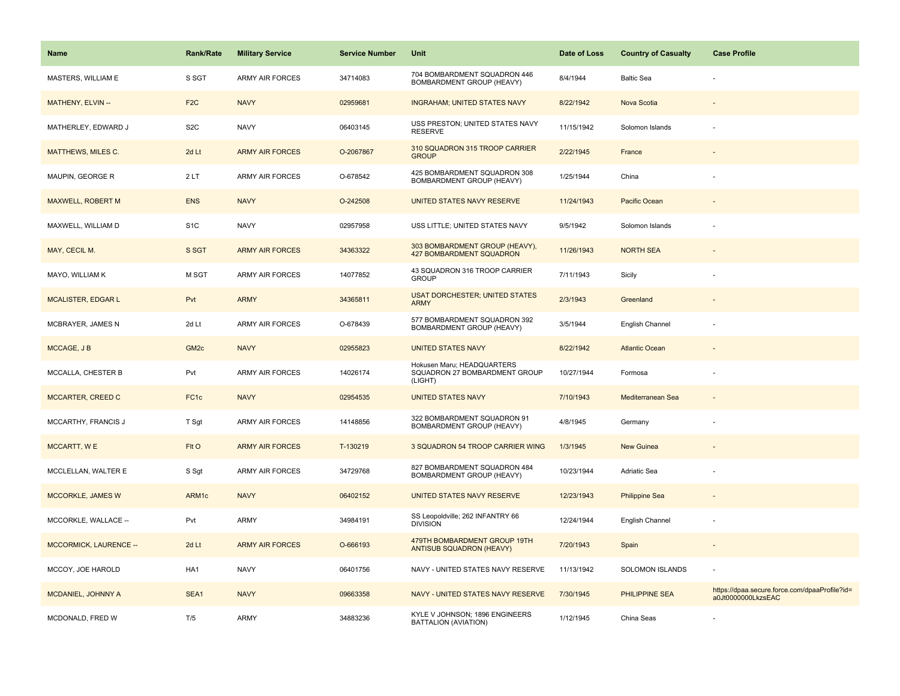| Name | Rank/Rate | Military Service | Service Number | Unit | Date of Loss | Country of Casualty | Case Profile |
| --- | --- | --- | --- | --- | --- | --- | --- |
| MASTERS, WILLIAM E | S SGT | ARMY AIR FORCES | 34714083 | 704 BOMBARDMENT SQUADRON 446 BOMBARDMENT GROUP (HEAVY) | 8/4/1944 | Baltic Sea | - |
| MATHENY, ELVIN -- | F2C | NAVY | 02959681 | INGRAHAM; UNITED STATES NAVY | 8/22/1942 | Nova Scotia | - |
| MATHERLEY, EDWARD J | S2C | NAVY | 06403145 | USS PRESTON; UNITED STATES NAVY RESERVE | 11/15/1942 | Solomon Islands | - |
| MATTHEWS, MILES C. | 2d Lt | ARMY AIR FORCES | O-2067867 | 310 SQUADRON 315 TROOP CARRIER GROUP | 2/22/1945 | France | - |
| MAUPIN, GEORGE R | 2 LT | ARMY AIR FORCES | O-678542 | 425 BOMBARDMENT SQUADRON 308 BOMBARDMENT GROUP (HEAVY) | 1/25/1944 | China | - |
| MAXWELL, ROBERT M | ENS | NAVY | O-242508 | UNITED STATES NAVY RESERVE | 11/24/1943 | Pacific Ocean | - |
| MAXWELL, WILLIAM D | S1C | NAVY | 02957958 | USS LITTLE; UNITED STATES NAVY | 9/5/1942 | Solomon Islands | - |
| MAY, CECIL M. | S SGT | ARMY AIR FORCES | 34363322 | 303 BOMBARDMENT GROUP (HEAVY), 427 BOMBARDMENT SQUADRON | 11/26/1943 | NORTH SEA | - |
| MAYO, WILLIAM K | M SGT | ARMY AIR FORCES | 14077852 | 43 SQUADRON 316 TROOP CARRIER GROUP | 7/11/1943 | Sicily | - |
| MCALISTER, EDGAR L | Pvt | ARMY | 34365811 | USAT DORCHESTER; UNITED STATES ARMY | 2/3/1943 | Greenland | - |
| MCBRAYER, JAMES N | 2d Lt | ARMY AIR FORCES | O-678439 | 577 BOMBARDMENT SQUADRON 392 BOMBARDMENT GROUP (HEAVY) | 3/5/1944 | English Channel | - |
| MCCAGE, J B | GM2c | NAVY | 02955823 | UNITED STATES NAVY | 8/22/1942 | Atlantic Ocean | - |
| MCCALLA, CHESTER B | Pvt | ARMY AIR FORCES | 14026174 | Hokusen Maru; HEADQUARTERS SQUADRON 27 BOMBARDMENT GROUP (LIGHT) | 10/27/1944 | Formosa | - |
| MCCARTER, CREED C | FC1c | NAVY | 02954535 | UNITED STATES NAVY | 7/10/1943 | Mediterranean Sea | - |
| MCCARTHY, FRANCIS J | T Sgt | ARMY AIR FORCES | 14148856 | 322 BOMBARDMENT SQUADRON 91 BOMBARDMENT GROUP (HEAVY) | 4/8/1945 | Germany | - |
| MCCARTT, W E | Flt O | ARMY AIR FORCES | T-130219 | 3 SQUADRON 54 TROOP CARRIER WING | 1/3/1945 | New Guinea | - |
| MCCLELLAN, WALTER E | S Sgt | ARMY AIR FORCES | 34729768 | 827 BOMBARDMENT SQUADRON 484 BOMBARDMENT GROUP (HEAVY) | 10/23/1944 | Adriatic Sea | - |
| MCCORKLE, JAMES W | ARM1c | NAVY | 06402152 | UNITED STATES NAVY RESERVE | 12/23/1943 | Philippine Sea | - |
| MCCORKLE, WALLACE -- | Pvt | ARMY | 34984191 | SS Leopoldville; 262 INFANTRY 66 DIVISION | 12/24/1944 | English Channel | - |
| MCCORMICK, LAURENCE -- | 2d Lt | ARMY AIR FORCES | O-666193 | 479TH BOMBARDMENT GROUP 19TH ANTISUB SQUADRON (HEAVY) | 7/20/1943 | Spain | - |
| MCCOY, JOE HAROLD | HA1 | NAVY | 06401756 | NAVY - UNITED STATES NAVY RESERVE | 11/13/1942 | SOLOMON ISLANDS | - |
| MCDANIEL, JOHNNY A | SEA1 | NAVY | 09663358 | NAVY - UNITED STATES NAVY RESERVE | 7/30/1945 | PHILIPPINE SEA | https://dpaa.secure.force.com/dpaaProfile?id=a0Jt0000000LkzsEAC |
| MCDONALD, FRED W | T/5 | ARMY | 34883236 | KYLE V JOHNSON; 1896 ENGINEERS BATTALION (AVIATION) | 1/12/1945 | China Seas | - |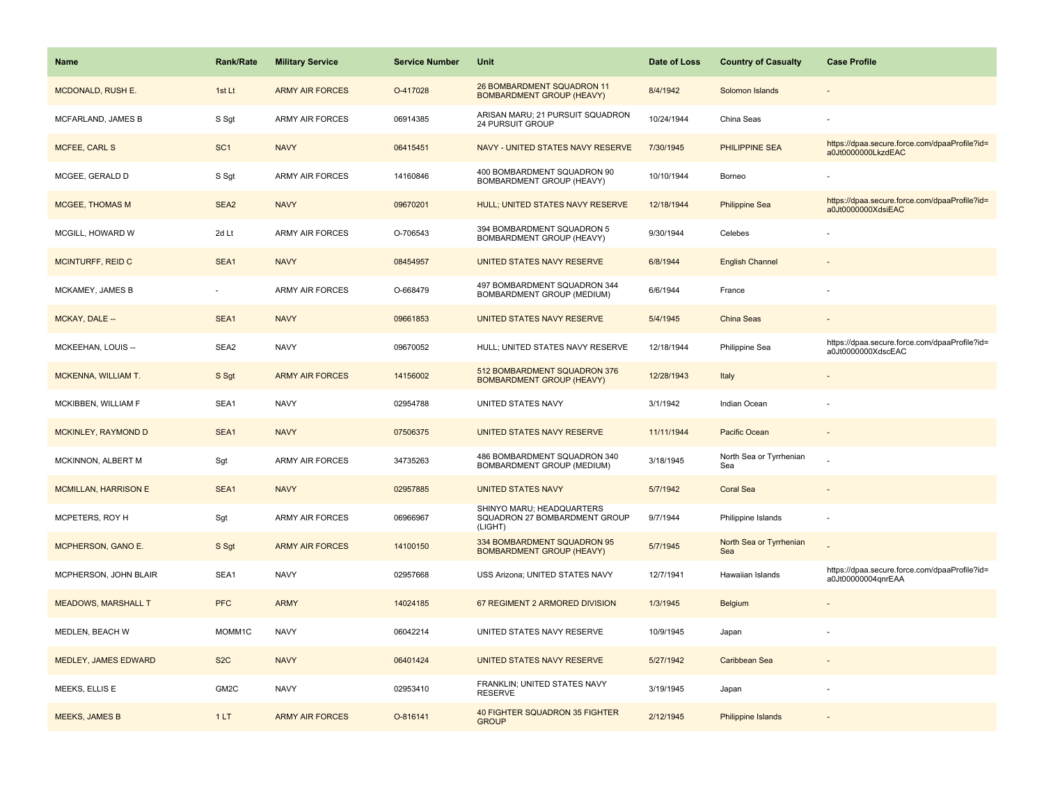| Name | Rank/Rate | Military Service | Service Number | Unit | Date of Loss | Country of Casualty | Case Profile |
|---|---|---|---|---|---|---|---|
| MCDONALD, RUSH E. | 1st Lt | ARMY AIR FORCES | O-417028 | 26 BOMBARDMENT SQUADRON 11 BOMBARDMENT GROUP (HEAVY) | 8/4/1942 | Solomon Islands | - |
| MCFARLAND, JAMES B | S Sgt | ARMY AIR FORCES | 06914385 | ARISAN MARU; 21 PURSUIT SQUADRON 24 PURSUIT GROUP | 10/24/1944 | China Seas | - |
| MCFEE, CARL S | SC1 | NAVY | 06415451 | NAVY - UNITED STATES NAVY RESERVE | 7/30/1945 | PHILIPPINE SEA | https://dpaa.secure.force.com/dpaaProfile?id=a0Jt0000000LkzdEAC |
| MCGEE, GERALD D | S Sgt | ARMY AIR FORCES | 14160846 | 400 BOMBARDMENT SQUADRON 90 BOMBARDMENT GROUP (HEAVY) | 10/10/1944 | Borneo | - |
| MCGEE, THOMAS M | SEA2 | NAVY | 09670201 | HULL; UNITED STATES NAVY RESERVE | 12/18/1944 | Philippine Sea | https://dpaa.secure.force.com/dpaaProfile?id=a0Jt0000000XdsiEAC |
| MCGILL, HOWARD W | 2d Lt | ARMY AIR FORCES | O-706543 | 394 BOMBARDMENT SQUADRON 5 BOMBARDMENT GROUP (HEAVY) | 9/30/1944 | Celebes | - |
| MCINTURFF, REID C | SEA1 | NAVY | 08454957 | UNITED STATES NAVY RESERVE | 6/8/1944 | English Channel | - |
| MCKAMEY, JAMES B | - | ARMY AIR FORCES | O-668479 | 497 BOMBARDMENT SQUADRON 344 BOMBARDMENT GROUP (MEDIUM) | 6/6/1944 | France | - |
| MCKAY, DALE -- | SEA1 | NAVY | 09661853 | UNITED STATES NAVY RESERVE | 5/4/1945 | China Seas | - |
| MCKEEHAN, LOUIS -- | SEA2 | NAVY | 09670052 | HULL; UNITED STATES NAVY RESERVE | 12/18/1944 | Philippine Sea | https://dpaa.secure.force.com/dpaaProfile?id=a0Jt0000000XdscEAC |
| MCKENNA, WILLIAM T. | S Sgt | ARMY AIR FORCES | 14156002 | 512 BOMBARDMENT SQUADRON 376 BOMBARDMENT GROUP (HEAVY) | 12/28/1943 | Italy | - |
| MCKIBBEN, WILLIAM F | SEA1 | NAVY | 02954788 | UNITED STATES NAVY | 3/1/1942 | Indian Ocean | - |
| MCKINLEY, RAYMOND D | SEA1 | NAVY | 07506375 | UNITED STATES NAVY RESERVE | 11/11/1944 | Pacific Ocean | - |
| MCKINNON, ALBERT M | Sgt | ARMY AIR FORCES | 34735263 | 486 BOMBARDMENT SQUADRON 340 BOMBARDMENT GROUP (MEDIUM) | 3/18/1945 | North Sea or Tyrrhenian Sea | - |
| MCMILLAN, HARRISON E | SEA1 | NAVY | 02957885 | UNITED STATES NAVY | 5/7/1942 | Coral Sea | - |
| MCPETERS, ROY H | Sgt | ARMY AIR FORCES | 06966967 | SHINYO MARU; HEADQUARTERS SQUADRON 27 BOMBARDMENT GROUP (LIGHT) | 9/7/1944 | Philippine Islands | - |
| MCPHERSON, GANO E. | S Sgt | ARMY AIR FORCES | 14100150 | 334 BOMBARDMENT SQUADRON 95 BOMBARDMENT GROUP (HEAVY) | 5/7/1945 | North Sea or Tyrrhenian Sea | - |
| MCPHERSON, JOHN BLAIR | SEA1 | NAVY | 02957668 | USS Arizona; UNITED STATES NAVY | 12/7/1941 | Hawaiian Islands | https://dpaa.secure.force.com/dpaaProfile?id=a0Jt00000004qnrEAA |
| MEADOWS, MARSHALL T | PFC | ARMY | 14024185 | 67 REGIMENT 2 ARMORED DIVISION | 1/3/1945 | Belgium | - |
| MEDLEN, BEACH W | MOMM1C | NAVY | 06042214 | UNITED STATES NAVY RESERVE | 10/9/1945 | Japan | - |
| MEDLEY, JAMES EDWARD | S2C | NAVY | 06401424 | UNITED STATES NAVY RESERVE | 5/27/1942 | Caribbean Sea | - |
| MEEKS, ELLIS E | GM2C | NAVY | 02953410 | FRANKLIN; UNITED STATES NAVY RESERVE | 3/19/1945 | Japan | - |
| MEEKS, JAMES B | 1 LT | ARMY AIR FORCES | O-816141 | 40 FIGHTER SQUADRON 35 FIGHTER GROUP | 2/12/1945 | Philippine Islands | - |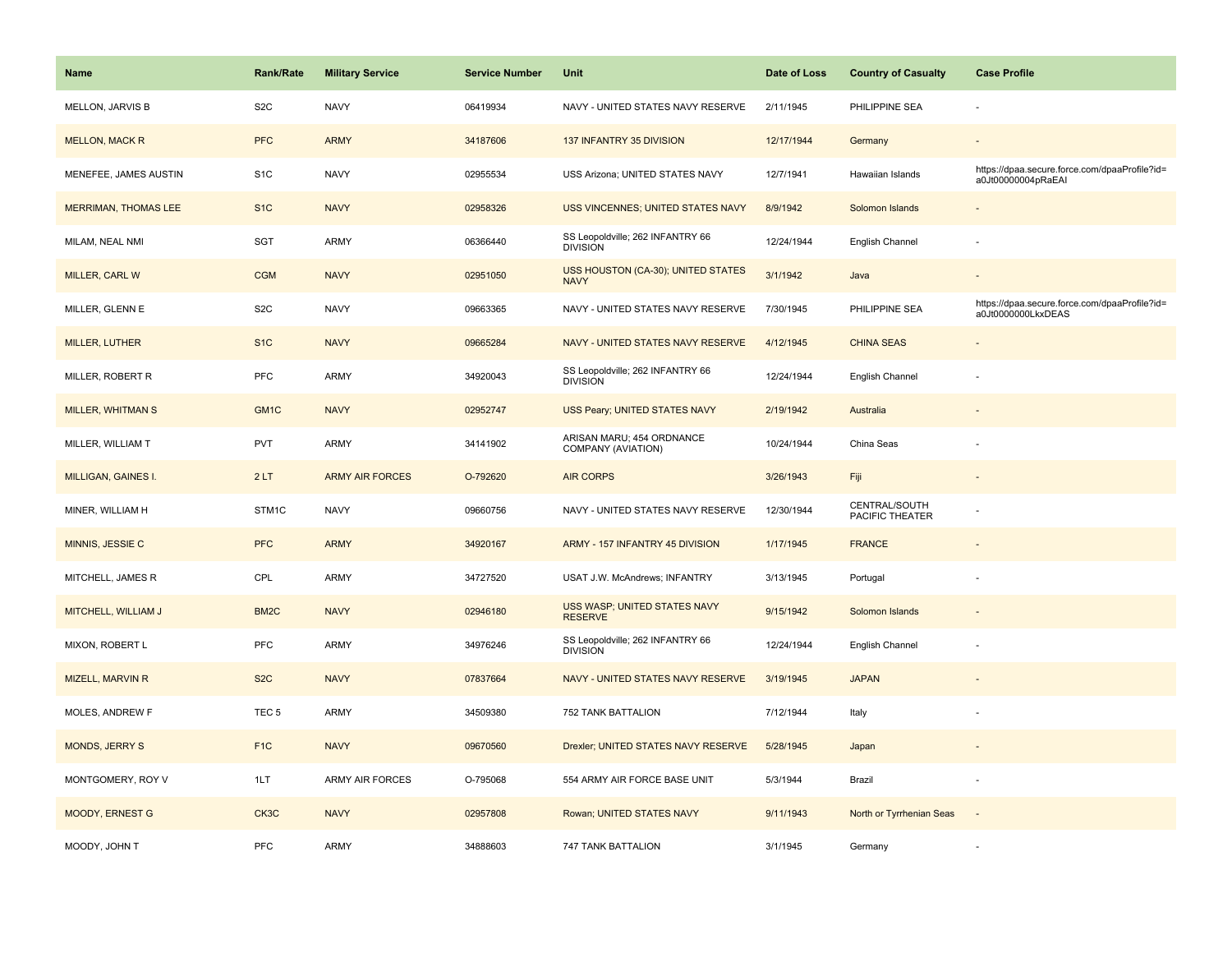| Name | Rank/Rate | Military Service | Service Number | Unit | Date of Loss | Country of Casualty | Case Profile |
| --- | --- | --- | --- | --- | --- | --- | --- |
| MELLON, JARVIS B | S2C | NAVY | 06419934 | NAVY - UNITED STATES NAVY RESERVE | 2/11/1945 | PHILIPPINE SEA | - |
| MELLON, MACK R | PFC | ARMY | 34187606 | 137 INFANTRY 35 DIVISION | 12/17/1944 | Germany | - |
| MENEFEE, JAMES AUSTIN | S1C | NAVY | 02955534 | USS Arizona; UNITED STATES NAVY | 12/7/1941 | Hawaiian Islands | https://dpaa.secure.force.com/dpaaProfile?id=a0Jt00000004pRaEAI |
| MERRIMAN, THOMAS LEE | S1C | NAVY | 02958326 | USS VINCENNES; UNITED STATES NAVY | 8/9/1942 | Solomon Islands | - |
| MILAM, NEAL NMI | SGT | ARMY | 06366440 | SS Leopoldville; 262 INFANTRY 66 DIVISION | 12/24/1944 | English Channel | - |
| MILLER, CARL W | CGM | NAVY | 02951050 | USS HOUSTON (CA-30); UNITED STATES NAVY | 3/1/1942 | Java | - |
| MILLER, GLENN E | S2C | NAVY | 09663365 | NAVY - UNITED STATES NAVY RESERVE | 7/30/1945 | PHILIPPINE SEA | https://dpaa.secure.force.com/dpaaProfile?id=a0Jt0000000LkxDEAS |
| MILLER, LUTHER | S1C | NAVY | 09665284 | NAVY - UNITED STATES NAVY RESERVE | 4/12/1945 | CHINA SEAS | - |
| MILLER, ROBERT R | PFC | ARMY | 34920043 | SS Leopoldville; 262 INFANTRY 66 DIVISION | 12/24/1944 | English Channel | - |
| MILLER, WHITMAN S | GM1C | NAVY | 02952747 | USS Peary; UNITED STATES NAVY | 2/19/1942 | Australia | - |
| MILLER, WILLIAM T | PVT | ARMY | 34141902 | ARISAN MARU; 454 ORDNANCE COMPANY (AVIATION) | 10/24/1944 | China Seas | - |
| MILLIGAN, GAINES I. | 2 LT | ARMY AIR FORCES | O-792620 | AIR CORPS | 3/26/1943 | Fiji | - |
| MINER, WILLIAM H | STM1C | NAVY | 09660756 | NAVY - UNITED STATES NAVY RESERVE | 12/30/1944 | CENTRAL/SOUTH PACIFIC THEATER | - |
| MINNIS, JESSIE C | PFC | ARMY | 34920167 | ARMY - 157 INFANTRY 45 DIVISION | 1/17/1945 | FRANCE | - |
| MITCHELL, JAMES R | CPL | ARMY | 34727520 | USAT J.W. McAndrews; INFANTRY | 3/13/1945 | Portugal | - |
| MITCHELL, WILLIAM J | BM2C | NAVY | 02946180 | USS WASP; UNITED STATES NAVY RESERVE | 9/15/1942 | Solomon Islands | - |
| MIXON, ROBERT L | PFC | ARMY | 34976246 | SS Leopoldville; 262 INFANTRY 66 DIVISION | 12/24/1944 | English Channel | - |
| MIZELL, MARVIN R | S2C | NAVY | 07837664 | NAVY - UNITED STATES NAVY RESERVE | 3/19/1945 | JAPAN | - |
| MOLES, ANDREW F | TEC 5 | ARMY | 34509380 | 752 TANK BATTALION | 7/12/1944 | Italy | - |
| MONDS, JERRY S | F1C | NAVY | 09670560 | Drexler; UNITED STATES NAVY RESERVE | 5/28/1945 | Japan | - |
| MONTGOMERY, ROY V | 1LT | ARMY AIR FORCES | O-795068 | 554 ARMY AIR FORCE BASE UNIT | 5/3/1944 | Brazil | - |
| MOODY, ERNEST G | CK3C | NAVY | 02957808 | Rowan; UNITED STATES NAVY | 9/11/1943 | North or Tyrrhenian Seas | - |
| MOODY, JOHN T | PFC | ARMY | 34888603 | 747 TANK BATTALION | 3/1/1945 | Germany | - |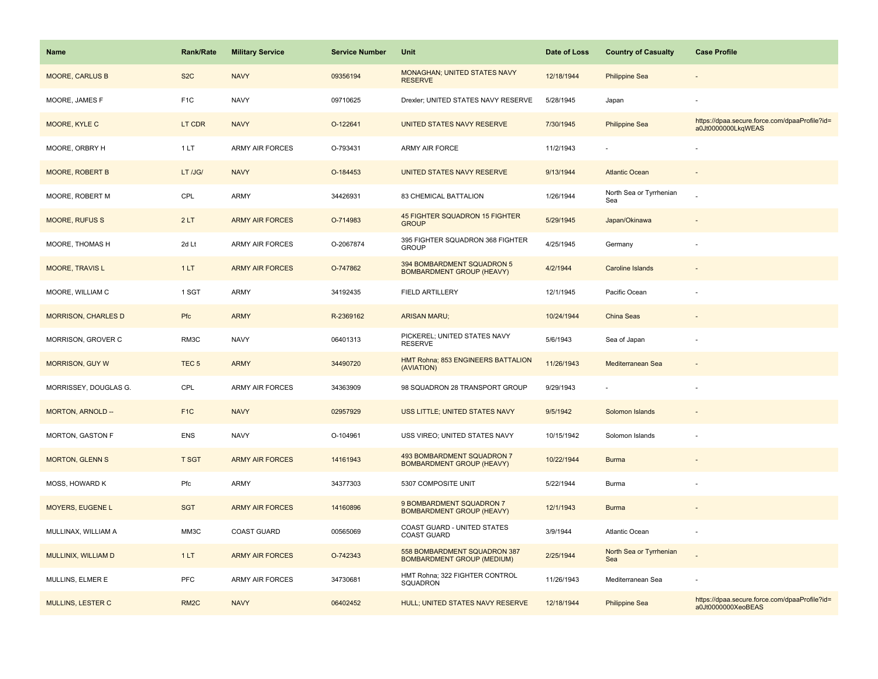| Name | Rank/Rate | Military Service | Service Number | Unit | Date of Loss | Country of Casualty | Case Profile |
|---|---|---|---|---|---|---|---|
| MOORE, CARLUS B | S2C | NAVY | 09356194 | MONAGHAN; UNITED STATES NAVY RESERVE | 12/18/1944 | Philippine Sea | - |
| MOORE, JAMES F | F1C | NAVY | 09710625 | Drexler; UNITED STATES NAVY RESERVE | 5/28/1945 | Japan | - |
| MOORE, KYLE C | LT CDR | NAVY | O-122641 | UNITED STATES NAVY RESERVE | 7/30/1945 | Philippine Sea | https://dpaa.secure.force.com/dpaaProfile?id=a0Jt0000000LkqWEAS |
| MOORE, ORBRY H | 1 LT | ARMY AIR FORCES | O-793431 | ARMY AIR FORCE | 11/2/1943 | - | - |
| MOORE, ROBERT B | LT /JG/ | NAVY | O-184453 | UNITED STATES NAVY RESERVE | 9/13/1944 | Atlantic Ocean | - |
| MOORE, ROBERT M | CPL | ARMY | 34426931 | 83 CHEMICAL BATTALION | 1/26/1944 | North Sea or Tyrrhenian Sea | - |
| MOORE, RUFUS S | 2 LT | ARMY AIR FORCES | O-714983 | 45 FIGHTER SQUADRON 15 FIGHTER GROUP | 5/29/1945 | Japan/Okinawa | - |
| MOORE, THOMAS H | 2d Lt | ARMY AIR FORCES | O-2067874 | 395 FIGHTER SQUADRON 368 FIGHTER GROUP | 4/25/1945 | Germany | - |
| MOORE, TRAVIS L | 1 LT | ARMY AIR FORCES | O-747862 | 394 BOMBARDMENT SQUADRON 5 BOMBARDMENT GROUP (HEAVY) | 4/2/1944 | Caroline Islands | - |
| MOORE, WILLIAM C | 1 SGT | ARMY | 34192435 | FIELD ARTILLERY | 12/1/1945 | Pacific Ocean | - |
| MORRISON, CHARLES D | Pfc | ARMY | R-2369162 | ARISAN MARU; | 10/24/1944 | China Seas | - |
| MORRISON, GROVER C | RM3C | NAVY | 06401313 | PICKEREL; UNITED STATES NAVY RESERVE | 5/6/1943 | Sea of Japan | - |
| MORRISON, GUY W | TEC 5 | ARMY | 34490720 | HMT Rohna; 853 ENGINEERS BATTALION (AVIATION) | 11/26/1943 | Mediterranean Sea | - |
| MORRISSEY, DOUGLAS G. | CPL | ARMY AIR FORCES | 34363909 | 98 SQUADRON 28 TRANSPORT GROUP | 9/29/1943 | - | - |
| MORTON, ARNOLD -- | F1C | NAVY | 02957929 | USS LITTLE; UNITED STATES NAVY | 9/5/1942 | Solomon Islands | - |
| MORTON, GASTON F | ENS | NAVY | O-104961 | USS VIREO; UNITED STATES NAVY | 10/15/1942 | Solomon Islands | - |
| MORTON, GLENN S | T SGT | ARMY AIR FORCES | 14161943 | 493 BOMBARDMENT SQUADRON 7 BOMBARDMENT GROUP (HEAVY) | 10/22/1944 | Burma | - |
| MOSS, HOWARD K | Pfc | ARMY | 34377303 | 5307 COMPOSITE UNIT | 5/22/1944 | Burma | - |
| MOYERS, EUGENE L | SGT | ARMY AIR FORCES | 14160896 | 9 BOMBARDMENT SQUADRON 7 BOMBARDMENT GROUP (HEAVY) | 12/1/1943 | Burma | - |
| MULLINAX, WILLIAM A | MM3C | COAST GUARD | 00565069 | COAST GUARD - UNITED STATES COAST GUARD | 3/9/1944 | Atlantic Ocean | - |
| MULLINIX, WILLIAM D | 1 LT | ARMY AIR FORCES | O-742343 | 558 BOMBARDMENT SQUADRON 387 BOMBARDMENT GROUP (MEDIUM) | 2/25/1944 | North Sea or Tyrrhenian Sea | - |
| MULLINS, ELMER E | PFC | ARMY AIR FORCES | 34730681 | HMT Rohna; 322 FIGHTER CONTROL SQUADRON | 11/26/1943 | Mediterranean Sea | - |
| MULLINS, LESTER C | RM2C | NAVY | 06402452 | HULL; UNITED STATES NAVY RESERVE | 12/18/1944 | Philippine Sea | https://dpaa.secure.force.com/dpaaProfile?id=a0Jt0000000XeoBEAS |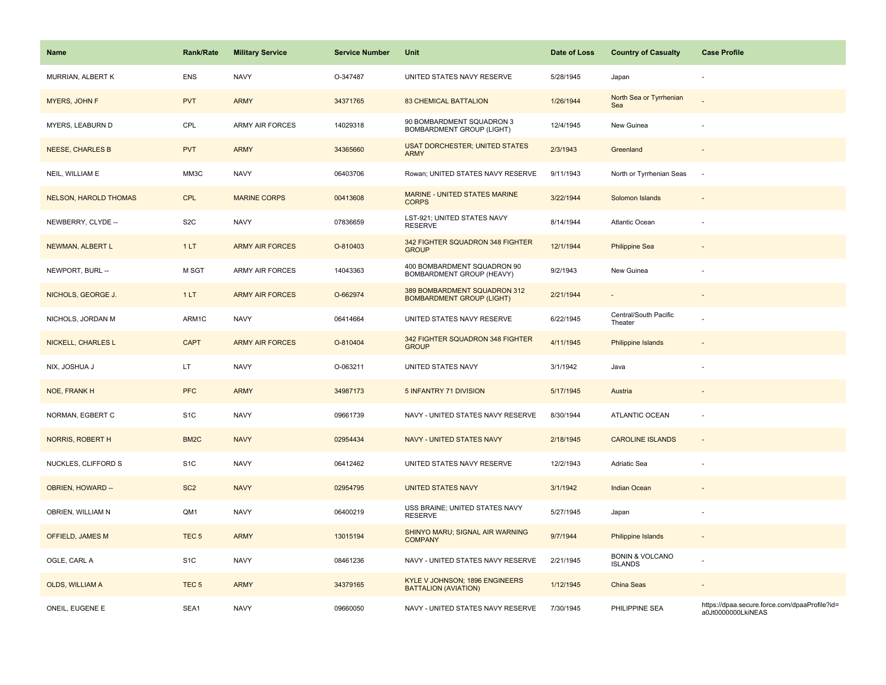| Name | Rank/Rate | Military Service | Service Number | Unit | Date of Loss | Country of Casualty | Case Profile |
|---|---|---|---|---|---|---|---|
| MURRIAN, ALBERT K | ENS | NAVY | O-347487 | UNITED STATES NAVY RESERVE | 5/28/1945 | Japan | - |
| MYERS, JOHN F | PVT | ARMY | 34371765 | 83 CHEMICAL BATTALION | 1/26/1944 | North Sea or Tyrrhenian Sea | - |
| MYERS, LEABURN D | CPL | ARMY AIR FORCES | 14029318 | 90 BOMBARDMENT SQUADRON 3 BOMBARDMENT GROUP (LIGHT) | 12/4/1945 | New Guinea | - |
| NEESE, CHARLES B | PVT | ARMY | 34365660 | USAT DORCHESTER; UNITED STATES ARMY | 2/3/1943 | Greenland | - |
| NEIL, WILLIAM E | MM3C | NAVY | 06403706 | Rowan; UNITED STATES NAVY RESERVE | 9/11/1943 | North or Tyrrhenian Seas | - |
| NELSON, HAROLD THOMAS | CPL | MARINE CORPS | 00413608 | MARINE - UNITED STATES MARINE CORPS | 3/22/1944 | Solomon Islands | - |
| NEWBERRY, CLYDE -- | S2C | NAVY | 07836659 | LST-921; UNITED STATES NAVY RESERVE | 8/14/1944 | Atlantic Ocean | - |
| NEWMAN, ALBERT L | 1 LT | ARMY AIR FORCES | O-810403 | 342 FIGHTER SQUADRON 348 FIGHTER GROUP | 12/1/1944 | Philippine Sea | - |
| NEWPORT, BURL -- | M SGT | ARMY AIR FORCES | 14043363 | 400 BOMBARDMENT SQUADRON 90 BOMBARDMENT GROUP (HEAVY) | 9/2/1943 | New Guinea | - |
| NICHOLS, GEORGE J. | 1 LT | ARMY AIR FORCES | O-662974 | 389 BOMBARDMENT SQUADRON 312 BOMBARDMENT GROUP (LIGHT) | 2/21/1944 | - | - |
| NICHOLS, JORDAN M | ARM1C | NAVY | 06414664 | UNITED STATES NAVY RESERVE | 6/22/1945 | Central/South Pacific Theater | - |
| NICKELL, CHARLES L | CAPT | ARMY AIR FORCES | O-810404 | 342 FIGHTER SQUADRON 348 FIGHTER GROUP | 4/11/1945 | Philippine Islands | - |
| NIX, JOSHUA J | LT | NAVY | O-063211 | UNITED STATES NAVY | 3/1/1942 | Java | - |
| NOE, FRANK H | PFC | ARMY | 34987173 | 5 INFANTRY 71 DIVISION | 5/17/1945 | Austria | - |
| NORMAN, EGBERT C | S1C | NAVY | 09661739 | NAVY - UNITED STATES NAVY RESERVE | 8/30/1944 | ATLANTIC OCEAN | - |
| NORRIS, ROBERT H | BM2C | NAVY | 02954434 | NAVY - UNITED STATES NAVY | 2/18/1945 | CAROLINE ISLANDS | - |
| NUCKLES, CLIFFORD S | S1C | NAVY | 06412462 | UNITED STATES NAVY RESERVE | 12/2/1943 | Adriatic Sea | - |
| OBRIEN, HOWARD -- | SC2 | NAVY | 02954795 | UNITED STATES NAVY | 3/1/1942 | Indian Ocean | - |
| OBRIEN, WILLIAM N | QM1 | NAVY | 06400219 | USS BRAINE; UNITED STATES NAVY RESERVE | 5/27/1945 | Japan | - |
| OFFIELD, JAMES M | TEC 5 | ARMY | 13015194 | SHINYO MARU; SIGNAL AIR WARNING COMPANY | 9/7/1944 | Philippine Islands | - |
| OGLE, CARL A | S1C | NAVY | 08461236 | NAVY - UNITED STATES NAVY RESERVE | 2/21/1945 | BONIN & VOLCANO ISLANDS | - |
| OLDS, WILLIAM A | TEC 5 | ARMY | 34379165 | KYLE V JOHNSON; 1896 ENGINEERS BATTALION (AVIATION) | 1/12/1945 | China Seas | - |
| ONEIL, EUGENE E | SEA1 | NAVY | 09660050 | NAVY - UNITED STATES NAVY RESERVE | 7/30/1945 | PHILIPPINE SEA | https://dpaa.secure.force.com/dpaaProfile?id=a0Jt0000000LkiNEAS |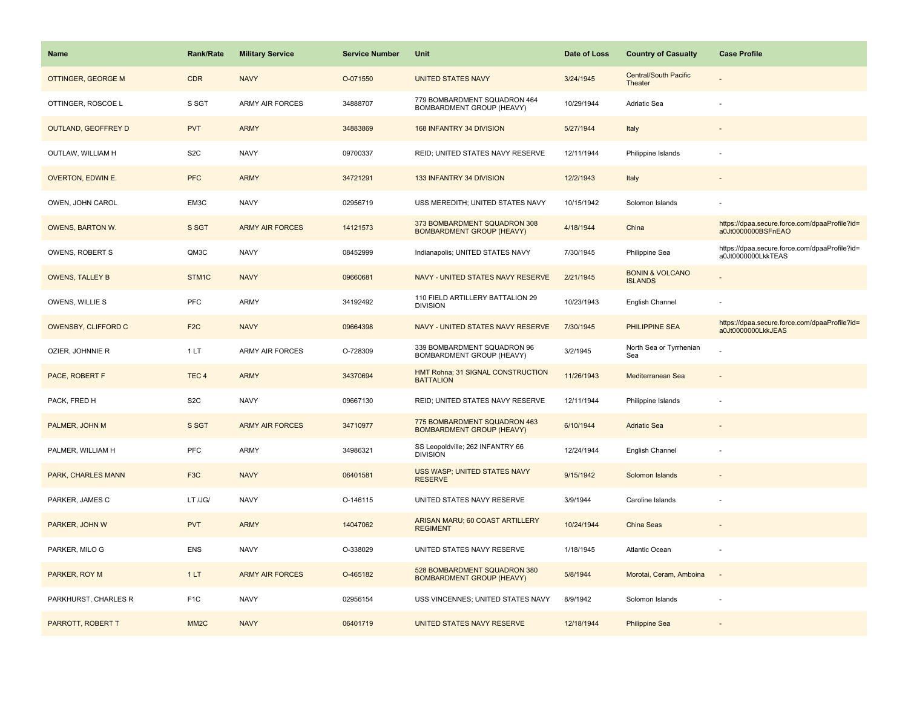| Name | Rank/Rate | Military Service | Service Number | Unit | Date of Loss | Country of Casualty | Case Profile |
|---|---|---|---|---|---|---|---|
| OTTINGER, GEORGE M | CDR | NAVY | O-071550 | UNITED STATES NAVY | 3/24/1945 | Central/South Pacific Theater | - |
| OTTINGER, ROSCOE L | S SGT | ARMY AIR FORCES | 34888707 | 779 BOMBARDMENT SQUADRON 464 BOMBARDMENT GROUP (HEAVY) | 10/29/1944 | Adriatic Sea | - |
| OUTLAND, GEOFFREY D | PVT | ARMY | 34883869 | 168 INFANTRY 34 DIVISION | 5/27/1944 | Italy | - |
| OUTLAW, WILLIAM H | S2C | NAVY | 09700337 | REID; UNITED STATES NAVY RESERVE | 12/11/1944 | Philippine Islands | - |
| OVERTON, EDWIN E. | PFC | ARMY | 34721291 | 133 INFANTRY 34 DIVISION | 12/2/1943 | Italy | - |
| OWEN, JOHN CAROL | EM3C | NAVY | 02956719 | USS MEREDITH; UNITED STATES NAVY | 10/15/1942 | Solomon Islands | - |
| OWENS, BARTON W. | S SGT | ARMY AIR FORCES | 14121573 | 373 BOMBARDMENT SQUADRON 308 BOMBARDMENT GROUP (HEAVY) | 4/18/1944 | China | https://dpaa.secure.force.com/dpaaProfile?id=a0Jt0000000BSFnEAO |
| OWENS, ROBERT S | QM3C | NAVY | 08452999 | Indianapolis; UNITED STATES NAVY | 7/30/1945 | Philippine Sea | https://dpaa.secure.force.com/dpaaProfile?id=a0Jt0000000LkkTEAS |
| OWENS, TALLEY B | STM1C | NAVY | 09660681 | NAVY - UNITED STATES NAVY RESERVE | 2/21/1945 | BONIN & VOLCANO ISLANDS | - |
| OWENS, WILLIE S | PFC | ARMY | 34192492 | 110 FIELD ARTILLERY BATTALION 29 DIVISION | 10/23/1943 | English Channel | - |
| OWENSBY, CLIFFORD C | F2C | NAVY | 09664398 | NAVY - UNITED STATES NAVY RESERVE | 7/30/1945 | PHILIPPINE SEA | https://dpaa.secure.force.com/dpaaProfile?id=a0Jt0000000LkkJEAS |
| OZIER, JOHNNIE R | 1 LT | ARMY AIR FORCES | O-728309 | 339 BOMBARDMENT SQUADRON 96 BOMBARDMENT GROUP (HEAVY) | 3/2/1945 | North Sea or Tyrrhenian Sea | - |
| PACE, ROBERT F | TEC 4 | ARMY | 34370694 | HMT Rohna; 31 SIGNAL CONSTRUCTION BATTALION | 11/26/1943 | Mediterranean Sea | - |
| PACK, FRED H | S2C | NAVY | 09667130 | REID; UNITED STATES NAVY RESERVE | 12/11/1944 | Philippine Islands | - |
| PALMER, JOHN M | S SGT | ARMY AIR FORCES | 34710977 | 775 BOMBARDMENT SQUADRON 463 BOMBARDMENT GROUP (HEAVY) | 6/10/1944 | Adriatic Sea | - |
| PALMER, WILLIAM H | PFC | ARMY | 34986321 | SS Leopoldville; 262 INFANTRY 66 DIVISION | 12/24/1944 | English Channel | - |
| PARK, CHARLES MANN | F3C | NAVY | 06401581 | USS WASP; UNITED STATES NAVY RESERVE | 9/15/1942 | Solomon Islands | - |
| PARKER, JAMES C | LT /JG/ | NAVY | O-146115 | UNITED STATES NAVY RESERVE | 3/9/1944 | Caroline Islands | - |
| PARKER, JOHN W | PVT | ARMY | 14047062 | ARISAN MARU; 60 COAST ARTILLERY REGIMENT | 10/24/1944 | China Seas | - |
| PARKER, MILO G | ENS | NAVY | O-338029 | UNITED STATES NAVY RESERVE | 1/18/1945 | Atlantic Ocean | - |
| PARKER, ROY M | 1 LT | ARMY AIR FORCES | O-465182 | 528 BOMBARDMENT SQUADRON 380 BOMBARDMENT GROUP (HEAVY) | 5/8/1944 | Morotai, Ceram, Amboina | - |
| PARKHURST, CHARLES R | F1C | NAVY | 02956154 | USS VINCENNES; UNITED STATES NAVY | 8/9/1942 | Solomon Islands | - |
| PARROTT, ROBERT T | MM2C | NAVY | 06401719 | UNITED STATES NAVY RESERVE | 12/18/1944 | Philippine Sea | - |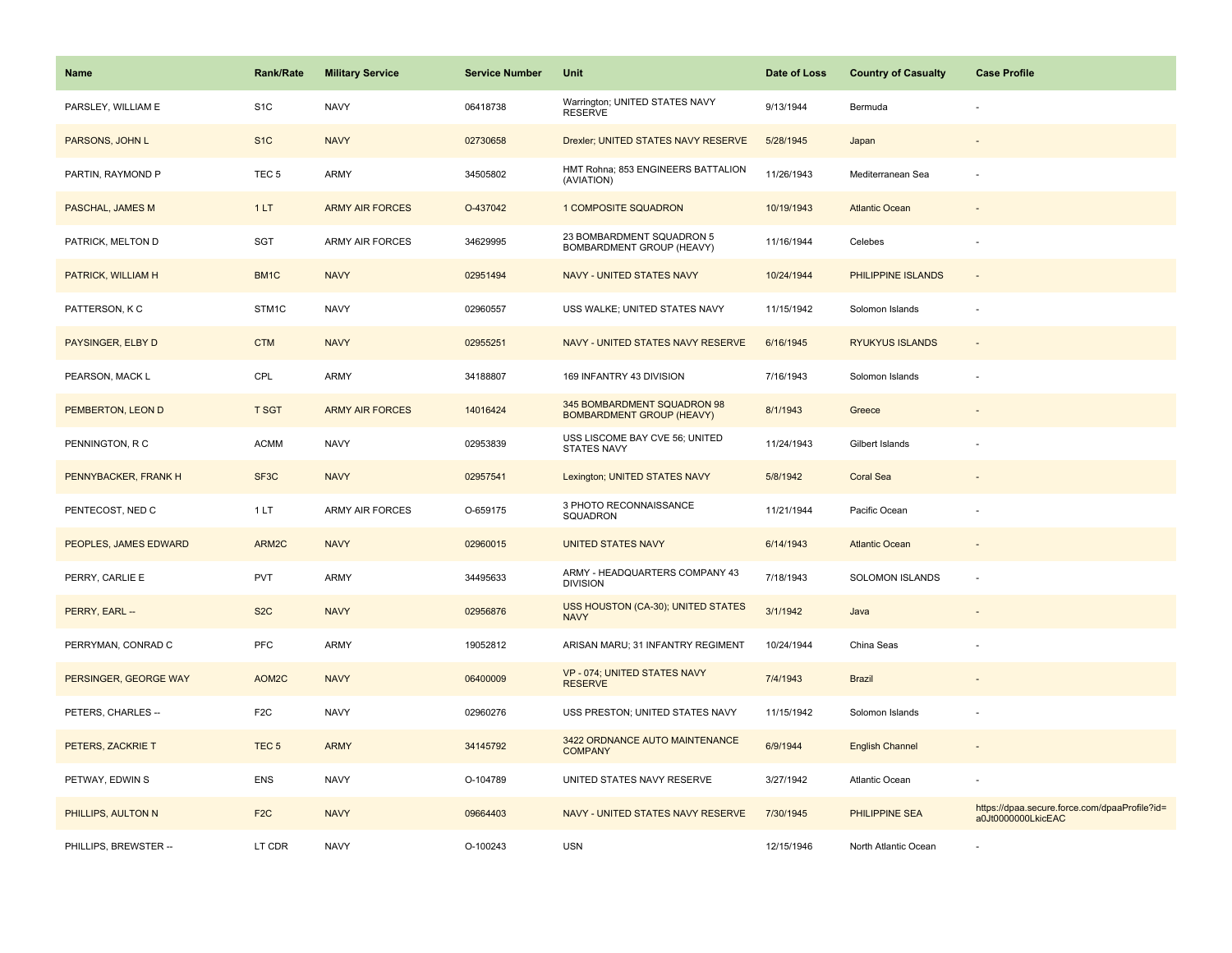| Name | Rank/Rate | Military Service | Service Number | Unit | Date of Loss | Country of Casualty | Case Profile |
|---|---|---|---|---|---|---|---|
| PARSLEY, WILLIAM E | S1C | NAVY | 06418738 | Warrington; UNITED STATES NAVY RESERVE | 9/13/1944 | Bermuda | - |
| PARSONS, JOHN L | S1C | NAVY | 02730658 | Drexler; UNITED STATES NAVY RESERVE | 5/28/1945 | Japan | - |
| PARTIN, RAYMOND P | TEC 5 | ARMY | 34505802 | HMT Rohna; 853 ENGINEERS BATTALION (AVIATION) | 11/26/1943 | Mediterranean Sea | - |
| PASCHAL, JAMES M | 1 LT | ARMY AIR FORCES | O-437042 | 1 COMPOSITE SQUADRON | 10/19/1943 | Atlantic Ocean | - |
| PATRICK, MELTON D | SGT | ARMY AIR FORCES | 34629995 | 23 BOMBARDMENT SQUADRON 5 BOMBARDMENT GROUP (HEAVY) | 11/16/1944 | Celebes | - |
| PATRICK, WILLIAM H | BM1C | NAVY | 02951494 | NAVY - UNITED STATES NAVY | 10/24/1944 | PHILIPPINE ISLANDS | - |
| PATTERSON, K C | STM1C | NAVY | 02960557 | USS WALKE; UNITED STATES NAVY | 11/15/1942 | Solomon Islands | - |
| PAYSINGER, ELBY D | CTM | NAVY | 02955251 | NAVY - UNITED STATES NAVY RESERVE | 6/16/1945 | RYUKYUS ISLANDS | - |
| PEARSON, MACK L | CPL | ARMY | 34188807 | 169 INFANTRY 43 DIVISION | 7/16/1943 | Solomon Islands | - |
| PEMBERTON, LEON D | T SGT | ARMY AIR FORCES | 14016424 | 345 BOMBARDMENT SQUADRON 98 BOMBARDMENT GROUP (HEAVY) | 8/1/1943 | Greece | - |
| PENNINGTON, R C | ACMM | NAVY | 02953839 | USS LISCOME BAY CVE 56; UNITED STATES NAVY | 11/24/1943 | Gilbert Islands | - |
| PENNYBACKER, FRANK H | SF3C | NAVY | 02957541 | Lexington; UNITED STATES NAVY | 5/8/1942 | Coral Sea | - |
| PENTECOST, NED C | 1 LT | ARMY AIR FORCES | O-659175 | 3 PHOTO RECONNAISSANCE SQUADRON | 11/21/1944 | Pacific Ocean | - |
| PEOPLES, JAMES EDWARD | ARM2C | NAVY | 02960015 | UNITED STATES NAVY | 6/14/1943 | Atlantic Ocean | - |
| PERRY, CARLIE E | PVT | ARMY | 34495633 | ARMY - HEADQUARTERS COMPANY 43 DIVISION | 7/18/1943 | SOLOMON ISLANDS | - |
| PERRY, EARL -- | S2C | NAVY | 02956876 | USS HOUSTON (CA-30); UNITED STATES NAVY | 3/1/1942 | Java | - |
| PERRYMAN, CONRAD C | PFC | ARMY | 19052812 | ARISAN MARU; 31 INFANTRY REGIMENT | 10/24/1944 | China Seas | - |
| PERSINGER, GEORGE WAY | AOM2C | NAVY | 06400009 | VP - 074; UNITED STATES NAVY RESERVE | 7/4/1943 | Brazil | - |
| PETERS, CHARLES -- | F2C | NAVY | 02960276 | USS PRESTON; UNITED STATES NAVY | 11/15/1942 | Solomon Islands | - |
| PETERS, ZACKRIE T | TEC 5 | ARMY | 34145792 | 3422 ORDNANCE AUTO MAINTENANCE COMPANY | 6/9/1944 | English Channel | - |
| PETWAY, EDWIN S | ENS | NAVY | O-104789 | UNITED STATES NAVY RESERVE | 3/27/1942 | Atlantic Ocean | - |
| PHILLIPS, AULTON N | F2C | NAVY | 09664403 | NAVY - UNITED STATES NAVY RESERVE | 7/30/1945 | PHILIPPINE SEA | https://dpaa.secure.force.com/dpaaProfile?id=a0Jt0000000LkicEAC |
| PHILLIPS, BREWSTER -- | LT CDR | NAVY | O-100243 | USN | 12/15/1946 | North Atlantic Ocean | - |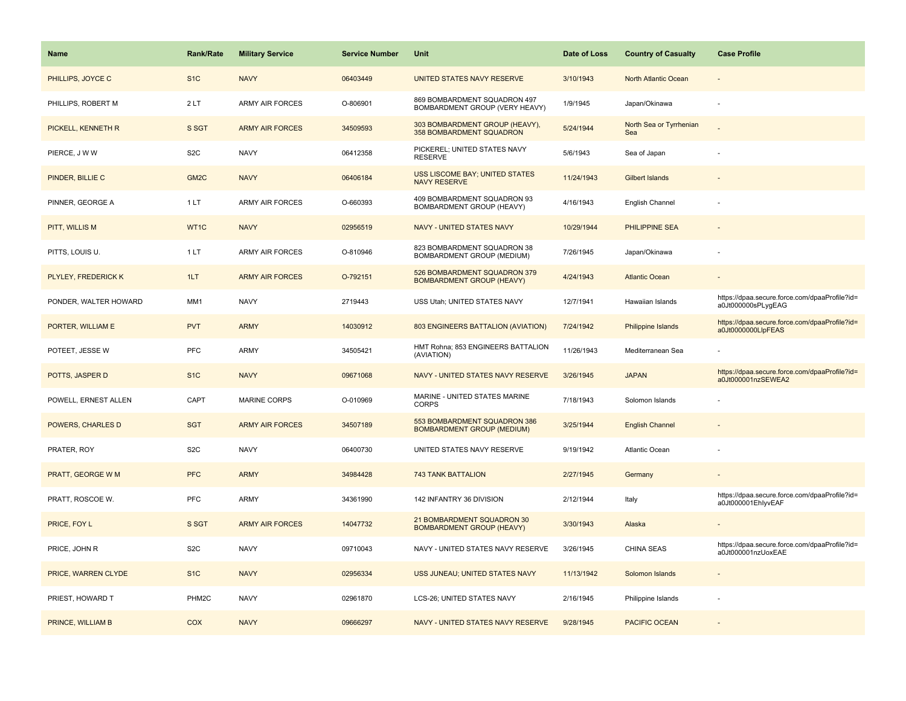| Name | Rank/Rate | Military Service | Service Number | Unit | Date of Loss | Country of Casualty | Case Profile |
|---|---|---|---|---|---|---|---|
| PHILLIPS, JOYCE C | S1C | NAVY | 06403449 | UNITED STATES NAVY RESERVE | 3/10/1943 | North Atlantic Ocean | - |
| PHILLIPS, ROBERT M | 2 LT | ARMY AIR FORCES | O-806901 | 869 BOMBARDMENT SQUADRON 497 BOMBARDMENT GROUP (VERY HEAVY) | 1/9/1945 | Japan/Okinawa | - |
| PICKELL, KENNETH R | S SGT | ARMY AIR FORCES | 34509593 | 303 BOMBARDMENT GROUP (HEAVY), 358 BOMBARDMENT SQUADRON | 5/24/1944 | North Sea or Tyrrhenian Sea | - |
| PIERCE, J W W | S2C | NAVY | 06412358 | PICKEREL; UNITED STATES NAVY RESERVE | 5/6/1943 | Sea of Japan | - |
| PINDER, BILLIE C | GM2C | NAVY | 06406184 | USS LISCOME BAY; UNITED STATES NAVY RESERVE | 11/24/1943 | Gilbert Islands | - |
| PINNER, GEORGE A | 1 LT | ARMY AIR FORCES | O-660393 | 409 BOMBARDMENT SQUADRON 93 BOMBARDMENT GROUP (HEAVY) | 4/16/1943 | English Channel | - |
| PITT, WILLIS M | WT1C | NAVY | 02956519 | NAVY - UNITED STATES NAVY | 10/29/1944 | PHILIPPINE SEA | - |
| PITTS, LOUIS U. | 1 LT | ARMY AIR FORCES | O-810946 | 823 BOMBARDMENT SQUADRON 38 BOMBARDMENT GROUP (MEDIUM) | 7/26/1945 | Japan/Okinawa | - |
| PLYLEY, FREDERICK K | 1LT | ARMY AIR FORCES | O-792151 | 526 BOMBARDMENT SQUADRON 379 BOMBARDMENT GROUP (HEAVY) | 4/24/1943 | Atlantic Ocean | - |
| PONDER, WALTER HOWARD | MM1 | NAVY | 2719443 | USS Utah; UNITED STATES NAVY | 12/7/1941 | Hawaiian Islands | https://dpaa.secure.force.com/dpaaProfile?id=a0Jt000000sPLygEAG |
| PORTER, WILLIAM E | PVT | ARMY | 14030912 | 803 ENGINEERS BATTALION (AVIATION) | 7/24/1942 | Philippine Islands | https://dpaa.secure.force.com/dpaaProfile?id=a0Jt0000000LlpFEAS |
| POTEET, JESSE W | PFC | ARMY | 34505421 | HMT Rohna; 853 ENGINEERS BATTALION (AVIATION) | 11/26/1943 | Mediterranean Sea | - |
| POTTS, JASPER D | S1C | NAVY | 09671068 | NAVY - UNITED STATES NAVY RESERVE | 3/26/1945 | JAPAN | https://dpaa.secure.force.com/dpaaProfile?id=a0Jt000001nzSEWEA2 |
| POWELL, ERNEST ALLEN | CAPT | MARINE CORPS | O-010969 | MARINE - UNITED STATES MARINE CORPS | 7/18/1943 | Solomon Islands | - |
| POWERS, CHARLES D | SGT | ARMY AIR FORCES | 34507189 | 553 BOMBARDMENT SQUADRON 386 BOMBARDMENT GROUP (MEDIUM) | 3/25/1944 | English Channel | - |
| PRATER, ROY | S2C | NAVY | 06400730 | UNITED STATES NAVY RESERVE | 9/19/1942 | Atlantic Ocean | - |
| PRATT, GEORGE W M | PFC | ARMY | 34984428 | 743 TANK BATTALION | 2/27/1945 | Germany | - |
| PRATT, ROSCOE W. | PFC | ARMY | 34361990 | 142 INFANTRY 36 DIVISION | 2/12/1944 | Italy | https://dpaa.secure.force.com/dpaaProfile?id=a0Jt000001EhIyvEAF |
| PRICE, FOY L | S SGT | ARMY AIR FORCES | 14047732 | 21 BOMBARDMENT SQUADRON 30 BOMBARDMENT GROUP (HEAVY) | 3/30/1943 | Alaska | - |
| PRICE, JOHN R | S2C | NAVY | 09710043 | NAVY - UNITED STATES NAVY RESERVE | 3/26/1945 | CHINA SEAS | https://dpaa.secure.force.com/dpaaProfile?id=a0Jt000001nzUoxEAE |
| PRICE, WARREN CLYDE | S1C | NAVY | 02956334 | USS JUNEAU; UNITED STATES NAVY | 11/13/1942 | Solomon Islands | - |
| PRIEST, HOWARD T | PHM2C | NAVY | 02961870 | LCS-26; UNITED STATES NAVY | 2/16/1945 | Philippine Islands | - |
| PRINCE, WILLIAM B | COX | NAVY | 09666297 | NAVY - UNITED STATES NAVY RESERVE | 9/28/1945 | PACIFIC OCEAN | - |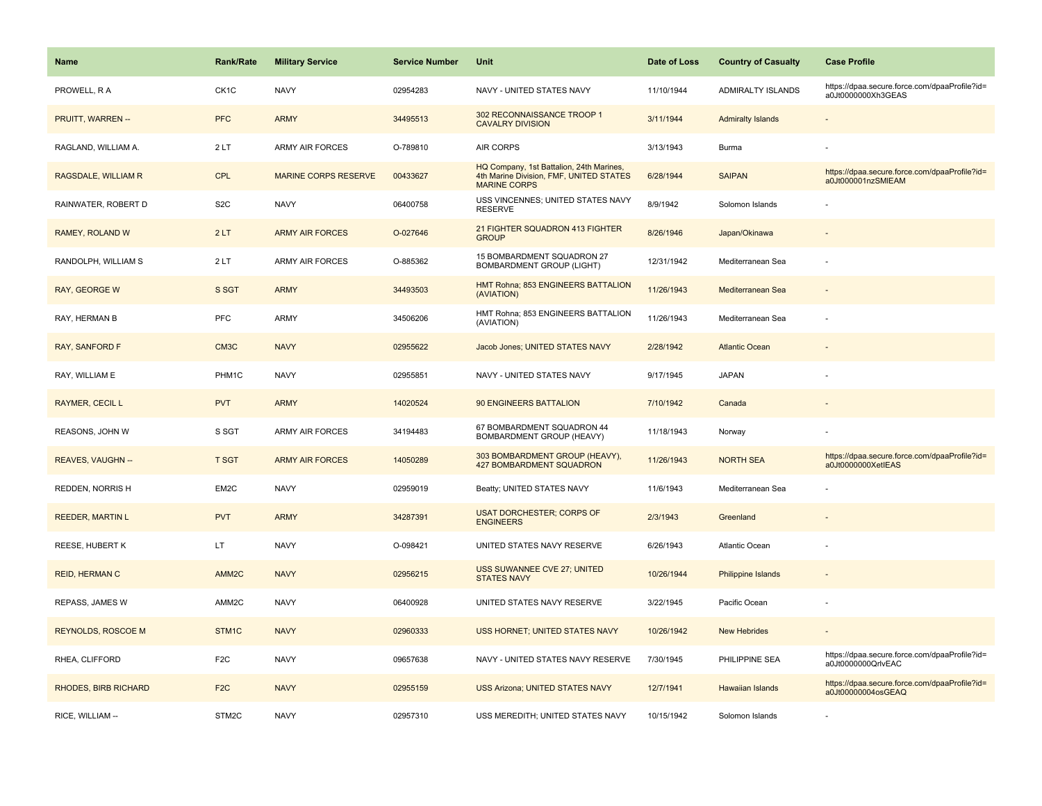| Name | Rank/Rate | Military Service | Service Number | Unit | Date of Loss | Country of Casualty | Case Profile |
|---|---|---|---|---|---|---|---|
| PROWELL, R A | CK1C | NAVY | 02954283 | NAVY - UNITED STATES NAVY | 11/10/1944 | ADMIRALTY ISLANDS | https://dpaa.secure.force.com/dpaaProfile?id=a0Jt0000000Xh3GEAS |
| PRUITT, WARREN -- | PFC | ARMY | 34495513 | 302 RECONNAISSANCE TROOP 1 CAVALRY DIVISION | 3/11/1944 | Admiralty Islands | - |
| RAGLAND, WILLIAM A. | 2 LT | ARMY AIR FORCES | O-789810 | AIR CORPS | 3/13/1943 | Burma | - |
| RAGSDALE, WILLIAM R | CPL | MARINE CORPS RESERVE | 00433627 | HQ Company, 1st Battalion, 24th Marines, 4th Marine Division, FMF, UNITED STATES MARINE CORPS | 6/28/1944 | SAIPAN | https://dpaa.secure.force.com/dpaaProfile?id=a0Jt000001nzSMlEAM |
| RAINWATER, ROBERT D | S2C | NAVY | 06400758 | USS VINCENNES; UNITED STATES NAVY RESERVE | 8/9/1942 | Solomon Islands | - |
| RAMEY, ROLAND W | 2 LT | ARMY AIR FORCES | O-027646 | 21 FIGHTER SQUADRON 413 FIGHTER GROUP | 8/26/1946 | Japan/Okinawa | - |
| RANDOLPH, WILLIAM S | 2 LT | ARMY AIR FORCES | O-885362 | 15 BOMBARDMENT SQUADRON 27 BOMBARDMENT GROUP (LIGHT) | 12/31/1942 | Mediterranean Sea | - |
| RAY, GEORGE W | S SGT | ARMY | 34493503 | HMT Rohna; 853 ENGINEERS BATTALION (AVIATION) | 11/26/1943 | Mediterranean Sea | - |
| RAY, HERMAN B | PFC | ARMY | 34506206 | HMT Rohna; 853 ENGINEERS BATTALION (AVIATION) | 11/26/1943 | Mediterranean Sea | - |
| RAY, SANFORD F | CM3C | NAVY | 02955622 | Jacob Jones; UNITED STATES NAVY | 2/28/1942 | Atlantic Ocean | - |
| RAY, WILLIAM E | PHM1C | NAVY | 02955851 | NAVY - UNITED STATES NAVY | 9/17/1945 | JAPAN | - |
| RAYMER, CECIL L | PVT | ARMY | 14020524 | 90 ENGINEERS BATTALION | 7/10/1942 | Canada | - |
| REASONS, JOHN W | S SGT | ARMY AIR FORCES | 34194483 | 67 BOMBARDMENT SQUADRON 44 BOMBARDMENT GROUP (HEAVY) | 11/18/1943 | Norway | - |
| REAVES, VAUGHN -- | T SGT | ARMY AIR FORCES | 14050289 | 303 BOMBARDMENT GROUP (HEAVY), 427 BOMBARDMENT SQUADRON | 11/26/1943 | NORTH SEA | https://dpaa.secure.force.com/dpaaProfile?id=a0Jt0000000XetlEAS |
| REDDEN, NORRIS H | EM2C | NAVY | 02959019 | Beatty; UNITED STATES NAVY | 11/6/1943 | Mediterranean Sea | - |
| REEDER, MARTIN L | PVT | ARMY | 34287391 | USAT DORCHESTER; CORPS OF ENGINEERS | 2/3/1943 | Greenland | - |
| REESE, HUBERT K | LT | NAVY | O-098421 | UNITED STATES NAVY RESERVE | 6/26/1943 | Atlantic Ocean | - |
| REID, HERMAN C | AMM2C | NAVY | 02956215 | USS SUWANNEE CVE 27; UNITED STATES NAVY | 10/26/1944 | Philippine Islands | - |
| REPASS, JAMES W | AMM2C | NAVY | 06400928 | UNITED STATES NAVY RESERVE | 3/22/1945 | Pacific Ocean | - |
| REYNOLDS, ROSCOE M | STM1C | NAVY | 02960333 | USS HORNET; UNITED STATES NAVY | 10/26/1942 | New Hebrides | - |
| RHEA, CLIFFORD | F2C | NAVY | 09657638 | NAVY - UNITED STATES NAVY RESERVE | 7/30/1945 | PHILIPPINE SEA | https://dpaa.secure.force.com/dpaaProfile?id=a0Jt0000000QrlvEAC |
| RHODES, BIRB RICHARD | F2C | NAVY | 02955159 | USS Arizona; UNITED STATES NAVY | 12/7/1941 | Hawaiian Islands | https://dpaa.secure.force.com/dpaaProfile?id=a0Jt00000004osGEAQ |
| RICE, WILLIAM -- | STM2C | NAVY | 02957310 | USS MEREDITH; UNITED STATES NAVY | 10/15/1942 | Solomon Islands | - |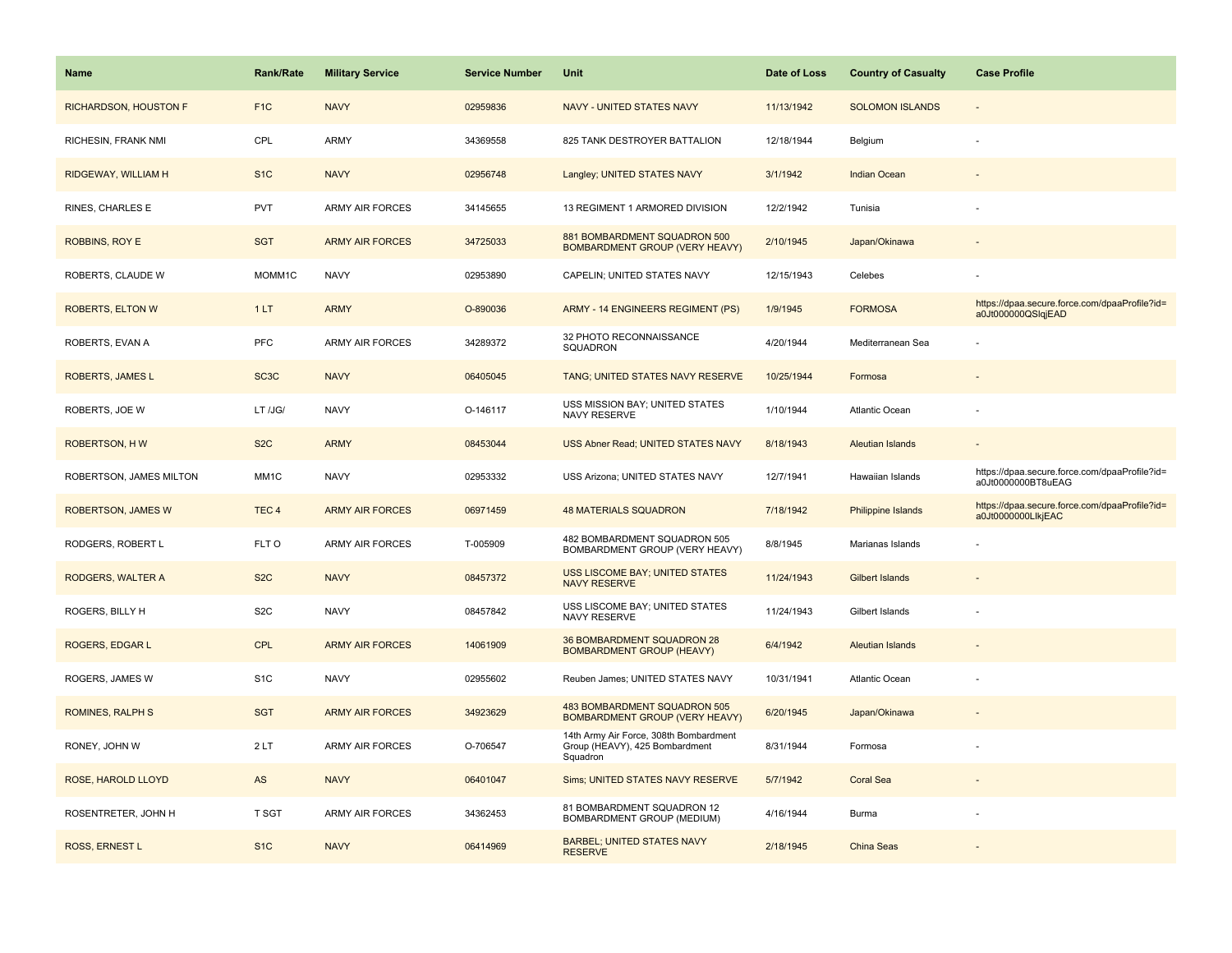| Name | Rank/Rate | Military Service | Service Number | Unit | Date of Loss | Country of Casualty | Case Profile |
|---|---|---|---|---|---|---|---|
| RICHARDSON, HOUSTON F | F1C | NAVY | 02959836 | NAVY - UNITED STATES NAVY | 11/13/1942 | SOLOMON ISLANDS | - |
| RICHESIN, FRANK NMI | CPL | ARMY | 34369558 | 825 TANK DESTROYER BATTALION | 12/18/1944 | Belgium | - |
| RIDGEWAY, WILLIAM H | S1C | NAVY | 02956748 | Langley; UNITED STATES NAVY | 3/1/1942 | Indian Ocean | - |
| RINES, CHARLES E | PVT | ARMY AIR FORCES | 34145655 | 13 REGIMENT 1 ARMORED DIVISION | 12/2/1942 | Tunisia | - |
| ROBBINS, ROY E | SGT | ARMY AIR FORCES | 34725033 | 881 BOMBARDMENT SQUADRON 500 BOMBARDMENT GROUP (VERY HEAVY) | 2/10/1945 | Japan/Okinawa | - |
| ROBERTS, CLAUDE W | MOMM1C | NAVY | 02953890 | CAPELIN; UNITED STATES NAVY | 12/15/1943 | Celebes | - |
| ROBERTS, ELTON W | 1 LT | ARMY | O-890036 | ARMY - 14 ENGINEERS REGIMENT (PS) | 1/9/1945 | FORMOSA | https://dpaa.secure.force.com/dpaaProfile?id=a0Jt000000QSlqjEAD |
| ROBERTS, EVAN A | PFC | ARMY AIR FORCES | 34289372 | 32 PHOTO RECONNAISSANCE SQUADRON | 4/20/1944 | Mediterranean Sea | - |
| ROBERTS, JAMES L | SC3C | NAVY | 06405045 | TANG; UNITED STATES NAVY RESERVE | 10/25/1944 | Formosa | - |
| ROBERTS, JOE W | LT /JG/ | NAVY | O-146117 | USS MISSION BAY; UNITED STATES NAVY RESERVE | 1/10/1944 | Atlantic Ocean | - |
| ROBERTSON, H W | S2C | ARMY | 08453044 | USS Abner Read; UNITED STATES NAVY | 8/18/1943 | Aleutian Islands | - |
| ROBERTSON, JAMES MILTON | MM1C | NAVY | 02953332 | USS Arizona; UNITED STATES NAVY | 12/7/1941 | Hawaiian Islands | https://dpaa.secure.force.com/dpaaProfile?id=a0Jt0000000BT8uEAG |
| ROBERTSON, JAMES W | TEC 4 | ARMY AIR FORCES | 06971459 | 48 MATERIALS SQUADRON | 7/18/1942 | Philippine Islands | https://dpaa.secure.force.com/dpaaProfile?id=a0Jt0000000LlkjEAC |
| RODGERS, ROBERT L | FLT O | ARMY AIR FORCES | T-005909 | 482 BOMBARDMENT SQUADRON 505 BOMBARDMENT GROUP (VERY HEAVY) | 8/8/1945 | Marianas Islands | - |
| RODGERS, WALTER A | S2C | NAVY | 08457372 | USS LISCOME BAY; UNITED STATES NAVY RESERVE | 11/24/1943 | Gilbert Islands | - |
| ROGERS, BILLY H | S2C | NAVY | 08457842 | USS LISCOME BAY; UNITED STATES NAVY RESERVE | 11/24/1943 | Gilbert Islands | - |
| ROGERS, EDGAR L | CPL | ARMY AIR FORCES | 14061909 | 36 BOMBARDMENT SQUADRON 28 BOMBARDMENT GROUP (HEAVY) | 6/4/1942 | Aleutian Islands | - |
| ROGERS, JAMES W | S1C | NAVY | 02955602 | Reuben James; UNITED STATES NAVY | 10/31/1941 | Atlantic Ocean | - |
| ROMINES, RALPH S | SGT | ARMY AIR FORCES | 34923629 | 483 BOMBARDMENT SQUADRON 505 BOMBARDMENT GROUP (VERY HEAVY) | 6/20/1945 | Japan/Okinawa | - |
| RONEY, JOHN W | 2 LT | ARMY AIR FORCES | O-706547 | 14th Army Air Force, 308th Bombardment Group (HEAVY), 425 Bombardment Squadron | 8/31/1944 | Formosa | - |
| ROSE, HAROLD LLOYD | AS | NAVY | 06401047 | Sims; UNITED STATES NAVY RESERVE | 5/7/1942 | Coral Sea | - |
| ROSENTRETER, JOHN H | T SGT | ARMY AIR FORCES | 34362453 | 81 BOMBARDMENT SQUADRON 12 BOMBARDMENT GROUP (MEDIUM) | 4/16/1944 | Burma | - |
| ROSS, ERNEST L | S1C | NAVY | 06414969 | BARBEL; UNITED STATES NAVY RESERVE | 2/18/1945 | China Seas | - |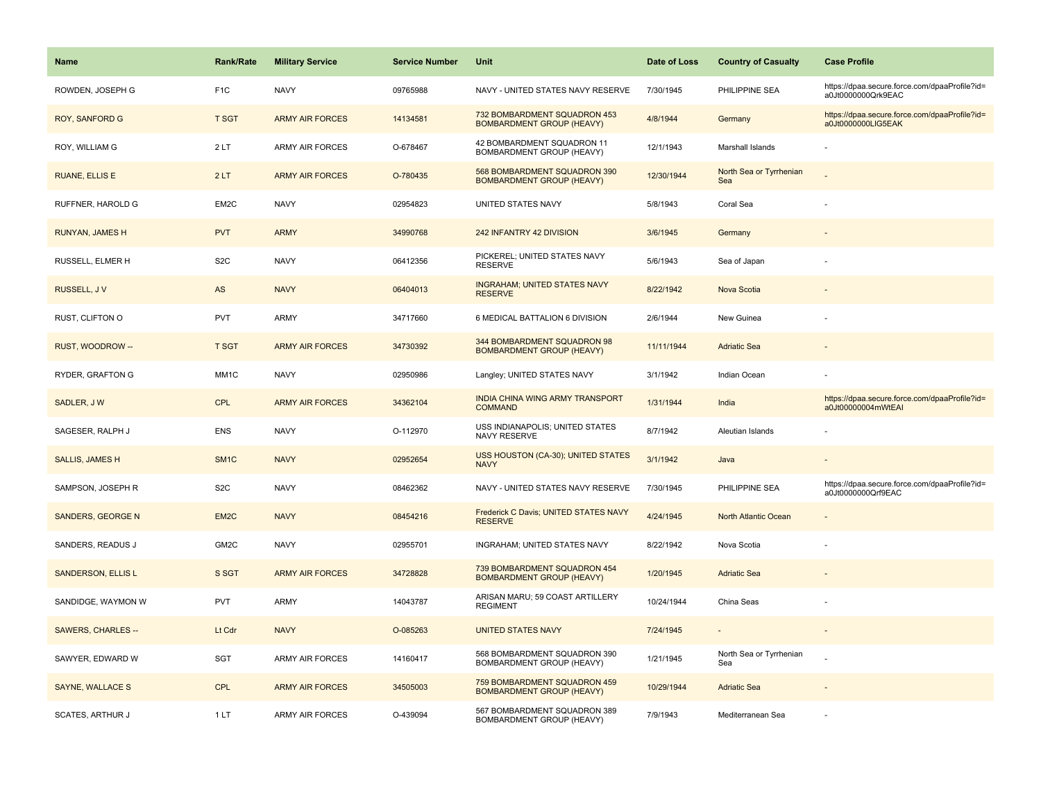| Name | Rank/Rate | Military Service | Service Number | Unit | Date of Loss | Country of Casualty | Case Profile |
| --- | --- | --- | --- | --- | --- | --- | --- |
| ROWDEN, JOSEPH G | F1C | NAVY | 09765988 | NAVY - UNITED STATES NAVY RESERVE | 7/30/1945 | PHILIPPINE SEA | https://dpaa.secure.force.com/dpaaProfile?id=a0Jt0000000Qrk9EAC |
| ROY, SANFORD G | T SGT | ARMY AIR FORCES | 14134581 | 732 BOMBARDMENT SQUADRON 453 BOMBARDMENT GROUP (HEAVY) | 4/8/1944 | Germany | https://dpaa.secure.force.com/dpaaProfile?id=a0Jt0000000LlG5EAK |
| ROY, WILLIAM G | 2 LT | ARMY AIR FORCES | O-678467 | 42 BOMBARDMENT SQUADRON 11 BOMBARDMENT GROUP (HEAVY) | 12/1/1943 | Marshall Islands | - |
| RUANE, ELLIS E | 2 LT | ARMY AIR FORCES | O-780435 | 568 BOMBARDMENT SQUADRON 390 BOMBARDMENT GROUP (HEAVY) | 12/30/1944 | North Sea or Tyrrhenian Sea | - |
| RUFFNER, HAROLD G | EM2C | NAVY | 02954823 | UNITED STATES NAVY | 5/8/1943 | Coral Sea | - |
| RUNYAN, JAMES H | PVT | ARMY | 34990768 | 242 INFANTRY 42 DIVISION | 3/6/1945 | Germany | - |
| RUSSELL, ELMER H | S2C | NAVY | 06412356 | PICKEREL; UNITED STATES NAVY RESERVE | 5/6/1943 | Sea of Japan | - |
| RUSSELL, J V | AS | NAVY | 06404013 | INGRAHAM; UNITED STATES NAVY RESERVE | 8/22/1942 | Nova Scotia | - |
| RUST, CLIFTON O | PVT | ARMY | 34717660 | 6 MEDICAL BATTALION 6 DIVISION | 2/6/1944 | New Guinea | - |
| RUST, WOODROW -- | T SGT | ARMY AIR FORCES | 34730392 | 344 BOMBARDMENT SQUADRON 98 BOMBARDMENT GROUP (HEAVY) | 11/11/1944 | Adriatic Sea | - |
| RYDER, GRAFTON G | MM1C | NAVY | 02950986 | Langley; UNITED STATES NAVY | 3/1/1942 | Indian Ocean | - |
| SADLER, J W | CPL | ARMY AIR FORCES | 34362104 | INDIA CHINA WING ARMY TRANSPORT COMMAND | 1/31/1944 | India | https://dpaa.secure.force.com/dpaaProfile?id=a0Jt00000004mWtEAI |
| SAGESER, RALPH J | ENS | NAVY | O-112970 | USS INDIANAPOLIS; UNITED STATES NAVY RESERVE | 8/7/1942 | Aleutian Islands | - |
| SALLIS, JAMES H | SM1C | NAVY | 02952654 | USS HOUSTON (CA-30); UNITED STATES NAVY | 3/1/1942 | Java | - |
| SAMPSON, JOSEPH R | S2C | NAVY | 08462362 | NAVY - UNITED STATES NAVY RESERVE | 7/30/1945 | PHILIPPINE SEA | https://dpaa.secure.force.com/dpaaProfile?id=a0Jt0000000Qrf9EAC |
| SANDERS, GEORGE N | EM2C | NAVY | 08454216 | Frederick C Davis; UNITED STATES NAVY RESERVE | 4/24/1945 | North Atlantic Ocean | - |
| SANDERS, READUS J | GM2C | NAVY | 02955701 | INGRAHAM; UNITED STATES NAVY | 8/22/1942 | Nova Scotia | - |
| SANDERSON, ELLIS L | S SGT | ARMY AIR FORCES | 34728828 | 739 BOMBARDMENT SQUADRON 454 BOMBARDMENT GROUP (HEAVY) | 1/20/1945 | Adriatic Sea | - |
| SANDIDGE, WAYMON W | PVT | ARMY | 14043787 | ARISAN MARU; 59 COAST ARTILLERY REGIMENT | 10/24/1944 | China Seas | - |
| SAWERS, CHARLES -- | Lt Cdr | NAVY | O-085263 | UNITED STATES NAVY | 7/24/1945 | - | - |
| SAWYER, EDWARD W | SGT | ARMY AIR FORCES | 14160417 | 568 BOMBARDMENT SQUADRON 390 BOMBARDMENT GROUP (HEAVY) | 1/21/1945 | North Sea or Tyrrhenian Sea | - |
| SAYNE, WALLACE S | CPL | ARMY AIR FORCES | 34505003 | 759 BOMBARDMENT SQUADRON 459 BOMBARDMENT GROUP (HEAVY) | 10/29/1944 | Adriatic Sea | - |
| SCATES, ARTHUR J | 1 LT | ARMY AIR FORCES | O-439094 | 567 BOMBARDMENT SQUADRON 389 BOMBARDMENT GROUP (HEAVY) | 7/9/1943 | Mediterranean Sea | - |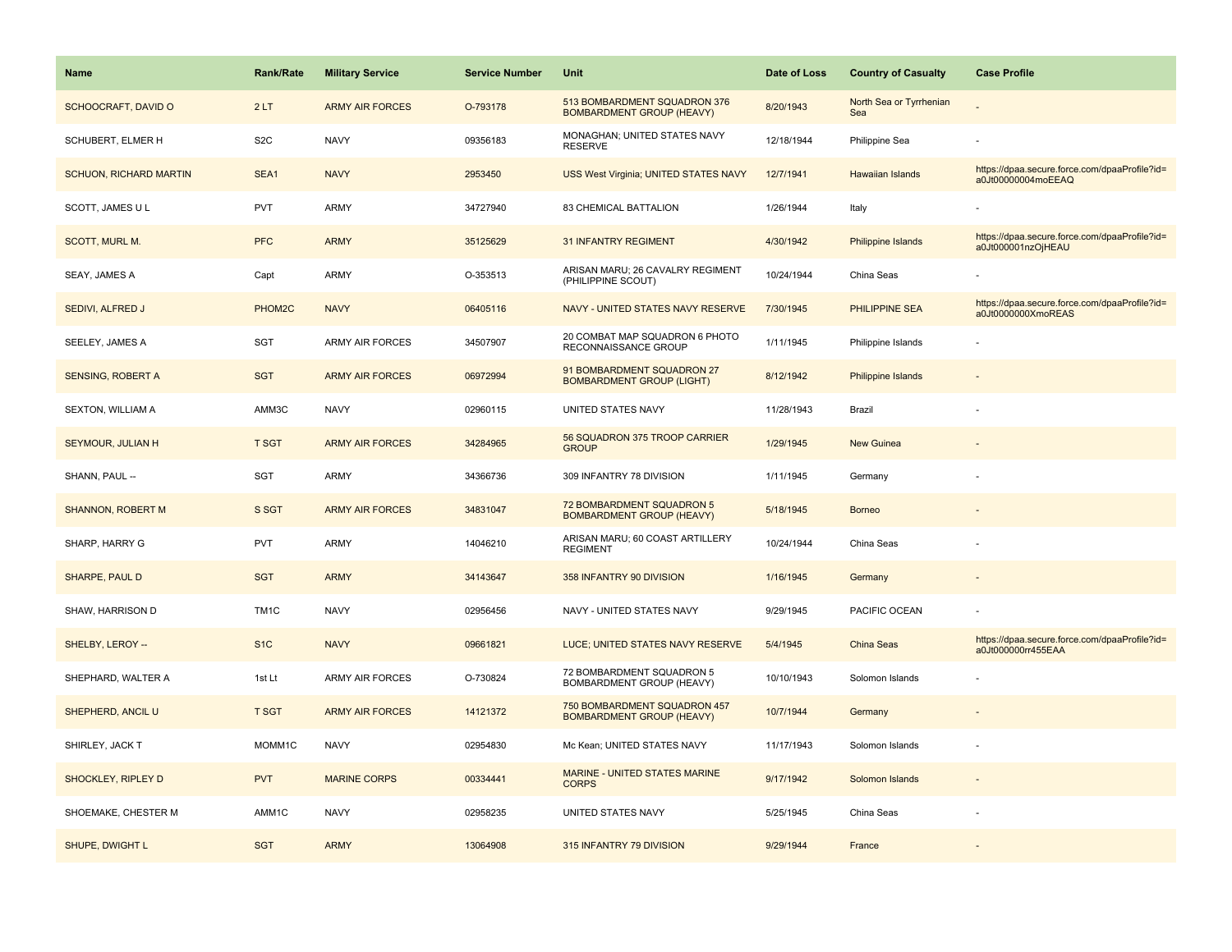| Name | Rank/Rate | Military Service | Service Number | Unit | Date of Loss | Country of Casualty | Case Profile |
|---|---|---|---|---|---|---|---|
| SCHOOCRAFT, DAVID O | 2 LT | ARMY AIR FORCES | O-793178 | 513 BOMBARDMENT SQUADRON 376 BOMBARDMENT GROUP (HEAVY) | 8/20/1943 | North Sea or Tyrrhenian Sea | - |
| SCHUBERT, ELMER H | S2C | NAVY | 09356183 | MONAGHAN; UNITED STATES NAVY RESERVE | 12/18/1944 | Philippine Sea | - |
| SCHUON, RICHARD MARTIN | SEA1 | NAVY | 2953450 | USS West Virginia; UNITED STATES NAVY | 12/7/1941 | Hawaiian Islands | https://dpaa.secure.force.com/dpaaProfile?id=a0Jt00000004moEEAQ |
| SCOTT, JAMES U L | PVT | ARMY | 34727940 | 83 CHEMICAL BATTALION | 1/26/1944 | Italy | - |
| SCOTT, MURL M. | PFC | ARMY | 35125629 | 31 INFANTRY REGIMENT | 4/30/1942 | Philippine Islands | https://dpaa.secure.force.com/dpaaProfile?id=a0Jt000001nzOjHEAU |
| SEAY, JAMES A | Capt | ARMY | O-353513 | ARISAN MARU; 26 CAVALRY REGIMENT (PHILIPPINE SCOUT) | 10/24/1944 | China Seas | - |
| SEDIVI, ALFRED J | PHOM2C | NAVY | 06405116 | NAVY - UNITED STATES NAVY RESERVE | 7/30/1945 | PHILIPPINE SEA | https://dpaa.secure.force.com/dpaaProfile?id=a0Jt0000000XmoREAS |
| SEELEY, JAMES A | SGT | ARMY AIR FORCES | 34507907 | 20 COMBAT MAP SQUADRON 6 PHOTO RECONNAISSANCE GROUP | 1/11/1945 | Philippine Islands | - |
| SENSING, ROBERT A | SGT | ARMY AIR FORCES | 06972994 | 91 BOMBARDMENT SQUADRON 27 BOMBARDMENT GROUP (LIGHT) | 8/12/1942 | Philippine Islands | - |
| SEXTON, WILLIAM A | AMM3C | NAVY | 02960115 | UNITED STATES NAVY | 11/28/1943 | Brazil | - |
| SEYMOUR, JULIAN H | T SGT | ARMY AIR FORCES | 34284965 | 56 SQUADRON 375 TROOP CARRIER GROUP | 1/29/1945 | New Guinea | - |
| SHANN, PAUL -- | SGT | ARMY | 34366736 | 309 INFANTRY 78 DIVISION | 1/11/1945 | Germany | - |
| SHANNON, ROBERT M | S SGT | ARMY AIR FORCES | 34831047 | 72 BOMBARDMENT SQUADRON 5 BOMBARDMENT GROUP (HEAVY) | 5/18/1945 | Borneo | - |
| SHARP, HARRY G | PVT | ARMY | 14046210 | ARISAN MARU; 60 COAST ARTILLERY REGIMENT | 10/24/1944 | China Seas | - |
| SHARPE, PAUL D | SGT | ARMY | 34143647 | 358 INFANTRY 90 DIVISION | 1/16/1945 | Germany | - |
| SHAW, HARRISON D | TM1C | NAVY | 02956456 | NAVY - UNITED STATES NAVY | 9/29/1945 | PACIFIC OCEAN | - |
| SHELBY, LEROY -- | S1C | NAVY | 09661821 | LUCE; UNITED STATES NAVY RESERVE | 5/4/1945 | China Seas | https://dpaa.secure.force.com/dpaaProfile?id=a0Jt000000rr455EAA |
| SHEPHARD, WALTER A | 1st Lt | ARMY AIR FORCES | O-730824 | 72 BOMBARDMENT SQUADRON 5 BOMBARDMENT GROUP (HEAVY) | 10/10/1943 | Solomon Islands | - |
| SHEPHERD, ANCIL U | T SGT | ARMY AIR FORCES | 14121372 | 750 BOMBARDMENT SQUADRON 457 BOMBARDMENT GROUP (HEAVY) | 10/7/1944 | Germany | - |
| SHIRLEY, JACK T | MOMM1C | NAVY | 02954830 | Mc Kean; UNITED STATES NAVY | 11/17/1943 | Solomon Islands | - |
| SHOCKLEY, RIPLEY D | PVT | MARINE CORPS | 00334441 | MARINE - UNITED STATES MARINE CORPS | 9/17/1942 | Solomon Islands | - |
| SHOEMAKE, CHESTER M | AMM1C | NAVY | 02958235 | UNITED STATES NAVY | 5/25/1945 | China Seas | - |
| SHUPE, DWIGHT L | SGT | ARMY | 13064908 | 315 INFANTRY 79 DIVISION | 9/29/1944 | France | - |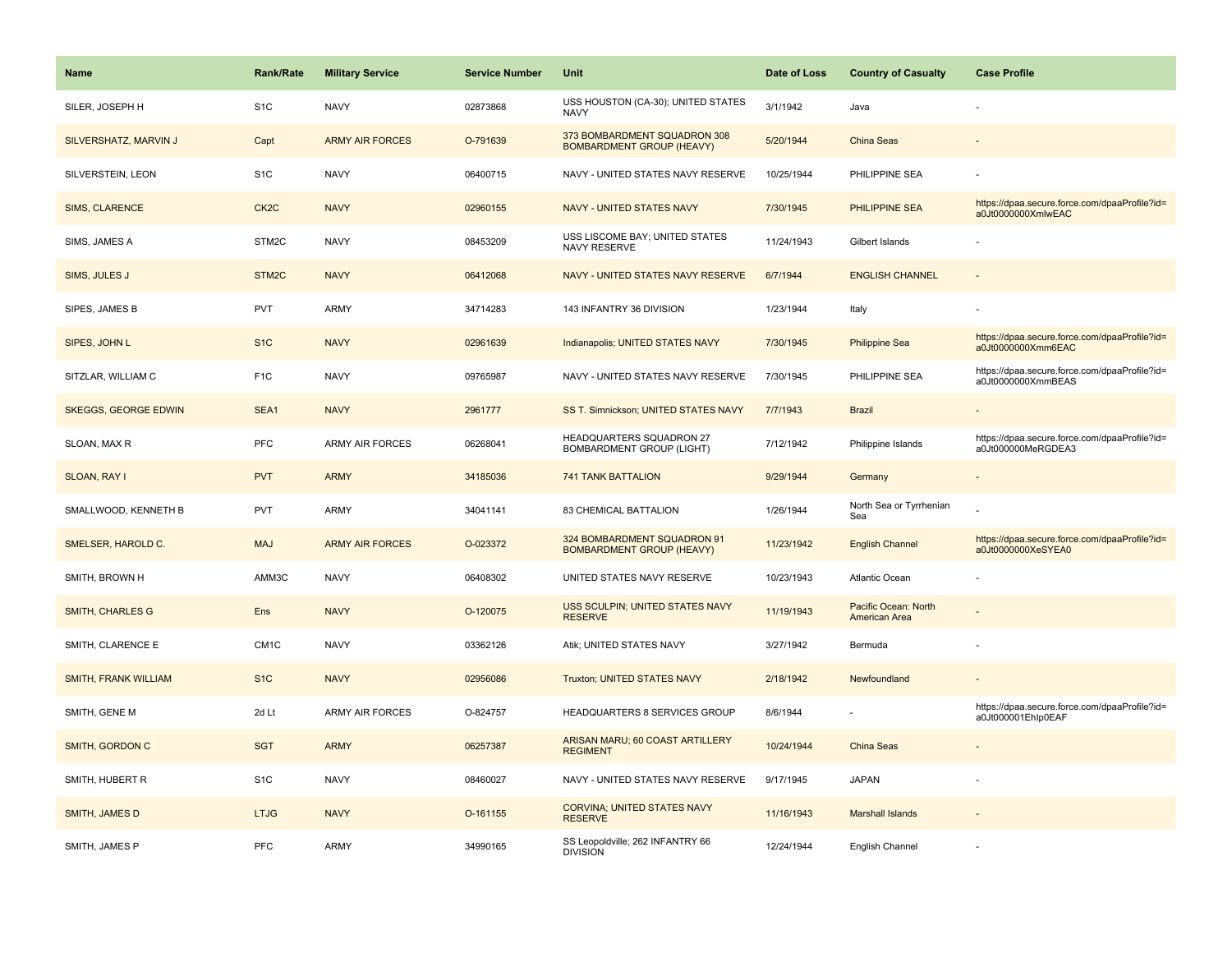| Name | Rank/Rate | Military Service | Service Number | Unit | Date of Loss | Country of Casualty | Case Profile |
|---|---|---|---|---|---|---|---|
| SILER, JOSEPH H | S1C | NAVY | 02873868 | USS HOUSTON (CA-30); UNITED STATES NAVY | 3/1/1942 | Java | - |
| SILVERSHATZ, MARVIN J | Capt | ARMY AIR FORCES | O-791639 | 373 BOMBARDMENT SQUADRON 308 BOMBARDMENT GROUP (HEAVY) | 5/20/1944 | China Seas | - |
| SILVERSTEIN, LEON | S1C | NAVY | 06400715 | NAVY - UNITED STATES NAVY RESERVE | 10/25/1944 | PHILIPPINE SEA | - |
| SIMS, CLARENCE | CK2C | NAVY | 02960155 | NAVY - UNITED STATES NAVY | 7/30/1945 | PHILIPPINE SEA | https://dpaa.secure.force.com/dpaaProfile?id=a0Jt0000000XmlwEAC |
| SIMS, JAMES A | STM2C | NAVY | 08453209 | USS LISCOME BAY; UNITED STATES NAVY RESERVE | 11/24/1943 | Gilbert Islands | - |
| SIMS, JULES J | STM2C | NAVY | 06412068 | NAVY - UNITED STATES NAVY RESERVE | 6/7/1944 | ENGLISH CHANNEL | - |
| SIPES, JAMES B | PVT | ARMY | 34714283 | 143 INFANTRY 36 DIVISION | 1/23/1944 | Italy | - |
| SIPES, JOHN L | S1C | NAVY | 02961639 | Indianapolis; UNITED STATES NAVY | 7/30/1945 | Philippine Sea | https://dpaa.secure.force.com/dpaaProfile?id=a0Jt0000000Xmm6EAC |
| SITZLAR, WILLIAM C | F1C | NAVY | 09765987 | NAVY - UNITED STATES NAVY RESERVE | 7/30/1945 | PHILIPPINE SEA | https://dpaa.secure.force.com/dpaaProfile?id=a0Jt0000000XmmBEAS |
| SKEGGS, GEORGE EDWIN | SEA1 | NAVY | 2961777 | SS T. Simnickson; UNITED STATES NAVY | 7/7/1943 | Brazil | - |
| SLOAN, MAX R | PFC | ARMY AIR FORCES | 06268041 | HEADQUARTERS SQUADRON 27 BOMBARDMENT GROUP (LIGHT) | 7/12/1942 | Philippine Islands | https://dpaa.secure.force.com/dpaaProfile?id=a0Jt000000MeRGDEA3 |
| SLOAN, RAY I | PVT | ARMY | 34185036 | 741 TANK BATTALION | 9/29/1944 | Germany | - |
| SMALLWOOD, KENNETH B | PVT | ARMY | 34041141 | 83 CHEMICAL BATTALION | 1/26/1944 | North Sea or Tyrrhenian Sea | - |
| SMELSER, HAROLD C. | MAJ | ARMY AIR FORCES | O-023372 | 324 BOMBARDMENT SQUADRON 91 BOMBARDMENT GROUP (HEAVY) | 11/23/1942 | English Channel | https://dpaa.secure.force.com/dpaaProfile?id=a0Jt0000000XeSYEA0 |
| SMITH, BROWN H | AMM3C | NAVY | 06408302 | UNITED STATES NAVY RESERVE | 10/23/1943 | Atlantic Ocean | - |
| SMITH, CHARLES G | Ens | NAVY | O-120075 | USS SCULPIN; UNITED STATES NAVY RESERVE | 11/19/1943 | Pacific Ocean: North American Area | - |
| SMITH, CLARENCE E | CM1C | NAVY | 03362126 | Atik; UNITED STATES NAVY | 3/27/1942 | Bermuda | - |
| SMITH, FRANK WILLIAM | S1C | NAVY | 02956086 | Truxton; UNITED STATES NAVY | 2/18/1942 | Newfoundland | - |
| SMITH, GENE M | 2d Lt | ARMY AIR FORCES | O-824757 | HEADQUARTERS 8 SERVICES GROUP | 8/6/1944 | - | https://dpaa.secure.force.com/dpaaProfile?id=a0Jt000001EhIp0EAF |
| SMITH, GORDON C | SGT | ARMY | 06257387 | ARISAN MARU; 60 COAST ARTILLERY REGIMENT | 10/24/1944 | China Seas | - |
| SMITH, HUBERT R | S1C | NAVY | 08460027 | NAVY - UNITED STATES NAVY RESERVE | 9/17/1945 | JAPAN | - |
| SMITH, JAMES D | LTJG | NAVY | O-161155 | CORVINA; UNITED STATES NAVY RESERVE | 11/16/1943 | Marshall Islands | - |
| SMITH, JAMES P | PFC | ARMY | 34990165 | SS Leopoldville; 262 INFANTRY 66 DIVISION | 12/24/1944 | English Channel | - |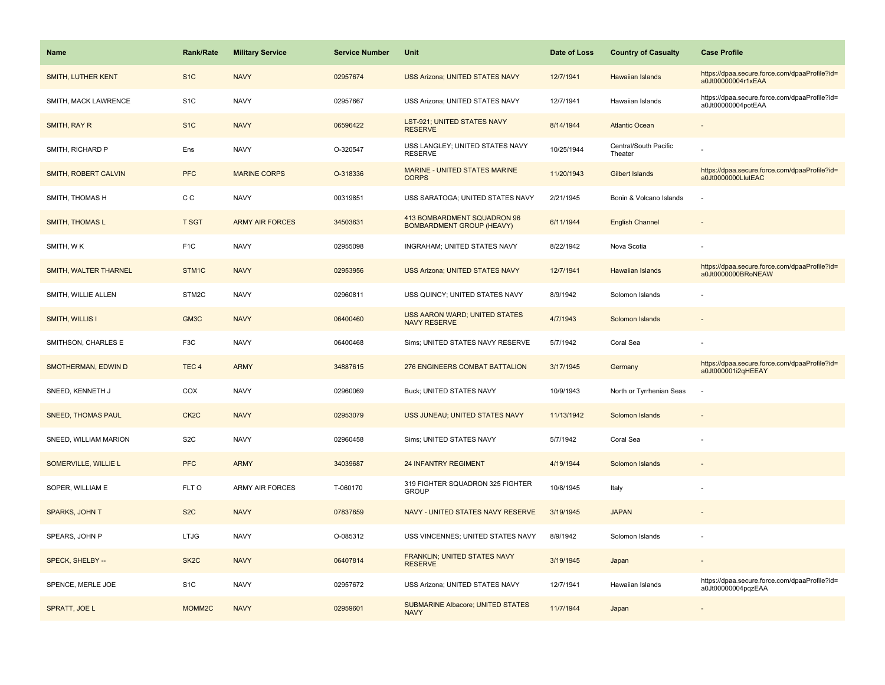| Name | Rank/Rate | Military Service | Service Number | Unit | Date of Loss | Country of Casualty | Case Profile |
| --- | --- | --- | --- | --- | --- | --- | --- |
| SMITH, LUTHER KENT | S1C | NAVY | 02957674 | USS Arizona; UNITED STATES NAVY | 12/7/1941 | Hawaiian Islands | https://dpaa.secure.force.com/dpaaProfile?id=a0Jt00000004r1xEAA |
| SMITH, MACK LAWRENCE | S1C | NAVY | 02957667 | USS Arizona; UNITED STATES NAVY | 12/7/1941 | Hawaiian Islands | https://dpaa.secure.force.com/dpaaProfile?id=a0Jt00000004potEAA |
| SMITH, RAY R | S1C | NAVY | 06596422 | LST-921; UNITED STATES NAVY RESERVE | 8/14/1944 | Atlantic Ocean | - |
| SMITH, RICHARD P | Ens | NAVY | O-320547 | USS LANGLEY; UNITED STATES NAVY RESERVE | 10/25/1944 | Central/South Pacific Theater | - |
| SMITH, ROBERT CALVIN | PFC | MARINE CORPS | O-318336 | MARINE - UNITED STATES MARINE CORPS | 11/20/1943 | Gilbert Islands | https://dpaa.secure.force.com/dpaaProfile?id=a0Jt0000000LlutEAC |
| SMITH, THOMAS H | C C | NAVY | 00319851 | USS SARATOGA; UNITED STATES NAVY | 2/21/1945 | Bonin & Volcano Islands | - |
| SMITH, THOMAS L | T SGT | ARMY AIR FORCES | 34503631 | 413 BOMBARDMENT SQUADRON 96 BOMBARDMENT GROUP (HEAVY) | 6/11/1944 | English Channel | - |
| SMITH, W K | F1C | NAVY | 02955098 | INGRAHAM; UNITED STATES NAVY | 8/22/1942 | Nova Scotia | - |
| SMITH, WALTER THARNEL | STM1C | NAVY | 02953956 | USS Arizona; UNITED STATES NAVY | 12/7/1941 | Hawaiian Islands | https://dpaa.secure.force.com/dpaaProfile?id=a0Jt0000000BRoNEAW |
| SMITH, WILLIE ALLEN | STM2C | NAVY | 02960811 | USS QUINCY; UNITED STATES NAVY | 8/9/1942 | Solomon Islands | - |
| SMITH, WILLIS I | GM3C | NAVY | 06400460 | USS AARON WARD; UNITED STATES NAVY RESERVE | 4/7/1943 | Solomon Islands | - |
| SMITHSON, CHARLES E | F3C | NAVY | 06400468 | Sims; UNITED STATES NAVY RESERVE | 5/7/1942 | Coral Sea | - |
| SMOTHERMAN, EDWIN D | TEC 4 | ARMY | 34887615 | 276 ENGINEERS COMBAT BATTALION | 3/17/1945 | Germany | https://dpaa.secure.force.com/dpaaProfile?id=a0Jt000001i2qHEEAY |
| SNEED, KENNETH J | COX | NAVY | 02960069 | Buck; UNITED STATES NAVY | 10/9/1943 | North or Tyrrhenian Seas | - |
| SNEED, THOMAS PAUL | CK2C | NAVY | 02953079 | USS JUNEAU; UNITED STATES NAVY | 11/13/1942 | Solomon Islands | - |
| SNEED, WILLIAM MARION | S2C | NAVY | 02960458 | Sims; UNITED STATES NAVY | 5/7/1942 | Coral Sea | - |
| SOMERVILLE, WILLIE L | PFC | ARMY | 34039687 | 24 INFANTRY REGIMENT | 4/19/1944 | Solomon Islands | - |
| SOPER, WILLIAM E | FLT O | ARMY AIR FORCES | T-060170 | 319 FIGHTER SQUADRON 325 FIGHTER GROUP | 10/8/1945 | Italy | - |
| SPARKS, JOHN T | S2C | NAVY | 07837659 | NAVY - UNITED STATES NAVY RESERVE | 3/19/1945 | JAPAN | - |
| SPEARS, JOHN P | LTJG | NAVY | O-085312 | USS VINCENNES; UNITED STATES NAVY | 8/9/1942 | Solomon Islands | - |
| SPECK, SHELBY -- | SK2C | NAVY | 06407814 | FRANKLIN; UNITED STATES NAVY RESERVE | 3/19/1945 | Japan | - |
| SPENCE, MERLE JOE | S1C | NAVY | 02957672 | USS Arizona; UNITED STATES NAVY | 12/7/1941 | Hawaiian Islands | https://dpaa.secure.force.com/dpaaProfile?id=a0Jt00000004pqzEAA |
| SPRATT, JOE L | MOMM2C | NAVY | 02959601 | SUBMARINE Albacore; UNITED STATES NAVY | 11/7/1944 | Japan | - |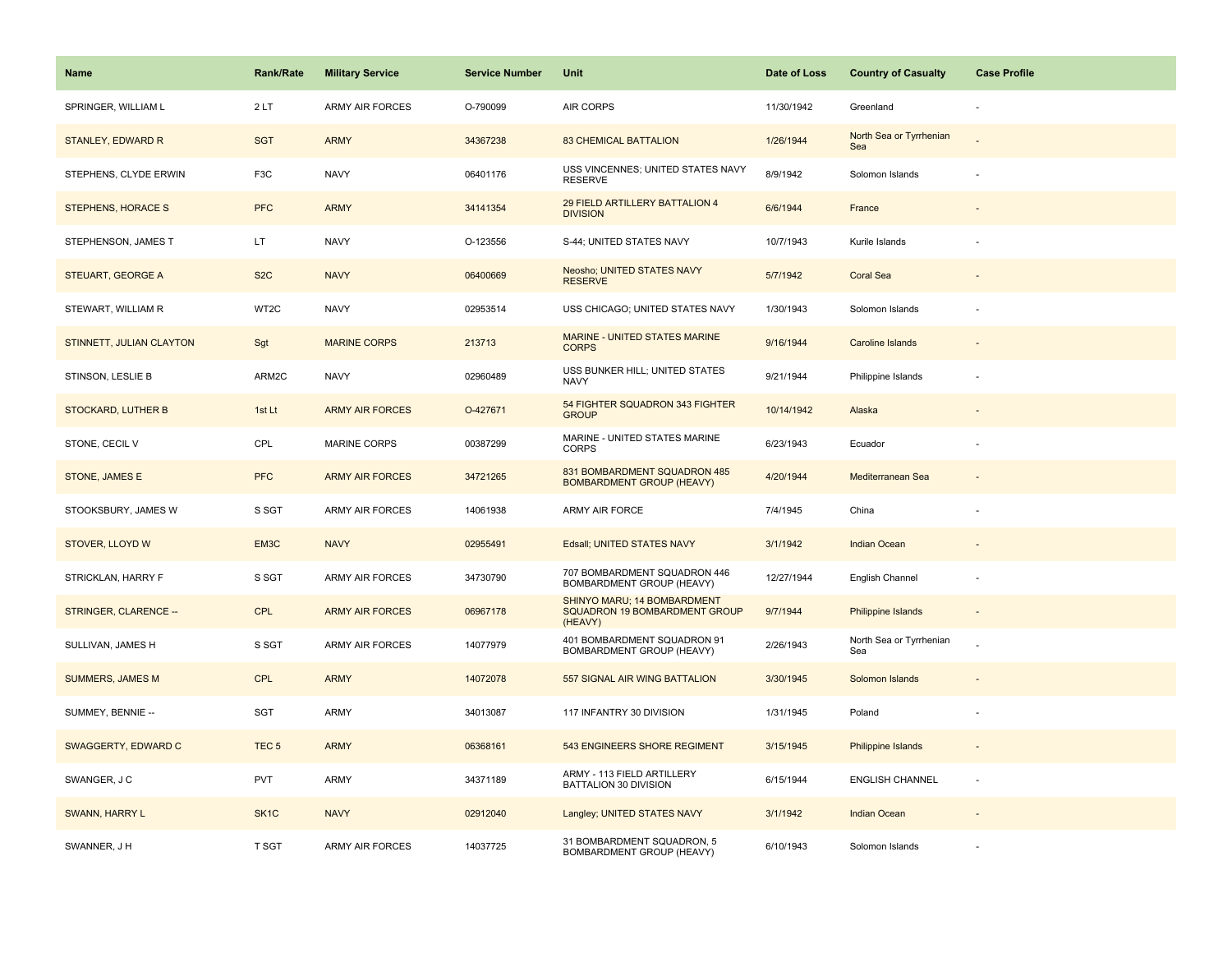| Name | Rank/Rate | Military Service | Service Number | Unit | Date of Loss | Country of Casualty | Case Profile |
|---|---|---|---|---|---|---|---|
| SPRINGER, WILLIAM L | 2 LT | ARMY AIR FORCES | O-790099 | AIR CORPS | 11/30/1942 | Greenland | - |
| STANLEY, EDWARD R | SGT | ARMY | 34367238 | 83 CHEMICAL BATTALION | 1/26/1944 | North Sea or Tyrrhenian Sea | - |
| STEPHENS, CLYDE ERWIN | F3C | NAVY | 06401176 | USS VINCENNES; UNITED STATES NAVY RESERVE | 8/9/1942 | Solomon Islands | - |
| STEPHENS, HORACE S | PFC | ARMY | 34141354 | 29 FIELD ARTILLERY BATTALION 4 DIVISION | 6/6/1944 | France | - |
| STEPHENSON, JAMES T | LT | NAVY | O-123556 | S-44; UNITED STATES NAVY | 10/7/1943 | Kurile Islands | - |
| STEUART, GEORGE A | S2C | NAVY | 06400669 | Neosho; UNITED STATES NAVY RESERVE | 5/7/1942 | Coral Sea | - |
| STEWART, WILLIAM R | WT2C | NAVY | 02953514 | USS CHICAGO; UNITED STATES NAVY | 1/30/1943 | Solomon Islands | - |
| STINNETT, JULIAN CLAYTON | Sgt | MARINE CORPS | 213713 | MARINE - UNITED STATES MARINE CORPS | 9/16/1944 | Caroline Islands | - |
| STINSON, LESLIE B | ARM2C | NAVY | 02960489 | USS BUNKER HILL; UNITED STATES NAVY | 9/21/1944 | Philippine Islands | - |
| STOCKARD, LUTHER B | 1st Lt | ARMY AIR FORCES | O-427671 | 54 FIGHTER SQUADRON 343 FIGHTER GROUP | 10/14/1942 | Alaska | - |
| STONE, CECIL V | CPL | MARINE CORPS | 00387299 | MARINE - UNITED STATES MARINE CORPS | 6/23/1943 | Ecuador | - |
| STONE, JAMES E | PFC | ARMY AIR FORCES | 34721265 | 831 BOMBARDMENT SQUADRON 485 BOMBARDMENT GROUP (HEAVY) | 4/20/1944 | Mediterranean Sea | - |
| STOOKSBURY, JAMES W | S SGT | ARMY AIR FORCES | 14061938 | ARMY AIR FORCE | 7/4/1945 | China | - |
| STOVER, LLOYD W | EM3C | NAVY | 02955491 | Edsall; UNITED STATES NAVY | 3/1/1942 | Indian Ocean | - |
| STRICKLAN, HARRY F | S SGT | ARMY AIR FORCES | 34730790 | 707 BOMBARDMENT SQUADRON 446 BOMBARDMENT GROUP (HEAVY) | 12/27/1944 | English Channel | - |
| STRINGER, CLARENCE -- | CPL | ARMY AIR FORCES | 06967178 | SHINYO MARU; 14 BOMBARDMENT SQUADRON 19 BOMBARDMENT GROUP (HEAVY) | 9/7/1944 | Philippine Islands | - |
| SULLIVAN, JAMES H | S SGT | ARMY AIR FORCES | 14077979 | 401 BOMBARDMENT SQUADRON 91 BOMBARDMENT GROUP (HEAVY) | 2/26/1943 | North Sea or Tyrrhenian Sea | - |
| SUMMERS, JAMES M | CPL | ARMY | 14072078 | 557 SIGNAL AIR WING BATTALION | 3/30/1945 | Solomon Islands | - |
| SUMMEY, BENNIE -- | SGT | ARMY | 34013087 | 117 INFANTRY 30 DIVISION | 1/31/1945 | Poland | - |
| SWAGGERTY, EDWARD C | TEC 5 | ARMY | 06368161 | 543 ENGINEERS SHORE REGIMENT | 3/15/1945 | Philippine Islands | - |
| SWANGER, J C | PVT | ARMY | 34371189 | ARMY - 113 FIELD ARTILLERY BATTALION 30 DIVISION | 6/15/1944 | ENGLISH CHANNEL | - |
| SWANN, HARRY L | SK1C | NAVY | 02912040 | Langley; UNITED STATES NAVY | 3/1/1942 | Indian Ocean | - |
| SWANNER, J H | T SGT | ARMY AIR FORCES | 14037725 | 31 BOMBARDMENT SQUADRON, 5 BOMBARDMENT GROUP (HEAVY) | 6/10/1943 | Solomon Islands | - |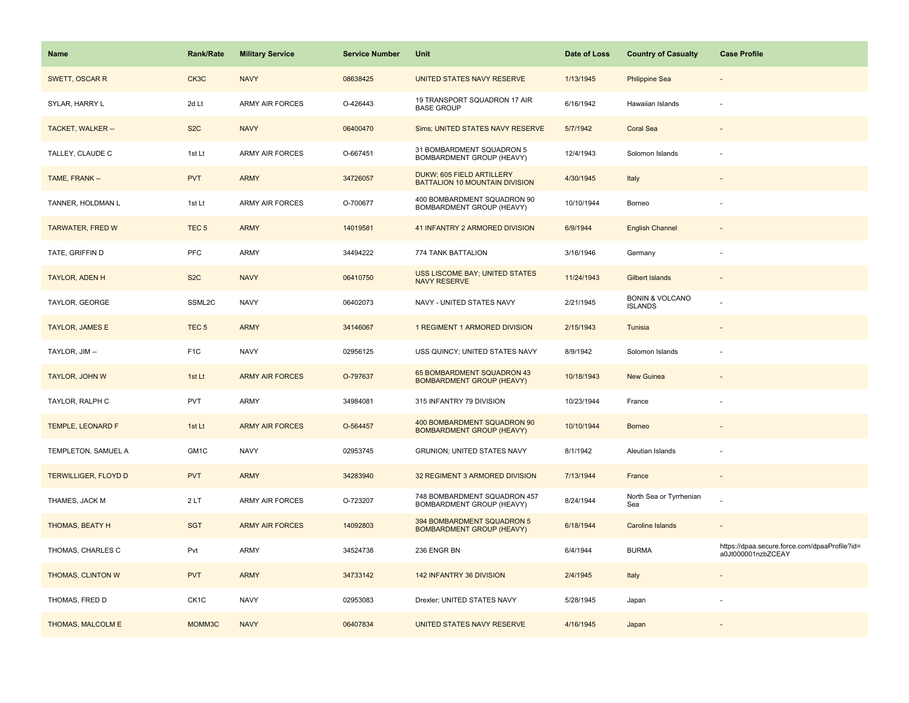| Name | Rank/Rate | Military Service | Service Number | Unit | Date of Loss | Country of Casualty | Case Profile |
| --- | --- | --- | --- | --- | --- | --- | --- |
| SWETT, OSCAR R | CK3C | NAVY | 08638425 | UNITED STATES NAVY RESERVE | 1/13/1945 | Philippine Sea | - |
| SYLAR, HARRY L | 2d Lt | ARMY AIR FORCES | O-426443 | 19 TRANSPORT SQUADRON 17 AIR BASE GROUP | 6/16/1942 | Hawaiian Islands | - |
| TACKET, WALKER -- | S2C | NAVY | 06400470 | Sims; UNITED STATES NAVY RESERVE | 5/7/1942 | Coral Sea | - |
| TALLEY, CLAUDE C | 1st Lt | ARMY AIR FORCES | O-667451 | 31 BOMBARDMENT SQUADRON 5 BOMBARDMENT GROUP (HEAVY) | 12/4/1943 | Solomon Islands | - |
| TAME, FRANK -- | PVT | ARMY | 34726057 | DUKW; 605 FIELD ARTILLERY BATTALION 10 MOUNTAIN DIVISION | 4/30/1945 | Italy | - |
| TANNER, HOLDMAN L | 1st Lt | ARMY AIR FORCES | O-700677 | 400 BOMBARDMENT SQUADRON 90 BOMBARDMENT GROUP (HEAVY) | 10/10/1944 | Borneo | - |
| TARWATER, FRED W | TEC 5 | ARMY | 14019581 | 41 INFANTRY 2 ARMORED DIVISION | 6/9/1944 | English Channel | - |
| TATE, GRIFFIN D | PFC | ARMY | 34494222 | 774 TANK BATTALION | 3/16/1946 | Germany | - |
| TAYLOR, ADEN H | S2C | NAVY | 06410750 | USS LISCOME BAY; UNITED STATES NAVY RESERVE | 11/24/1943 | Gilbert Islands | - |
| TAYLOR, GEORGE | SSML2C | NAVY | 06402073 | NAVY - UNITED STATES NAVY | 2/21/1945 | BONIN & VOLCANO ISLANDS | - |
| TAYLOR, JAMES E | TEC 5 | ARMY | 34146067 | 1 REGIMENT 1 ARMORED DIVISION | 2/15/1943 | Tunisia | - |
| TAYLOR, JIM -- | F1C | NAVY | 02956125 | USS QUINCY; UNITED STATES NAVY | 8/9/1942 | Solomon Islands | - |
| TAYLOR, JOHN W | 1st Lt | ARMY AIR FORCES | O-797637 | 65 BOMBARDMENT SQUADRON 43 BOMBARDMENT GROUP (HEAVY) | 10/18/1943 | New Guinea | - |
| TAYLOR, RALPH C | PVT | ARMY | 34984081 | 315 INFANTRY 79 DIVISION | 10/23/1944 | France | - |
| TEMPLE, LEONARD F | 1st Lt | ARMY AIR FORCES | O-564457 | 400 BOMBARDMENT SQUADRON 90 BOMBARDMENT GROUP (HEAVY) | 10/10/1944 | Borneo | - |
| TEMPLETON, SAMUEL A | GM1C | NAVY | 02953745 | GRUNION; UNITED STATES NAVY | 8/1/1942 | Aleutian Islands | - |
| TERWILLIGER, FLOYD D | PVT | ARMY | 34283940 | 32 REGIMENT 3 ARMORED DIVISION | 7/13/1944 | France | - |
| THAMES, JACK M | 2 LT | ARMY AIR FORCES | O-723207 | 748 BOMBARDMENT SQUADRON 457 BOMBARDMENT GROUP (HEAVY) | 8/24/1944 | North Sea or Tyrrhenian Sea | - |
| THOMAS, BEATY H | SGT | ARMY AIR FORCES | 14092803 | 394 BOMBARDMENT SQUADRON 5 BOMBARDMENT GROUP (HEAVY) | 6/18/1944 | Caroline Islands | - |
| THOMAS, CHARLES C | Pvt | ARMY | 34524738 | 236 ENGR BN | 6/4/1944 | BURMA | https://dpaa.secure.force.com/dpaaProfile?id=a0Jt000001nzbZCEAY |
| THOMAS, CLINTON W | PVT | ARMY | 34733142 | 142 INFANTRY 36 DIVISION | 2/4/1945 | Italy | - |
| THOMAS, FRED D | CK1C | NAVY | 02953083 | Drexler; UNITED STATES NAVY | 5/28/1945 | Japan | - |
| THOMAS, MALCOLM E | MOMM3C | NAVY | 06407834 | UNITED STATES NAVY RESERVE | 4/16/1945 | Japan | - |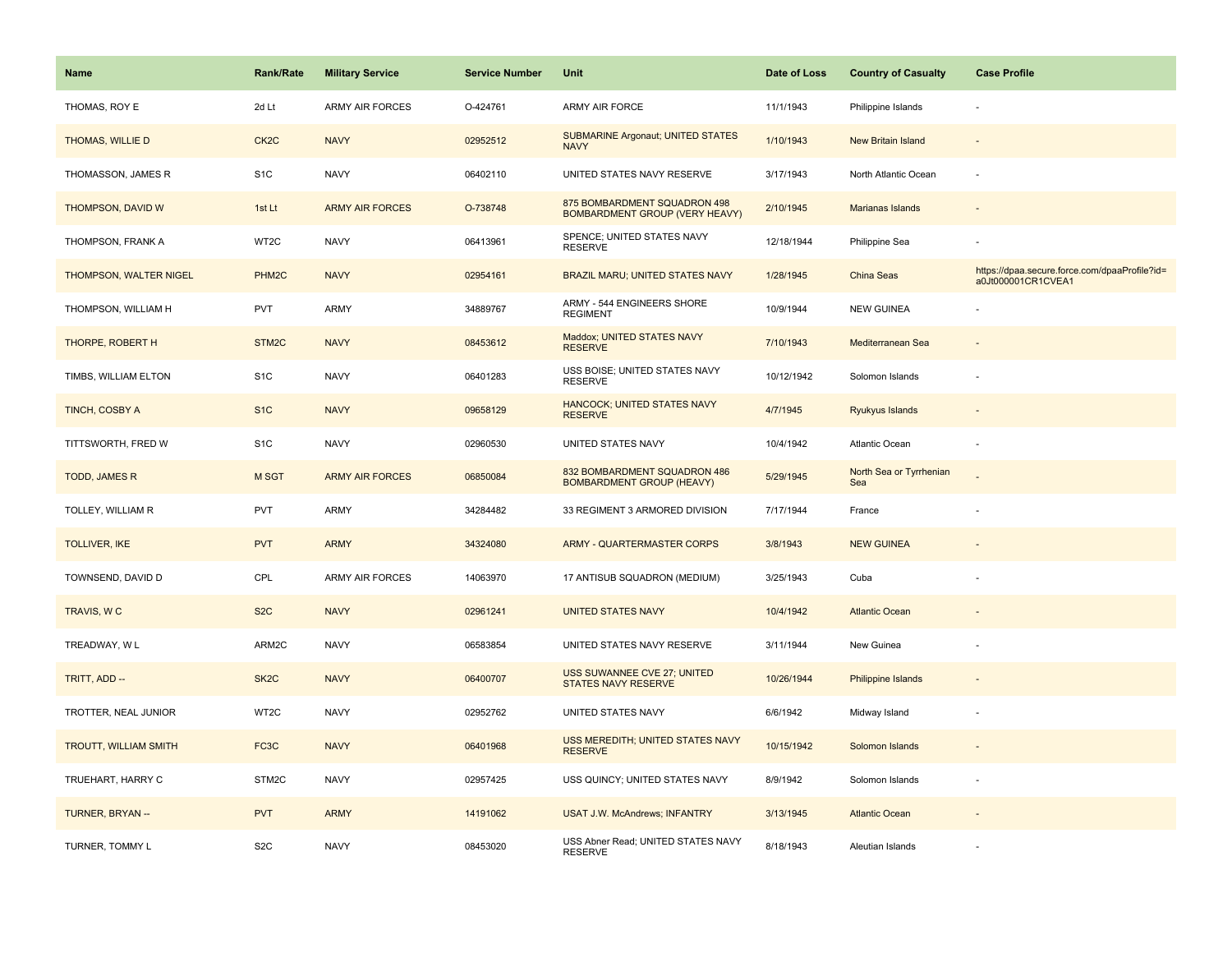| Name | Rank/Rate | Military Service | Service Number | Unit | Date of Loss | Country of Casualty | Case Profile |
|---|---|---|---|---|---|---|---|
| THOMAS, ROY E | 2d Lt | ARMY AIR FORCES | O-424761 | ARMY AIR FORCE | 11/1/1943 | Philippine Islands | - |
| THOMAS, WILLIE D | CK2C | NAVY | 02952512 | SUBMARINE Argonaut; UNITED STATES NAVY | 1/10/1943 | New Britain Island | - |
| THOMASSON, JAMES R | S1C | NAVY | 06402110 | UNITED STATES NAVY RESERVE | 3/17/1943 | North Atlantic Ocean | - |
| THOMPSON, DAVID W | 1st Lt | ARMY AIR FORCES | O-738748 | 875 BOMBARDMENT SQUADRON 498 BOMBARDMENT GROUP (VERY HEAVY) | 2/10/1945 | Marianas Islands | - |
| THOMPSON, FRANK A | WT2C | NAVY | 06413961 | SPENCE; UNITED STATES NAVY RESERVE | 12/18/1944 | Philippine Sea | - |
| THOMPSON, WALTER NIGEL | PHM2C | NAVY | 02954161 | BRAZIL MARU; UNITED STATES NAVY | 1/28/1945 | China Seas | https://dpaa.secure.force.com/dpaaProfile?id=a0Jt000001CR1CVEA1 |
| THOMPSON, WILLIAM H | PVT | ARMY | 34889767 | ARMY - 544 ENGINEERS SHORE REGIMENT | 10/9/1944 | NEW GUINEA | - |
| THORPE, ROBERT H | STM2C | NAVY | 08453612 | Maddox; UNITED STATES NAVY RESERVE | 7/10/1943 | Mediterranean Sea | - |
| TIMBS, WILLIAM ELTON | S1C | NAVY | 06401283 | USS BOISE; UNITED STATES NAVY RESERVE | 10/12/1942 | Solomon Islands | - |
| TINCH, COSBY A | S1C | NAVY | 09658129 | HANCOCK; UNITED STATES NAVY RESERVE | 4/7/1945 | Ryukyus Islands | - |
| TITTSWORTH, FRED W | S1C | NAVY | 02960530 | UNITED STATES NAVY | 10/4/1942 | Atlantic Ocean | - |
| TODD, JAMES R | M SGT | ARMY AIR FORCES | 06850084 | 832 BOMBARDMENT SQUADRON 486 BOMBARDMENT GROUP (HEAVY) | 5/29/1945 | North Sea or Tyrrhenian Sea | - |
| TOLLEY, WILLIAM R | PVT | ARMY | 34284482 | 33 REGIMENT 3 ARMORED DIVISION | 7/17/1944 | France | - |
| TOLLIVER, IKE | PVT | ARMY | 34324080 | ARMY - QUARTERMASTER CORPS | 3/8/1943 | NEW GUINEA | - |
| TOWNSEND, DAVID D | CPL | ARMY AIR FORCES | 14063970 | 17 ANTISUB SQUADRON (MEDIUM) | 3/25/1943 | Cuba | - |
| TRAVIS, W C | S2C | NAVY | 02961241 | UNITED STATES NAVY | 10/4/1942 | Atlantic Ocean | - |
| TREADWAY, W L | ARM2C | NAVY | 06583854 | UNITED STATES NAVY RESERVE | 3/11/1944 | New Guinea | - |
| TRITT, ADD -- | SK2C | NAVY | 06400707 | USS SUWANNEE CVE 27; UNITED STATES NAVY RESERVE | 10/26/1944 | Philippine Islands | - |
| TROTTER, NEAL JUNIOR | WT2C | NAVY | 02952762 | UNITED STATES NAVY | 6/6/1942 | Midway Island | - |
| TROUTT, WILLIAM SMITH | FC3C | NAVY | 06401968 | USS MEREDITH; UNITED STATES NAVY RESERVE | 10/15/1942 | Solomon Islands | - |
| TRUEHART, HARRY C | STM2C | NAVY | 02957425 | USS QUINCY; UNITED STATES NAVY | 8/9/1942 | Solomon Islands | - |
| TURNER, BRYAN -- | PVT | ARMY | 14191062 | USAT J.W. McAndrews; INFANTRY | 3/13/1945 | Atlantic Ocean | - |
| TURNER, TOMMY L | S2C | NAVY | 08453020 | USS Abner Read; UNITED STATES NAVY RESERVE | 8/18/1943 | Aleutian Islands | - |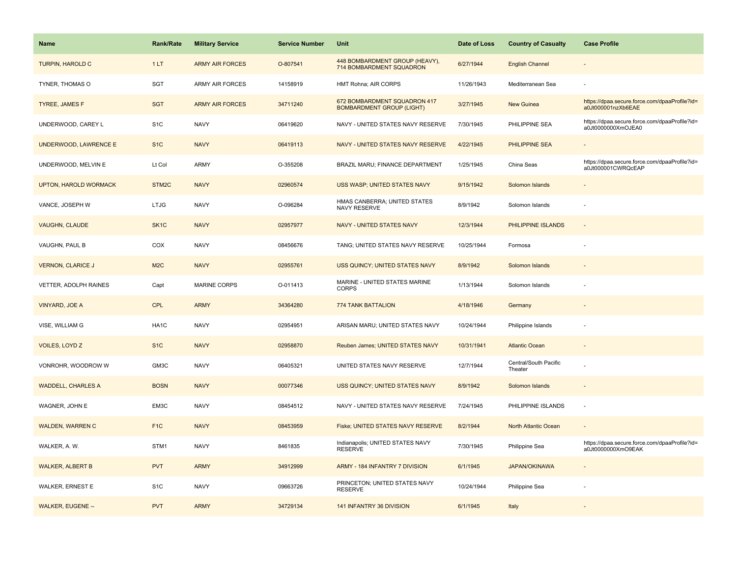| Name | Rank/Rate | Military Service | Service Number | Unit | Date of Loss | Country of Casualty | Case Profile |
|---|---|---|---|---|---|---|---|
| TURPIN, HAROLD C | 1 LT | ARMY AIR FORCES | O-807541 | 448 BOMBARDMENT GROUP (HEAVY), 714 BOMBARDMENT SQUADRON | 6/27/1944 | English Channel | - |
| TYNER, THOMAS O | SGT | ARMY AIR FORCES | 14158919 | HMT Rohna; AIR CORPS | 11/26/1943 | Mediterranean Sea | - |
| TYREE, JAMES F | SGT | ARMY AIR FORCES | 34711240 | 672 BOMBARDMENT SQUADRON 417 BOMBARDMENT GROUP (LIGHT) | 3/27/1945 | New Guinea | https://dpaa.secure.force.com/dpaaProfile?id=a0Jt000001nzXb6EAE |
| UNDERWOOD, CAREY L | S1C | NAVY | 06419620 | NAVY - UNITED STATES NAVY RESERVE | 7/30/1945 | PHILIPPINE SEA | https://dpaa.secure.force.com/dpaaProfile?id=a0Jt0000000XmOJEA0 |
| UNDERWOOD, LAWRENCE E | S1C | NAVY | 06419113 | NAVY - UNITED STATES NAVY RESERVE | 4/22/1945 | PHILIPPINE SEA | - |
| UNDERWOOD, MELVIN E | Lt Col | ARMY | O-355208 | BRAZIL MARU; FINANCE DEPARTMENT | 1/25/1945 | China Seas | https://dpaa.secure.force.com/dpaaProfile?id=a0Jt000001CWRQcEAP |
| UPTON, HAROLD WORMACK | STM2C | NAVY | 02960574 | USS WASP; UNITED STATES NAVY | 9/15/1942 | Solomon Islands | - |
| VANCE, JOSEPH W | LTJG | NAVY | O-096284 | HMAS CANBERRA; UNITED STATES NAVY RESERVE | 8/9/1942 | Solomon Islands | - |
| VAUGHN, CLAUDE | SK1C | NAVY | 02957977 | NAVY - UNITED STATES NAVY | 12/3/1944 | PHILIPPINE ISLANDS | - |
| VAUGHN, PAUL B | COX | NAVY | 08456676 | TANG; UNITED STATES NAVY RESERVE | 10/25/1944 | Formosa | - |
| VERNON, CLARICE J | M2C | NAVY | 02955761 | USS QUINCY; UNITED STATES NAVY | 8/9/1942 | Solomon Islands | - |
| VETTER, ADOLPH RAINES | Capt | MARINE CORPS | O-011413 | MARINE - UNITED STATES MARINE CORPS | 1/13/1944 | Solomon Islands | - |
| VINYARD, JOE A | CPL | ARMY | 34364280 | 774 TANK BATTALION | 4/18/1946 | Germany | - |
| VISE, WILLIAM G | HA1C | NAVY | 02954951 | ARISAN MARU; UNITED STATES NAVY | 10/24/1944 | Philippine Islands | - |
| VOILES, LOYD Z | S1C | NAVY | 02958870 | Reuben James; UNITED STATES NAVY | 10/31/1941 | Atlantic Ocean | - |
| VONROHR, WOODROW W | GM3C | NAVY | 06405321 | UNITED STATES NAVY RESERVE | 12/7/1944 | Central/South Pacific Theater | - |
| WADDELL, CHARLES A | BOSN | NAVY | 00077346 | USS QUINCY; UNITED STATES NAVY | 8/9/1942 | Solomon Islands | - |
| WAGNER, JOHN E | EM3C | NAVY | 08454512 | NAVY - UNITED STATES NAVY RESERVE | 7/24/1945 | PHILIPPINE ISLANDS | - |
| WALDEN, WARREN C | F1C | NAVY | 08453959 | Fiske; UNITED STATES NAVY RESERVE | 8/2/1944 | North Atlantic Ocean | - |
| WALKER, A. W. | STM1 | NAVY | 8461835 | Indianapolis; UNITED STATES NAVY RESERVE | 7/30/1945 | Philippine Sea | https://dpaa.secure.force.com/dpaaProfile?id=a0Jt0000000XmO9EAK |
| WALKER, ALBERT B | PVT | ARMY | 34912999 | ARMY - 184 INFANTRY 7 DIVISION | 6/1/1945 | JAPAN/OKINAWA | - |
| WALKER, ERNEST E | S1C | NAVY | 09663726 | PRINCETON; UNITED STATES NAVY RESERVE | 10/24/1944 | Philippine Sea | - |
| WALKER, EUGENE -- | PVT | ARMY | 34729134 | 141 INFANTRY 36 DIVISION | 6/1/1945 | Italy | - |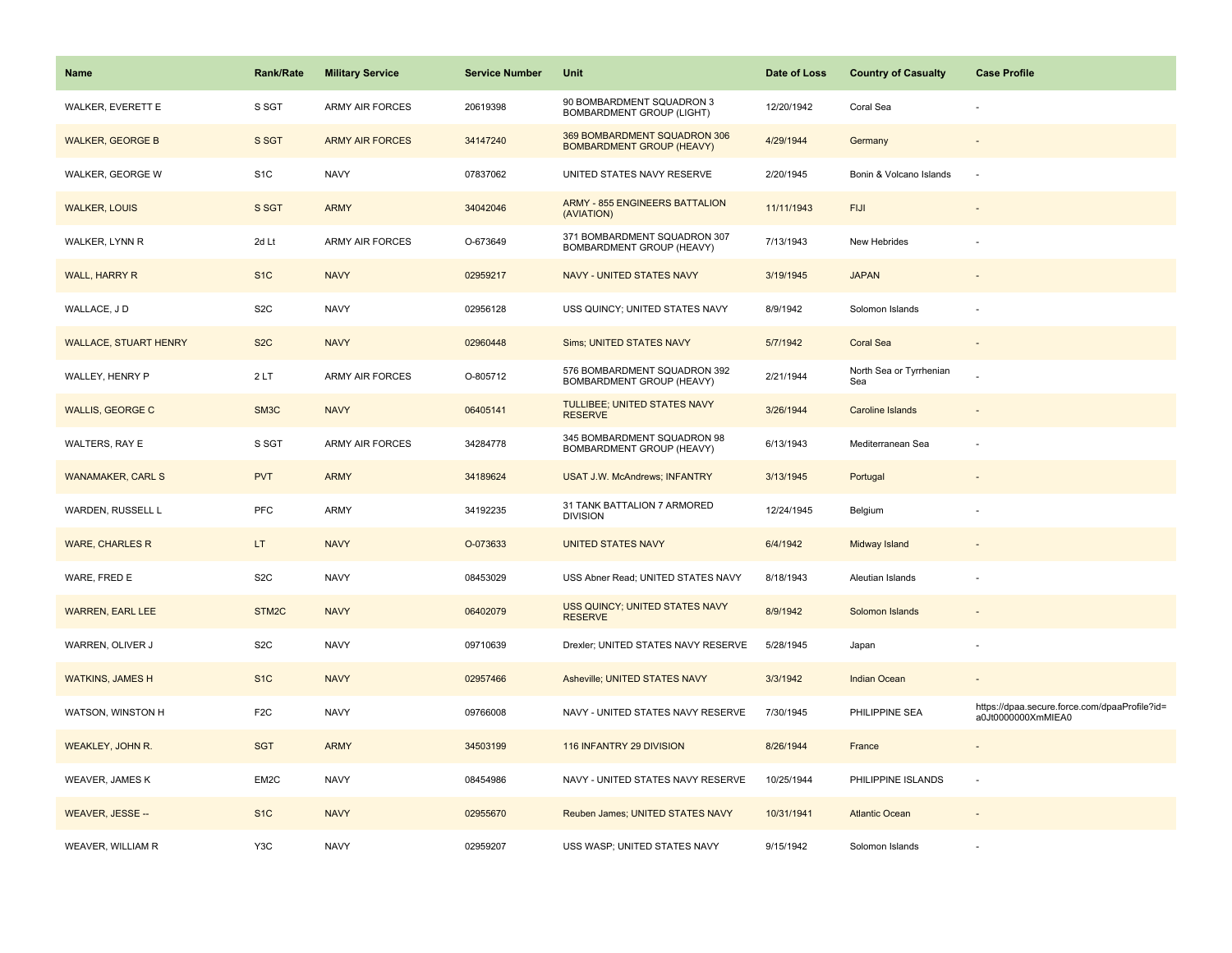| Name | Rank/Rate | Military Service | Service Number | Unit | Date of Loss | Country of Casualty | Case Profile |
|---|---|---|---|---|---|---|---|
| WALKER, EVERETT E | S SGT | ARMY AIR FORCES | 20619398 | 90 BOMBARDMENT SQUADRON 3 BOMBARDMENT GROUP (LIGHT) | 12/20/1942 | Coral Sea | - |
| WALKER, GEORGE B | S SGT | ARMY AIR FORCES | 34147240 | 369 BOMBARDMENT SQUADRON 306 BOMBARDMENT GROUP (HEAVY) | 4/29/1944 | Germany | - |
| WALKER, GEORGE W | S1C | NAVY | 07837062 | UNITED STATES NAVY RESERVE | 2/20/1945 | Bonin & Volcano Islands | - |
| WALKER, LOUIS | S SGT | ARMY | 34042046 | ARMY - 855 ENGINEERS BATTALION (AVIATION) | 11/11/1943 | FIJI | - |
| WALKER, LYNN R | 2d Lt | ARMY AIR FORCES | O-673649 | 371 BOMBARDMENT SQUADRON 307 BOMBARDMENT GROUP (HEAVY) | 7/13/1943 | New Hebrides | - |
| WALL, HARRY R | S1C | NAVY | 02959217 | NAVY - UNITED STATES NAVY | 3/19/1945 | JAPAN | - |
| WALLACE, J D | S2C | NAVY | 02956128 | USS QUINCY; UNITED STATES NAVY | 8/9/1942 | Solomon Islands | - |
| WALLACE, STUART HENRY | S2C | NAVY | 02960448 | Sims; UNITED STATES NAVY | 5/7/1942 | Coral Sea | - |
| WALLEY, HENRY P | 2 LT | ARMY AIR FORCES | O-805712 | 576 BOMBARDMENT SQUADRON 392 BOMBARDMENT GROUP (HEAVY) | 2/21/1944 | North Sea or Tyrrhenian Sea | - |
| WALLIS, GEORGE C | SM3C | NAVY | 06405141 | TULLIBEE; UNITED STATES NAVY RESERVE | 3/26/1944 | Caroline Islands | - |
| WALTERS, RAY E | S SGT | ARMY AIR FORCES | 34284778 | 345 BOMBARDMENT SQUADRON 98 BOMBARDMENT GROUP (HEAVY) | 6/13/1943 | Mediterranean Sea | - |
| WANAMAKER, CARL S | PVT | ARMY | 34189624 | USAT J.W. McAndrews; INFANTRY | 3/13/1945 | Portugal | - |
| WARDEN, RUSSELL L | PFC | ARMY | 34192235 | 31 TANK BATTALION 7 ARMORED DIVISION | 12/24/1945 | Belgium | - |
| WARE, CHARLES R | LT | NAVY | O-073633 | UNITED STATES NAVY | 6/4/1942 | Midway Island | - |
| WARE, FRED E | S2C | NAVY | 08453029 | USS Abner Read; UNITED STATES NAVY | 8/18/1943 | Aleutian Islands | - |
| WARREN, EARL LEE | STM2C | NAVY | 06402079 | USS QUINCY; UNITED STATES NAVY RESERVE | 8/9/1942 | Solomon Islands | - |
| WARREN, OLIVER J | S2C | NAVY | 09710639 | Drexler; UNITED STATES NAVY RESERVE | 5/28/1945 | Japan | - |
| WATKINS, JAMES H | S1C | NAVY | 02957466 | Asheville; UNITED STATES NAVY | 3/3/1942 | Indian Ocean | - |
| WATSON, WINSTON H | F2C | NAVY | 09766008 | NAVY - UNITED STATES NAVY RESERVE | 7/30/1945 | PHILIPPINE SEA | https://dpaa.secure.force.com/dpaaProfile?id=a0Jt0000000XmMIEA0 |
| WEAKLEY, JOHN R. | SGT | ARMY | 34503199 | 116 INFANTRY 29 DIVISION | 8/26/1944 | France | - |
| WEAVER, JAMES K | EM2C | NAVY | 08454986 | NAVY - UNITED STATES NAVY RESERVE | 10/25/1944 | PHILIPPINE ISLANDS | - |
| WEAVER, JESSE -- | S1C | NAVY | 02955670 | Reuben James; UNITED STATES NAVY | 10/31/1941 | Atlantic Ocean | - |
| WEAVER, WILLIAM R | Y3C | NAVY | 02959207 | USS WASP; UNITED STATES NAVY | 9/15/1942 | Solomon Islands | - |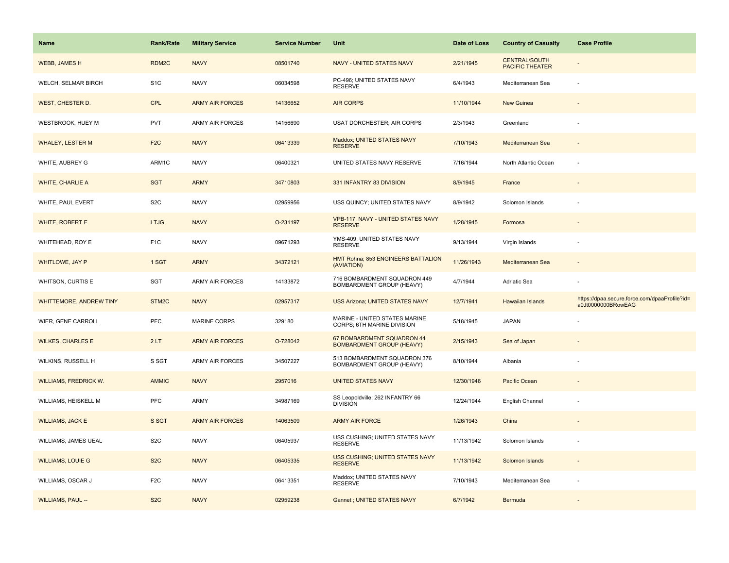| Name | Rank/Rate | Military Service | Service Number | Unit | Date of Loss | Country of Casualty | Case Profile |
| --- | --- | --- | --- | --- | --- | --- | --- |
| WEBB, JAMES H | RDM2C | NAVY | 08501740 | NAVY - UNITED STATES NAVY | 2/21/1945 | CENTRAL/SOUTH PACIFIC THEATER | - |
| WELCH, SELMAR BIRCH | S1C | NAVY | 06034598 | PC-496; UNITED STATES NAVY RESERVE | 6/4/1943 | Mediterranean Sea | - |
| WEST, CHESTER D. | CPL | ARMY AIR FORCES | 14136652 | AIR CORPS | 11/10/1944 | New Guinea | - |
| WESTBROOK, HUEY M | PVT | ARMY AIR FORCES | 14156690 | USAT DORCHESTER; AIR CORPS | 2/3/1943 | Greenland | - |
| WHALEY, LESTER M | F2C | NAVY | 06413339 | Maddox; UNITED STATES NAVY RESERVE | 7/10/1943 | Mediterranean Sea | - |
| WHITE, AUBREY G | ARM1C | NAVY | 06400321 | UNITED STATES NAVY RESERVE | 7/16/1944 | North Atlantic Ocean | - |
| WHITE, CHARLIE A | SGT | ARMY | 34710803 | 331 INFANTRY 83 DIVISION | 8/9/1945 | France | - |
| WHITE, PAUL EVERT | S2C | NAVY | 02959956 | USS QUINCY; UNITED STATES NAVY | 8/9/1942 | Solomon Islands | - |
| WHITE, ROBERT E | LTJG | NAVY | O-231197 | VPB-117, NAVY - UNITED STATES NAVY RESERVE | 1/28/1945 | Formosa | - |
| WHITEHEAD, ROY E | F1C | NAVY | 09671293 | YMS-409; UNITED STATES NAVY RESERVE | 9/13/1944 | Virgin Islands | - |
| WHITLOWE, JAY P | 1 SGT | ARMY | 34372121 | HMT Rohna; 853 ENGINEERS BATTALION (AVIATION) | 11/26/1943 | Mediterranean Sea | - |
| WHITSON, CURTIS E | SGT | ARMY AIR FORCES | 14133872 | 716 BOMBARDMENT SQUADRON 449 BOMBARDMENT GROUP (HEAVY) | 4/7/1944 | Adriatic Sea | - |
| WHITTEMORE, ANDREW TINY | STM2C | NAVY | 02957317 | USS Arizona; UNITED STATES NAVY | 12/7/1941 | Hawaiian Islands | https://dpaa.secure.force.com/dpaaProfile?id=a0Jt0000000BRowEAG |
| WIER, GENE CARROLL | PFC | MARINE CORPS | 329180 | MARINE - UNITED STATES MARINE CORPS; 6TH MARINE DIVISION | 5/18/1945 | JAPAN | - |
| WILKES, CHARLES E | 2 LT | ARMY AIR FORCES | O-728042 | 67 BOMBARDMENT SQUADRON 44 BOMBARDMENT GROUP (HEAVY) | 2/15/1943 | Sea of Japan | - |
| WILKINS, RUSSELL H | S SGT | ARMY AIR FORCES | 34507227 | 513 BOMBARDMENT SQUADRON 376 BOMBARDMENT GROUP (HEAVY) | 8/10/1944 | Albania | - |
| WILLIAMS, FREDRICK W. | AMMIC | NAVY | 2957016 | UNITED STATES NAVY | 12/30/1946 | Pacific Ocean | - |
| WILLIAMS, HEISKELL M | PFC | ARMY | 34987169 | SS Leopoldville; 262 INFANTRY 66 DIVISION | 12/24/1944 | English Channel | - |
| WILLIAMS, JACK E | S SGT | ARMY AIR FORCES | 14063509 | ARMY AIR FORCE | 1/26/1943 | China | - |
| WILLIAMS, JAMES UEAL | S2C | NAVY | 06405937 | USS CUSHING; UNITED STATES NAVY RESERVE | 11/13/1942 | Solomon Islands | - |
| WILLIAMS, LOUIE G | S2C | NAVY | 06405335 | USS CUSHING; UNITED STATES NAVY RESERVE | 11/13/1942 | Solomon Islands | - |
| WILLIAMS, OSCAR J | F2C | NAVY | 06413351 | Maddox; UNITED STATES NAVY RESERVE | 7/10/1943 | Mediterranean Sea | - |
| WILLIAMS, PAUL -- | S2C | NAVY | 02959238 | Gannet ; UNITED STATES NAVY | 6/7/1942 | Bermuda | - |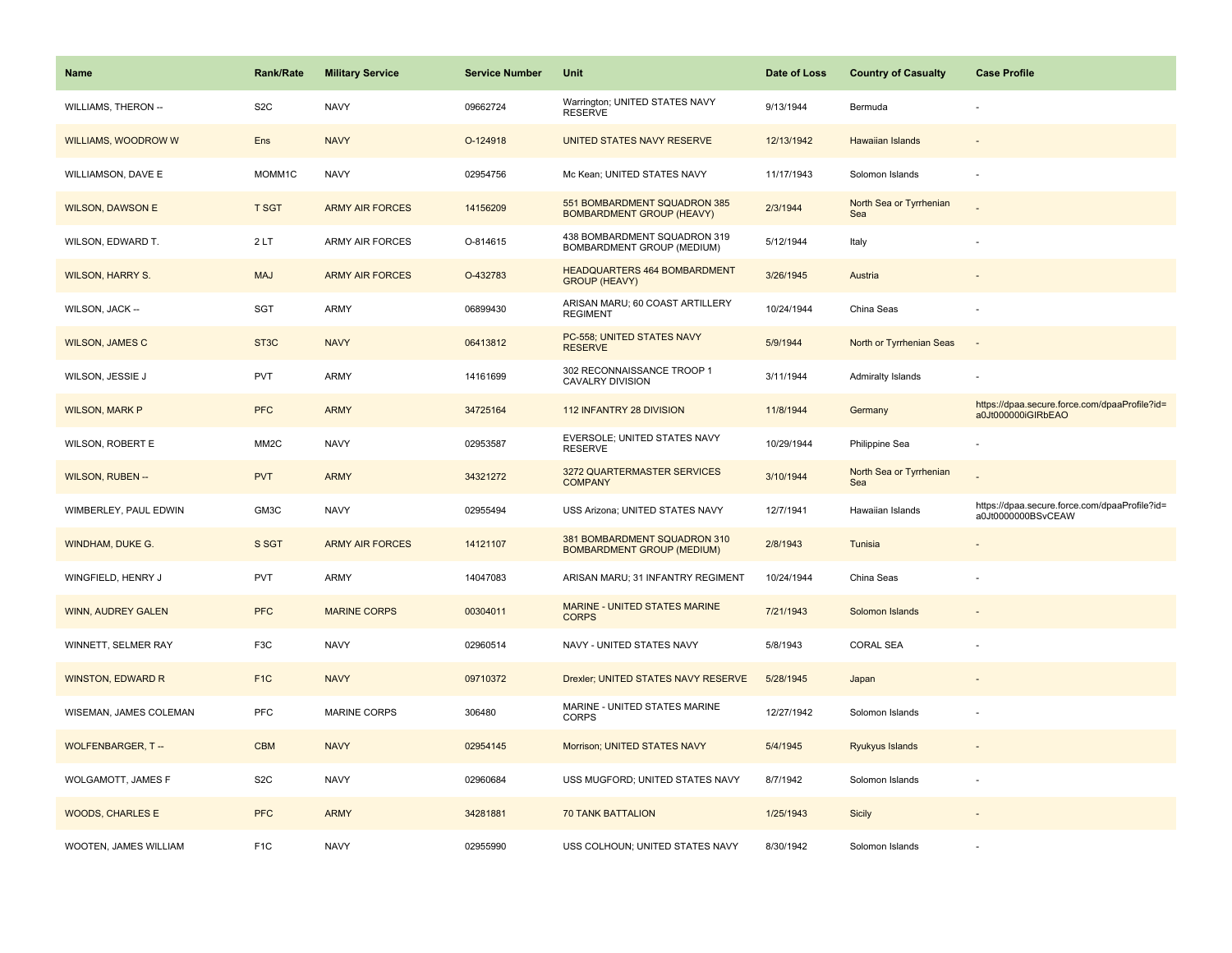| Name | Rank/Rate | Military Service | Service Number | Unit | Date of Loss | Country of Casualty | Case Profile |
| --- | --- | --- | --- | --- | --- | --- | --- |
| WILLIAMS, THERON -- | S2C | NAVY | 09662724 | Warrington; UNITED STATES NAVY RESERVE | 9/13/1944 | Bermuda | - |
| WILLIAMS, WOODROW W | Ens | NAVY | O-124918 | UNITED STATES NAVY RESERVE | 12/13/1942 | Hawaiian Islands | - |
| WILLIAMSON, DAVE E | MOMM1C | NAVY | 02954756 | Mc Kean; UNITED STATES NAVY | 11/17/1943 | Solomon Islands | - |
| WILSON, DAWSON E | T SGT | ARMY AIR FORCES | 14156209 | 551 BOMBARDMENT SQUADRON 385 BOMBARDMENT GROUP (HEAVY) | 2/3/1944 | North Sea or Tyrrhenian Sea | - |
| WILSON, EDWARD T. | 2 LT | ARMY AIR FORCES | O-814615 | 438 BOMBARDMENT SQUADRON 319 BOMBARDMENT GROUP (MEDIUM) | 5/12/1944 | Italy | - |
| WILSON, HARRY S. | MAJ | ARMY AIR FORCES | O-432783 | HEADQUARTERS 464 BOMBARDMENT GROUP (HEAVY) | 3/26/1945 | Austria | - |
| WILSON, JACK -- | SGT | ARMY | 06899430 | ARISAN MARU; 60 COAST ARTILLERY REGIMENT | 10/24/1944 | China Seas | - |
| WILSON, JAMES C | ST3C | NAVY | 06413812 | PC-558; UNITED STATES NAVY RESERVE | 5/9/1944 | North or Tyrrhenian Seas | - |
| WILSON, JESSIE J | PVT | ARMY | 14161699 | 302 RECONNAISSANCE TROOP 1 CAVALRY DIVISION | 3/11/1944 | Admiralty Islands | - |
| WILSON, MARK P | PFC | ARMY | 34725164 | 112 INFANTRY 28 DIVISION | 11/8/1944 | Germany | https://dpaa.secure.force.com/dpaaProfile?id=a0Jt000000iGIRbEAO |
| WILSON, ROBERT E | MM2C | NAVY | 02953587 | EVERSOLE; UNITED STATES NAVY RESERVE | 10/29/1944 | Philippine Sea | - |
| WILSON, RUBEN -- | PVT | ARMY | 34321272 | 3272 QUARTERMASTER SERVICES COMPANY | 3/10/1944 | North Sea or Tyrrhenian Sea | - |
| WIMBERLEY, PAUL EDWIN | GM3C | NAVY | 02955494 | USS Arizona; UNITED STATES NAVY | 12/7/1941 | Hawaiian Islands | https://dpaa.secure.force.com/dpaaProfile?id=a0Jt0000000BSvCEAW |
| WINDHAM, DUKE G. | S SGT | ARMY AIR FORCES | 14121107 | 381 BOMBARDMENT SQUADRON 310 BOMBARDMENT GROUP (MEDIUM) | 2/8/1943 | Tunisia | - |
| WINGFIELD, HENRY J | PVT | ARMY | 14047083 | ARISAN MARU; 31 INFANTRY REGIMENT | 10/24/1944 | China Seas | - |
| WINN, AUDREY GALEN | PFC | MARINE CORPS | 00304011 | MARINE - UNITED STATES MARINE CORPS | 7/21/1943 | Solomon Islands | - |
| WINNETT, SELMER RAY | F3C | NAVY | 02960514 | NAVY - UNITED STATES NAVY | 5/8/1943 | CORAL SEA | - |
| WINSTON, EDWARD R | F1C | NAVY | 09710372 | Drexler; UNITED STATES NAVY RESERVE | 5/28/1945 | Japan | - |
| WISEMAN, JAMES COLEMAN | PFC | MARINE CORPS | 306480 | MARINE - UNITED STATES MARINE CORPS | 12/27/1942 | Solomon Islands | - |
| WOLFENBARGER, T -- | CBM | NAVY | 02954145 | Morrison; UNITED STATES NAVY | 5/4/1945 | Ryukyus Islands | - |
| WOLGAMOTT, JAMES F | S2C | NAVY | 02960684 | USS MUGFORD; UNITED STATES NAVY | 8/7/1942 | Solomon Islands | - |
| WOODS, CHARLES E | PFC | ARMY | 34281881 | 70 TANK BATTALION | 1/25/1943 | Sicily | - |
| WOOTEN, JAMES WILLIAM | F1C | NAVY | 02955990 | USS COLHOUN; UNITED STATES NAVY | 8/30/1942 | Solomon Islands | - |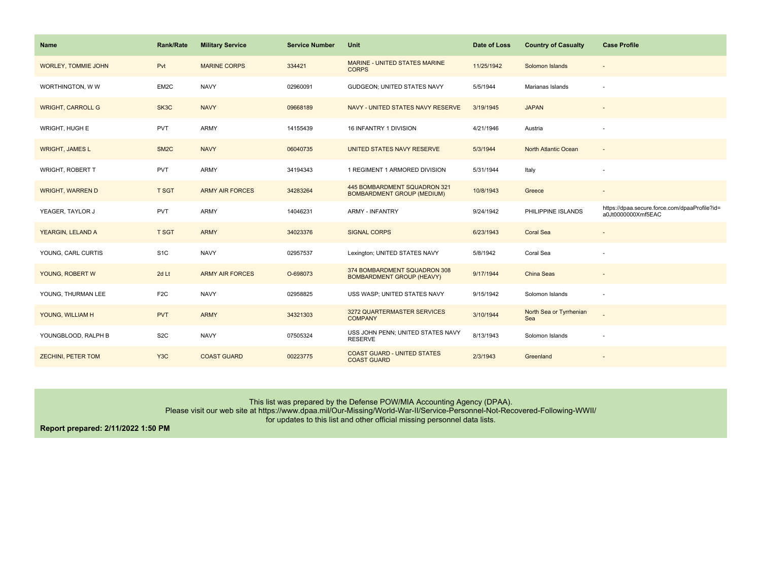| Name | Rank/Rate | Military Service | Service Number | Unit | Date of Loss | Country of Casualty | Case Profile |
|---|---|---|---|---|---|---|---|
| WORLEY, TOMMIE JOHN | Pvt | MARINE CORPS | 334421 | MARINE - UNITED STATES MARINE CORPS | 11/25/1942 | Solomon Islands | - |
| WORTHINGTON, W W | EM2C | NAVY | 02960091 | GUDGEON; UNITED STATES NAVY | 5/5/1944 | Marianas Islands | - |
| WRIGHT, CARROLL G | SK3C | NAVY | 09668189 | NAVY - UNITED STATES NAVY RESERVE | 3/19/1945 | JAPAN | - |
| WRIGHT, HUGH E | PVT | ARMY | 14155439 | 16 INFANTRY 1 DIVISION | 4/21/1946 | Austria | - |
| WRIGHT, JAMES L | SM2C | NAVY | 06040735 | UNITED STATES NAVY RESERVE | 5/3/1944 | North Atlantic Ocean | - |
| WRIGHT, ROBERT T | PVT | ARMY | 34194343 | 1 REGIMENT 1 ARMORED DIVISION | 5/31/1944 | Italy | - |
| WRIGHT, WARREN D | T SGT | ARMY AIR FORCES | 34283264 | 445 BOMBARDMENT SQUADRON 321 BOMBARDMENT GROUP (MEDIUM) | 10/8/1943 | Greece | - |
| YEAGER, TAYLOR J | PVT | ARMY | 14046231 | ARMY - INFANTRY | 9/24/1942 | PHILIPPINE ISLANDS | https://dpaa.secure.force.com/dpaaProfile?id=a0Jt0000000Xmf5EAC |
| YEARGIN, LELAND A | T SGT | ARMY | 34023376 | SIGNAL CORPS | 6/23/1943 | Coral Sea | - |
| YOUNG, CARL CURTIS | S1C | NAVY | 02957537 | Lexington; UNITED STATES NAVY | 5/8/1942 | Coral Sea | - |
| YOUNG, ROBERT W | 2d Lt | ARMY AIR FORCES | O-698073 | 374 BOMBARDMENT SQUADRON 308 BOMBARDMENT GROUP (HEAVY) | 9/17/1944 | China Seas | - |
| YOUNG, THURMAN LEE | F2C | NAVY | 02958825 | USS WASP; UNITED STATES NAVY | 9/15/1942 | Solomon Islands | - |
| YOUNG, WILLIAM H | PVT | ARMY | 34321303 | 3272 QUARTERMASTER SERVICES COMPANY | 3/10/1944 | North Sea or Tyrrhenian Sea | - |
| YOUNGBLOOD, RALPH B | S2C | NAVY | 07505324 | USS JOHN PENN; UNITED STATES NAVY RESERVE | 8/13/1943 | Solomon Islands | - |
| ZECHINI, PETER TOM | Y3C | COAST GUARD | 00223775 | COAST GUARD - UNITED STATES COAST GUARD | 2/3/1943 | Greenland | - |

This list was prepared by the Defense POW/MIA Accounting Agency (DPAA).
Please visit our web site at https://www.dpaa.mil/Our-Missing/World-War-II/Service-Personnel-Not-Recovered-Following-WWII/ for updates to this list and other official missing personnel data lists.

**Report prepared: 2/11/2022 1:50 PM**